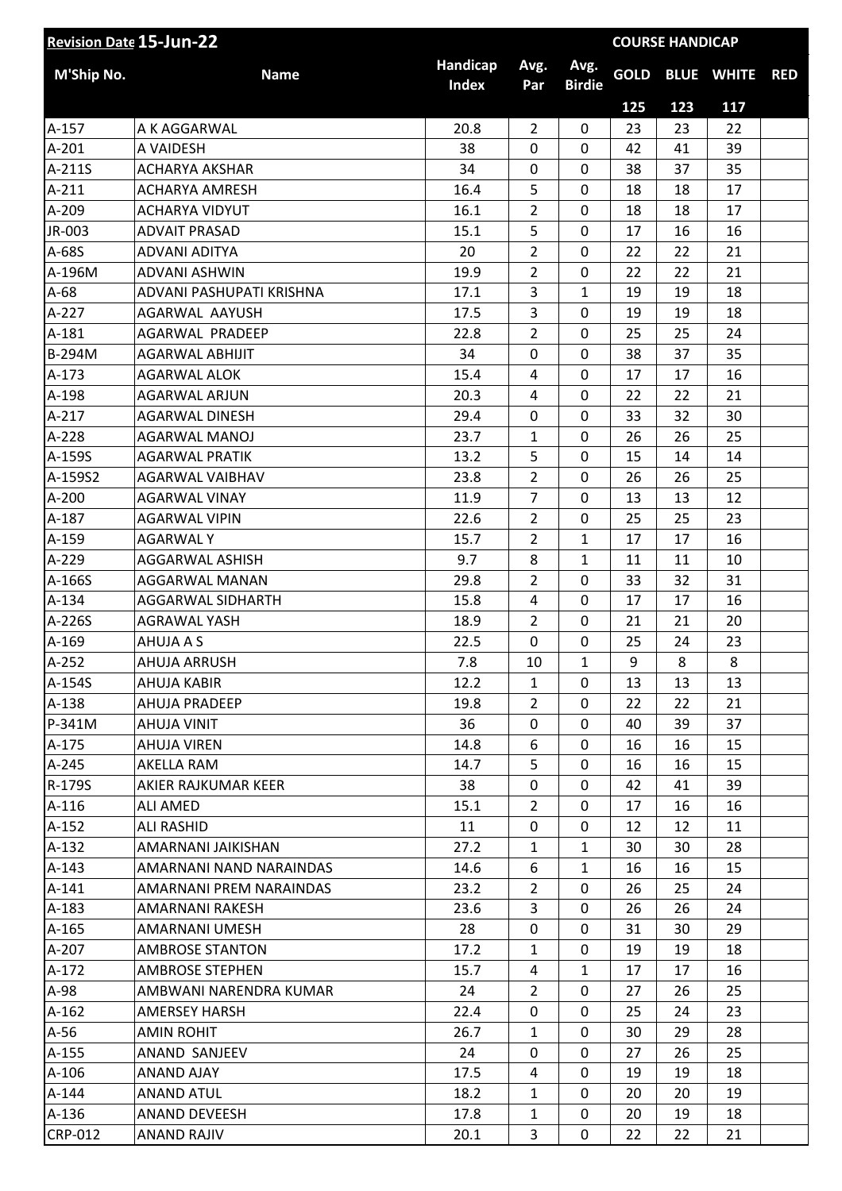| Revision Date 15-Jun-22 | | | | | COURSE HANDICAP | | | |
|---|---|---|---|---|---|---|---|---|
| M'Ship No. | Name | Handicap Index | Avg. Par | Avg. Birdie | GOLD | BLUE | WHITE | RED |
| | | | | | 125 | 123 | 117 | |
| A-157 | A K AGGARWAL | 20.8 | 2 | 0 | 23 | 23 | 22 | |
| A-201 | A VAIDESH | 38 | 0 | 0 | 42 | 41 | 39 | |
| A-211S | ACHARYA AKSHAR | 34 | 0 | 0 | 38 | 37 | 35 | |
| A-211 | ACHARYA AMRESH | 16.4 | 5 | 0 | 18 | 18 | 17 | |
| A-209 | ACHARYA VIDYUT | 16.1 | 2 | 0 | 18 | 18 | 17 | |
| JR-003 | ADVAIT PRASAD | 15.1 | 5 | 0 | 17 | 16 | 16 | |
| A-68S | ADVANI ADITYA | 20 | 2 | 0 | 22 | 22 | 21 | |
| A-196M | ADVANI ASHWIN | 19.9 | 2 | 0 | 22 | 22 | 21 | |
| A-68 | ADVANI PASHUPATI KRISHNA | 17.1 | 3 | 1 | 19 | 19 | 18 | |
| A-227 | AGARWAL AAYUSH | 17.5 | 3 | 0 | 19 | 19 | 18 | |
| A-181 | AGARWAL PRADEEP | 22.8 | 2 | 0 | 25 | 25 | 24 | |
| B-294M | AGARWAL ABHIJIT | 34 | 0 | 0 | 38 | 37 | 35 | |
| A-173 | AGARWAL ALOK | 15.4 | 4 | 0 | 17 | 17 | 16 | |
| A-198 | AGARWAL ARJUN | 20.3 | 4 | 0 | 22 | 22 | 21 | |
| A-217 | AGARWAL DINESH | 29.4 | 0 | 0 | 33 | 32 | 30 | |
| A-228 | AGARWAL MANOJ | 23.7 | 1 | 0 | 26 | 26 | 25 | |
| A-159S | AGARWAL PRATIK | 13.2 | 5 | 0 | 15 | 14 | 14 | |
| A-159S2 | AGARWAL VAIBHAV | 23.8 | 2 | 0 | 26 | 26 | 25 | |
| A-200 | AGARWAL VINAY | 11.9 | 7 | 0 | 13 | 13 | 12 | |
| A-187 | AGARWAL VIPIN | 22.6 | 2 | 0 | 25 | 25 | 23 | |
| A-159 | AGARWAL Y | 15.7 | 2 | 1 | 17 | 17 | 16 | |
| A-229 | AGGARWAL ASHISH | 9.7 | 8 | 1 | 11 | 11 | 10 | |
| A-166S | AGGARWAL MANAN | 29.8 | 2 | 0 | 33 | 32 | 31 | |
| A-134 | AGGARWAL SIDHARTH | 15.8 | 4 | 0 | 17 | 17 | 16 | |
| A-226S | AGRAWAL YASH | 18.9 | 2 | 0 | 21 | 21 | 20 | |
| A-169 | AHUJA A S | 22.5 | 0 | 0 | 25 | 24 | 23 | |
| A-252 | AHUJA ARRUSH | 7.8 | 10 | 1 | 9 | 8 | 8 | |
| A-154S | AHUJA KABIR | 12.2 | 1 | 0 | 13 | 13 | 13 | |
| A-138 | AHUJA PRADEEP | 19.8 | 2 | 0 | 22 | 22 | 21 | |
| P-341M | AHUJA VINIT | 36 | 0 | 0 | 40 | 39 | 37 | |
| A-175 | AHUJA VIREN | 14.8 | 6 | 0 | 16 | 16 | 15 | |
| A-245 | AKELLA RAM | 14.7 | 5 | 0 | 16 | 16 | 15 | |
| R-179S | AKIER RAJKUMAR KEER | 38 | 0 | 0 | 42 | 41 | 39 | |
| A-116 | ALI AMED | 15.1 | 2 | 0 | 17 | 16 | 16 | |
| A-152 | ALI RASHID | 11 | 0 | 0 | 12 | 12 | 11 | |
| A-132 | AMARNANI JAIKISHAN | 27.2 | 1 | 1 | 30 | 30 | 28 | |
| A-143 | AMARNANI NAND NARAINDAS | 14.6 | 6 | 1 | 16 | 16 | 15 | |
| A-141 | AMARNANI PREM NARAINDAS | 23.2 | 2 | 0 | 26 | 25 | 24 | |
| A-183 | AMARNANI RAKESH | 23.6 | 3 | 0 | 26 | 26 | 24 | |
| A-165 | AMARNANI UMESH | 28 | 0 | 0 | 31 | 30 | 29 | |
| A-207 | AMBROSE STANTON | 17.2 | 1 | 0 | 19 | 19 | 18 | |
| A-172 | AMBROSE STEPHEN | 15.7 | 4 | 1 | 17 | 17 | 16 | |
| A-98 | AMBWANI NARENDRA KUMAR | 24 | 2 | 0 | 27 | 26 | 25 | |
| A-162 | AMERSEY HARSH | 22.4 | 0 | 0 | 25 | 24 | 23 | |
| A-56 | AMIN ROHIT | 26.7 | 1 | 0 | 30 | 29 | 28 | |
| A-155 | ANAND SANJEEV | 24 | 0 | 0 | 27 | 26 | 25 | |
| A-106 | ANAND AJAY | 17.5 | 4 | 0 | 19 | 19 | 18 | |
| A-144 | ANAND ATUL | 18.2 | 1 | 0 | 20 | 20 | 19 | |
| A-136 | ANAND DEVEESH | 17.8 | 1 | 0 | 20 | 19 | 18 | |
| CRP-012 | ANAND RAJIV | 20.1 | 3 | 0 | 22 | 22 | 21 | |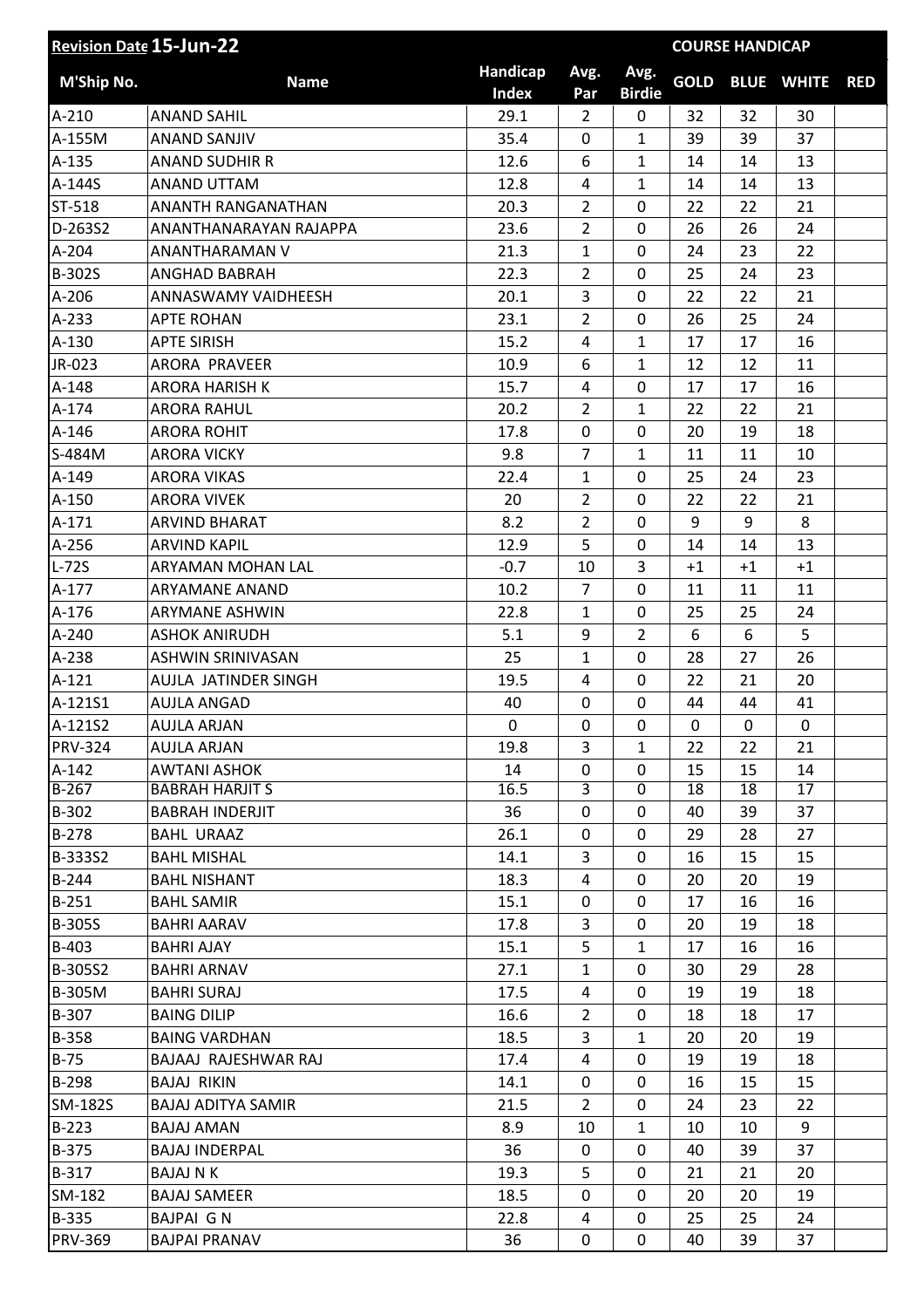| Revision Date 15-Jun-22 | | | | | COURSE HANDICAP | | | |
|---|---|---|---|---|---|---|---|---|
| M'Ship No. | Name | Handicap Index | Avg. Par | Avg. Birdie | GOLD | BLUE | WHITE | RED |
| A-210 | ANAND SAHIL | 29.1 | 2 | 0 | 32 | 32 | 30 | |
| A-155M | ANAND SANJIV | 35.4 | 0 | 1 | 39 | 39 | 37 | |
| A-135 | ANAND SUDHIR R | 12.6 | 6 | 1 | 14 | 14 | 13 | |
| A-144S | ANAND UTTAM | 12.8 | 4 | 1 | 14 | 14 | 13 | |
| ST-518 | ANANTH RANGANATHAN | 20.3 | 2 | 0 | 22 | 22 | 21 | |
| D-263S2 | ANANTHANARAYAN RAJAPPA | 23.6 | 2 | 0 | 26 | 26 | 24 | |
| A-204 | ANANTHARAMAN V | 21.3 | 1 | 0 | 24 | 23 | 22 | |
| B-302S | ANGHAD BABRAH | 22.3 | 2 | 0 | 25 | 24 | 23 | |
| A-206 | ANNASWAMY VAIDHEESH | 20.1 | 3 | 0 | 22 | 22 | 21 | |
| A-233 | APTE ROHAN | 23.1 | 2 | 0 | 26 | 25 | 24 | |
| A-130 | APTE SIRISH | 15.2 | 4 | 1 | 17 | 17 | 16 | |
| JR-023 | ARORA PRAVEER | 10.9 | 6 | 1 | 12 | 12 | 11 | |
| A-148 | ARORA HARISH K | 15.7 | 4 | 0 | 17 | 17 | 16 | |
| A-174 | ARORA RAHUL | 20.2 | 2 | 1 | 22 | 22 | 21 | |
| A-146 | ARORA ROHIT | 17.8 | 0 | 0 | 20 | 19 | 18 | |
| S-484M | ARORA VICKY | 9.8 | 7 | 1 | 11 | 11 | 10 | |
| A-149 | ARORA VIKAS | 22.4 | 1 | 0 | 25 | 24 | 23 | |
| A-150 | ARORA VIVEK | 20 | 2 | 0 | 22 | 22 | 21 | |
| A-171 | ARVIND BHARAT | 8.2 | 2 | 0 | 9 | 9 | 8 | |
| A-256 | ARVIND KAPIL | 12.9 | 5 | 0 | 14 | 14 | 13 | |
| L-72S | ARYAMAN MOHAN LAL | -0.7 | 10 | 3 | +1 | +1 | +1 | |
| A-177 | ARYAMANE ANAND | 10.2 | 7 | 0 | 11 | 11 | 11 | |
| A-176 | ARYMANE ASHWIN | 22.8 | 1 | 0 | 25 | 25 | 24 | |
| A-240 | ASHOK ANIRUDH | 5.1 | 9 | 2 | 6 | 6 | 5 | |
| A-238 | ASHWIN SRINIVASAN | 25 | 1 | 0 | 28 | 27 | 26 | |
| A-121 | AUJLA JATINDER SINGH | 19.5 | 4 | 0 | 22 | 21 | 20 | |
| A-121S1 | AUJLA ANGAD | 40 | 0 | 0 | 44 | 44 | 41 | |
| A-121S2 | AUJLA ARJAN | 0 | 0 | 0 | 0 | 0 | 0 | |
| PRV-324 | AUJLA ARJAN | 19.8 | 3 | 1 | 22 | 22 | 21 | |
| A-142 | AWTANI ASHOK | 14 | 0 | 0 | 15 | 15 | 14 | |
| B-267 | BABRAH HARJIT S | 16.5 | 3 | 0 | 18 | 18 | 17 | |
| B-302 | BABRAH INDERJIT | 36 | 0 | 0 | 40 | 39 | 37 | |
| B-278 | BAHL URAAZ | 26.1 | 0 | 0 | 29 | 28 | 27 | |
| B-333S2 | BAHL MISHAL | 14.1 | 3 | 0 | 16 | 15 | 15 | |
| B-244 | BAHL NISHANT | 18.3 | 4 | 0 | 20 | 20 | 19 | |
| B-251 | BAHL SAMIR | 15.1 | 0 | 0 | 17 | 16 | 16 | |
| B-305S | BAHRI AARAV | 17.8 | 3 | 0 | 20 | 19 | 18 | |
| B-403 | BAHRI AJAY | 15.1 | 5 | 1 | 17 | 16 | 16 | |
| B-305S2 | BAHRI ARNAV | 27.1 | 1 | 0 | 30 | 29 | 28 | |
| B-305M | BAHRI SURAJ | 17.5 | 4 | 0 | 19 | 19 | 18 | |
| B-307 | BAING DILIP | 16.6 | 2 | 0 | 18 | 18 | 17 | |
| B-358 | BAING VARDHAN | 18.5 | 3 | 1 | 20 | 20 | 19 | |
| B-75 | BAJAAJ RAJESHWAR RAJ | 17.4 | 4 | 0 | 19 | 19 | 18 | |
| B-298 | BAJAJ RIKIN | 14.1 | 0 | 0 | 16 | 15 | 15 | |
| SM-182S | BAJAJ ADITYA SAMIR | 21.5 | 2 | 0 | 24 | 23 | 22 | |
| B-223 | BAJAJ AMAN | 8.9 | 10 | 1 | 10 | 10 | 9 | |
| B-375 | BAJAJ INDERPAL | 36 | 0 | 0 | 40 | 39 | 37 | |
| B-317 | BAJAJ N K | 19.3 | 5 | 0 | 21 | 21 | 20 | |
| SM-182 | BAJAJ SAMEER | 18.5 | 0 | 0 | 20 | 20 | 19 | |
| B-335 | BAJPAI G N | 22.8 | 4 | 0 | 25 | 25 | 24 | |
| PRV-369 | BAJPAI PRANAV | 36 | 0 | 0 | 40 | 39 | 37 | |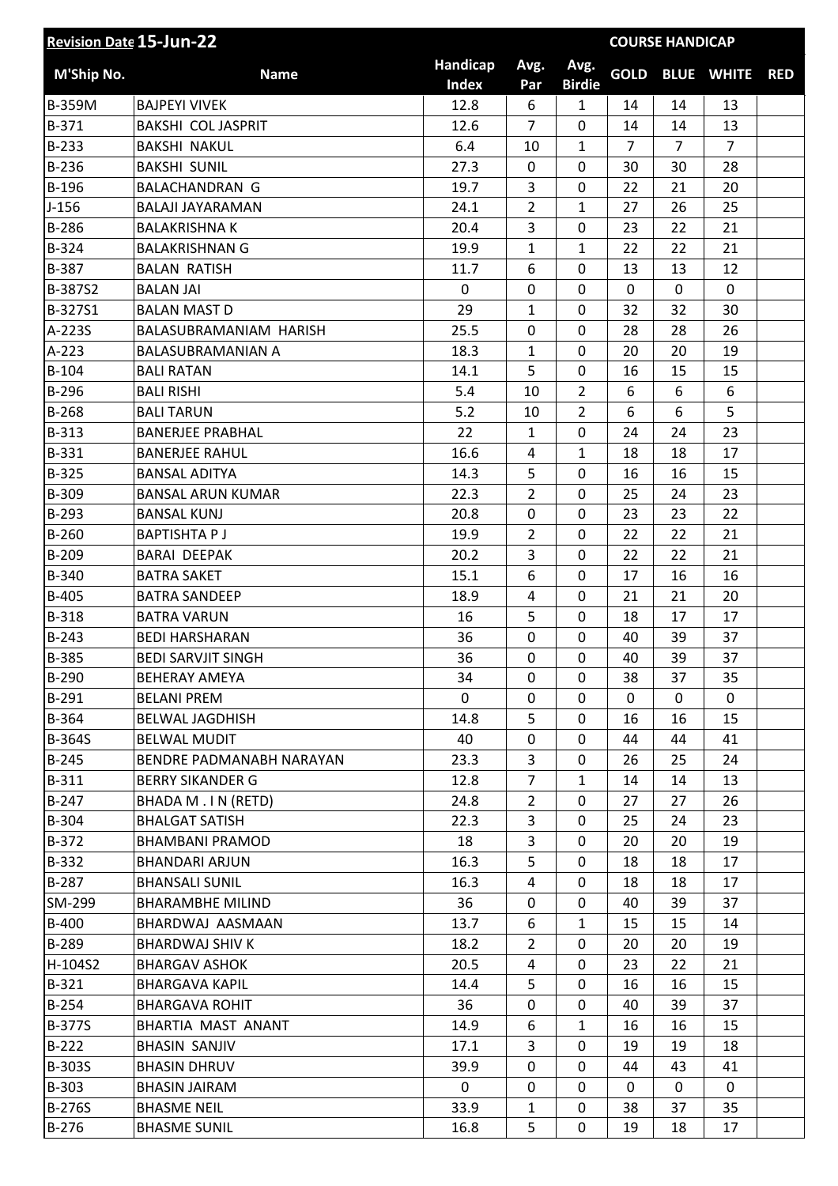| Revision Date 15-Jun-22 | | | | | COURSE HANDICAP | | | |
|---|---|---|---|---|---|---|---|---|
| M'Ship No. | Name | Handicap Index | Avg. Par | Avg. Birdie | GOLD | BLUE | WHITE | RED |
| B-359M | BAJPEYI VIVEK | 12.8 | 6 | 1 | 14 | 14 | 13 | |
| B-371 | BAKSHI COL JASPRIT | 12.6 | 7 | 0 | 14 | 14 | 13 | |
| B-233 | BAKSHI NAKUL | 6.4 | 10 | 1 | 7 | 7 | 7 | |
| B-236 | BAKSHI SUNIL | 27.3 | 0 | 0 | 30 | 30 | 28 | |
| B-196 | BALACHANDRAN G | 19.7 | 3 | 0 | 22 | 21 | 20 | |
| J-156 | BALAJI JAYARAMAN | 24.1 | 2 | 1 | 27 | 26 | 25 | |
| B-286 | BALAKRISHNA K | 20.4 | 3 | 0 | 23 | 22 | 21 | |
| B-324 | BALAKRISHNAN G | 19.9 | 1 | 1 | 22 | 22 | 21 | |
| B-387 | BALAN RATISH | 11.7 | 6 | 0 | 13 | 13 | 12 | |
| B-387S2 | BALAN JAI | 0 | 0 | 0 | 0 | 0 | 0 | |
| B-327S1 | BALAN MAST D | 29 | 1 | 0 | 32 | 32 | 30 | |
| A-223S | BALASUBRAMANIAM HARISH | 25.5 | 0 | 0 | 28 | 28 | 26 | |
| A-223 | BALASUBRAMANIAN A | 18.3 | 1 | 0 | 20 | 20 | 19 | |
| B-104 | BALI RATAN | 14.1 | 5 | 0 | 16 | 15 | 15 | |
| B-296 | BALI RISHI | 5.4 | 10 | 2 | 6 | 6 | 6 | |
| B-268 | BALI TARUN | 5.2 | 10 | 2 | 6 | 6 | 5 | |
| B-313 | BANERJEE PRABHAL | 22 | 1 | 0 | 24 | 24 | 23 | |
| B-331 | BANERJEE RAHUL | 16.6 | 4 | 1 | 18 | 18 | 17 | |
| B-325 | BANSAL ADITYA | 14.3 | 5 | 0 | 16 | 16 | 15 | |
| B-309 | BANSAL ARUN KUMAR | 22.3 | 2 | 0 | 25 | 24 | 23 | |
| B-293 | BANSAL KUNJ | 20.8 | 0 | 0 | 23 | 23 | 22 | |
| B-260 | BAPTISHTA P J | 19.9 | 2 | 0 | 22 | 22 | 21 | |
| B-209 | BARAI DEEPAK | 20.2 | 3 | 0 | 22 | 22 | 21 | |
| B-340 | BATRA SAKET | 15.1 | 6 | 0 | 17 | 16 | 16 | |
| B-405 | BATRA SANDEEP | 18.9 | 4 | 0 | 21 | 21 | 20 | |
| B-318 | BATRA VARUN | 16 | 5 | 0 | 18 | 17 | 17 | |
| B-243 | BEDI HARSHARAN | 36 | 0 | 0 | 40 | 39 | 37 | |
| B-385 | BEDI SARVJIT SINGH | 36 | 0 | 0 | 40 | 39 | 37 | |
| B-290 | BEHERAY AMEYA | 34 | 0 | 0 | 38 | 37 | 35 | |
| B-291 | BELANI PREM | 0 | 0 | 0 | 0 | 0 | 0 | |
| B-364 | BELWAL JAGDHISH | 14.8 | 5 | 0 | 16 | 16 | 15 | |
| B-364S | BELWAL MUDIT | 40 | 0 | 0 | 44 | 44 | 41 | |
| B-245 | BENDRE PADMANABH NARAYAN | 23.3 | 3 | 0 | 26 | 25 | 24 | |
| B-311 | BERRY SIKANDER G | 12.8 | 7 | 1 | 14 | 14 | 13 | |
| B-247 | BHADA M . I N (RETD) | 24.8 | 2 | 0 | 27 | 27 | 26 | |
| B-304 | BHALGAT SATISH | 22.3 | 3 | 0 | 25 | 24 | 23 | |
| B-372 | BHAMBANI PRAMOD | 18 | 3 | 0 | 20 | 20 | 19 | |
| B-332 | BHANDARI ARJUN | 16.3 | 5 | 0 | 18 | 18 | 17 | |
| B-287 | BHANSALI SUNIL | 16.3 | 4 | 0 | 18 | 18 | 17 | |
| SM-299 | BHARAMBHE MILIND | 36 | 0 | 0 | 40 | 39 | 37 | |
| B-400 | BHARDWAJ AASMAAN | 13.7 | 6 | 1 | 15 | 15 | 14 | |
| B-289 | BHARDWAJ SHIV K | 18.2 | 2 | 0 | 20 | 20 | 19 | |
| H-104S2 | BHARGAV ASHOK | 20.5 | 4 | 0 | 23 | 22 | 21 | |
| B-321 | BHARGAVA KAPIL | 14.4 | 5 | 0 | 16 | 16 | 15 | |
| B-254 | BHARGAVA ROHIT | 36 | 0 | 0 | 40 | 39 | 37 | |
| B-377S | BHARTIA MAST ANANT | 14.9 | 6 | 1 | 16 | 16 | 15 | |
| B-222 | BHASIN SANJIV | 17.1 | 3 | 0 | 19 | 19 | 18 | |
| B-303S | BHASIN DHRUV | 39.9 | 0 | 0 | 44 | 43 | 41 | |
| B-303 | BHASIN JAIRAM | 0 | 0 | 0 | 0 | 0 | 0 | |
| B-276S | BHASME NEIL | 33.9 | 1 | 0 | 38 | 37 | 35 | |
| B-276 | BHASME SUNIL | 16.8 | 5 | 0 | 19 | 18 | 17 | |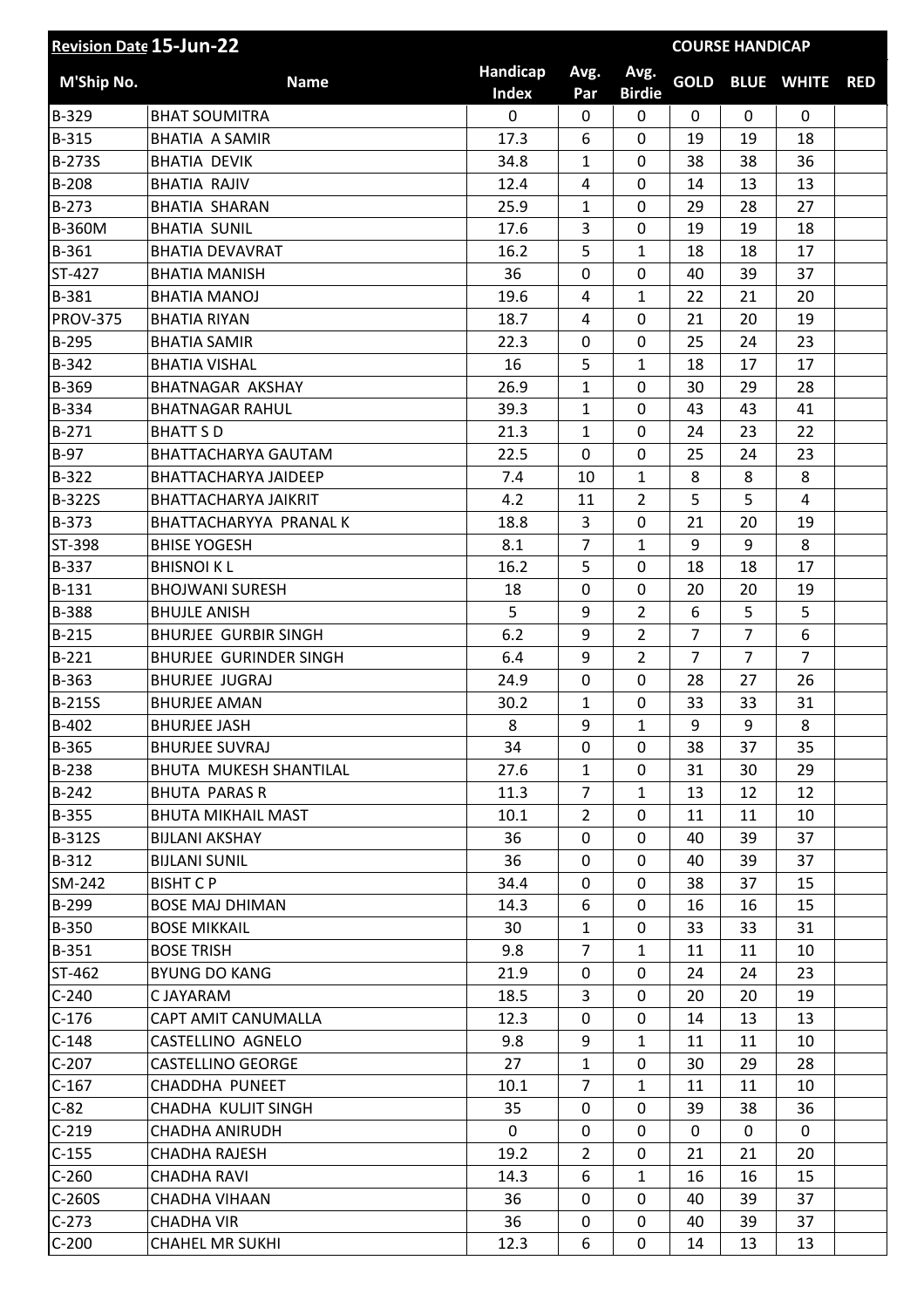| Revision Date 15-Jun-22 | | | | | COURSE HANDICAP | | | |
|---|---|---|---|---|---|---|---|---|
| M'Ship No. | Name | Handicap Index | Avg. Par | Avg. Birdie | GOLD | BLUE | WHITE | RED |
| B-329 | BHAT SOUMITRA | 0 | 0 | 0 | 0 | 0 | 0 | |
| B-315 | BHATIA A SAMIR | 17.3 | 6 | 0 | 19 | 19 | 18 | |
| B-273S | BHATIA DEVIK | 34.8 | 1 | 0 | 38 | 38 | 36 | |
| B-208 | BHATIA RAJIV | 12.4 | 4 | 0 | 14 | 13 | 13 | |
| B-273 | BHATIA SHARAN | 25.9 | 1 | 0 | 29 | 28 | 27 | |
| B-360M | BHATIA SUNIL | 17.6 | 3 | 0 | 19 | 19 | 18 | |
| B-361 | BHATIA DEVAVRAT | 16.2 | 5 | 1 | 18 | 18 | 17 | |
| ST-427 | BHATIA MANISH | 36 | 0 | 0 | 40 | 39 | 37 | |
| B-381 | BHATIA MANOJ | 19.6 | 4 | 1 | 22 | 21 | 20 | |
| PROV-375 | BHATIA RIYAN | 18.7 | 4 | 0 | 21 | 20 | 19 | |
| B-295 | BHATIA SAMIR | 22.3 | 0 | 0 | 25 | 24 | 23 | |
| B-342 | BHATIA VISHAL | 16 | 5 | 1 | 18 | 17 | 17 | |
| B-369 | BHATNAGAR AKSHAY | 26.9 | 1 | 0 | 30 | 29 | 28 | |
| B-334 | BHATNAGAR RAHUL | 39.3 | 1 | 0 | 43 | 43 | 41 | |
| B-271 | BHATT S D | 21.3 | 1 | 0 | 24 | 23 | 22 | |
| B-97 | BHATTACHARYA GAUTAM | 22.5 | 0 | 0 | 25 | 24 | 23 | |
| B-322 | BHATTACHARYA JAIDEEP | 7.4 | 10 | 1 | 8 | 8 | 8 | |
| B-322S | BHATTACHARYA JAIKRIT | 4.2 | 11 | 2 | 5 | 5 | 4 | |
| B-373 | BHATTACHARYYA PRANAL K | 18.8 | 3 | 0 | 21 | 20 | 19 | |
| ST-398 | BHISE YOGESH | 8.1 | 7 | 1 | 9 | 9 | 8 | |
| B-337 | BHISNOI K L | 16.2 | 5 | 0 | 18 | 18 | 17 | |
| B-131 | BHOJWANI SURESH | 18 | 0 | 0 | 20 | 20 | 19 | |
| B-388 | BHUJLE ANISH | 5 | 9 | 2 | 6 | 5 | 5 | |
| B-215 | BHURJEE GURBIR SINGH | 6.2 | 9 | 2 | 7 | 7 | 6 | |
| B-221 | BHURJEE GURINDER SINGH | 6.4 | 9 | 2 | 7 | 7 | 7 | |
| B-363 | BHURJEE JUGRAJ | 24.9 | 0 | 0 | 28 | 27 | 26 | |
| B-215S | BHURJEE AMAN | 30.2 | 1 | 0 | 33 | 33 | 31 | |
| B-402 | BHURJEE JASH | 8 | 9 | 1 | 9 | 9 | 8 | |
| B-365 | BHURJEE SUVRAJ | 34 | 0 | 0 | 38 | 37 | 35 | |
| B-238 | BHUTA MUKESH SHANTILAL | 27.6 | 1 | 0 | 31 | 30 | 29 | |
| B-242 | BHUTA PARAS R | 11.3 | 7 | 1 | 13 | 12 | 12 | |
| B-355 | BHUTA MIKHAIL MAST | 10.1 | 2 | 0 | 11 | 11 | 10 | |
| B-312S | BIJLANI AKSHAY | 36 | 0 | 0 | 40 | 39 | 37 | |
| B-312 | BIJLANI SUNIL | 36 | 0 | 0 | 40 | 39 | 37 | |
| SM-242 | BISHT C P | 34.4 | 0 | 0 | 38 | 37 | 15 | |
| B-299 | BOSE MAJ DHIMAN | 14.3 | 6 | 0 | 16 | 16 | 15 | |
| B-350 | BOSE MIKKAIL | 30 | 1 | 0 | 33 | 33 | 31 | |
| B-351 | BOSE TRISH | 9.8 | 7 | 1 | 11 | 11 | 10 | |
| ST-462 | BYUNG DO KANG | 21.9 | 0 | 0 | 24 | 24 | 23 | |
| C-240 | C JAYARAM | 18.5 | 3 | 0 | 20 | 20 | 19 | |
| C-176 | CAPT AMIT CANUMALLA | 12.3 | 0 | 0 | 14 | 13 | 13 | |
| C-148 | CASTELLINO AGNELO | 9.8 | 9 | 1 | 11 | 11 | 10 | |
| C-207 | CASTELLINO GEORGE | 27 | 1 | 0 | 30 | 29 | 28 | |
| C-167 | CHADDHA PUNEET | 10.1 | 7 | 1 | 11 | 11 | 10 | |
| C-82 | CHADHA KULJIT SINGH | 35 | 0 | 0 | 39 | 38 | 36 | |
| C-219 | CHADHA ANIRUDH | 0 | 0 | 0 | 0 | 0 | 0 | |
| C-155 | CHADHA RAJESH | 19.2 | 2 | 0 | 21 | 21 | 20 | |
| C-260 | CHADHA RAVI | 14.3 | 6 | 1 | 16 | 16 | 15 | |
| C-260S | CHADHA VIHAAN | 36 | 0 | 0 | 40 | 39 | 37 | |
| C-273 | CHADHA VIR | 36 | 0 | 0 | 40 | 39 | 37 | |
| C-200 | CHAHEL MR SUKHI | 12.3 | 6 | 0 | 14 | 13 | 13 | |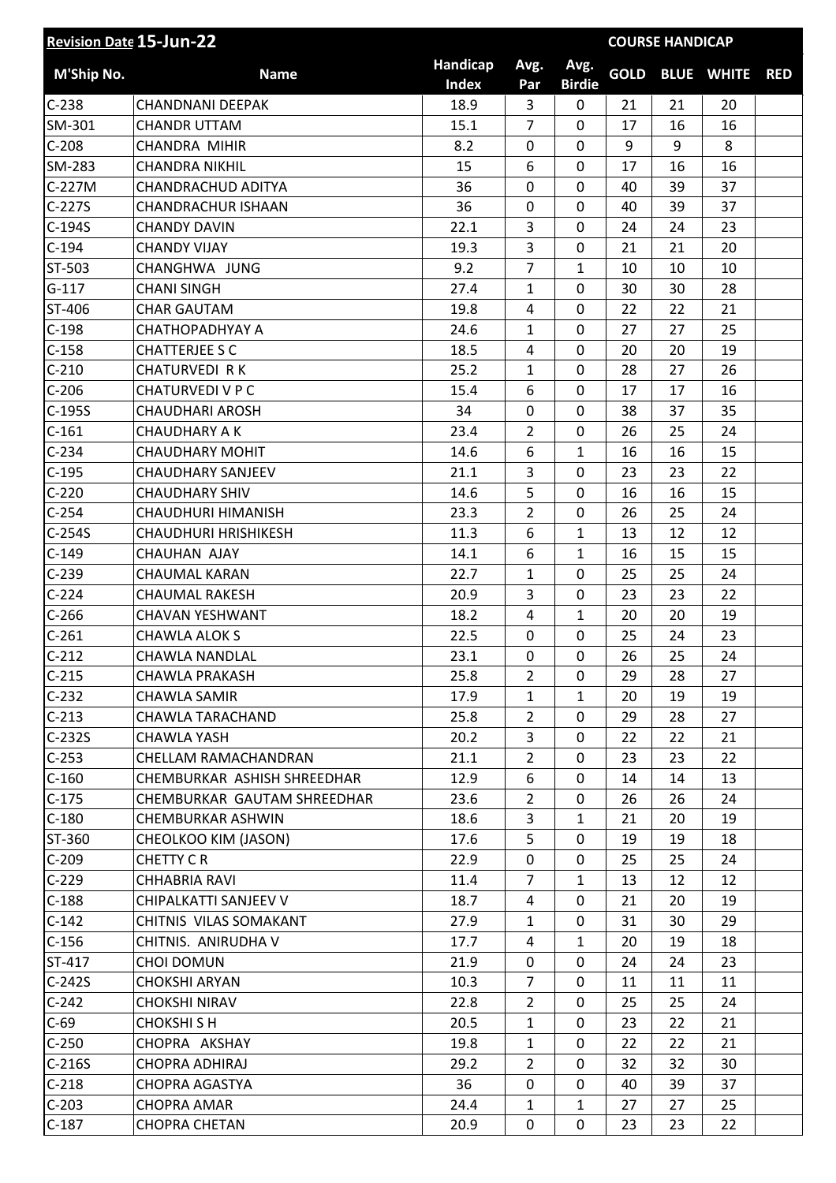| Revision Date 15-Jun-22 | | | | | COURSE HANDICAP | | | |
|---|---|---|---|---|---|---|---|---|
| M'Ship No. | Name | Handicap Index | Avg. Par | Avg. Birdie | GOLD | BLUE | WHITE | RED |
| C-238 | CHANDNANI DEEPAK | 18.9 | 3 | 0 | 21 | 21 | 20 | |
| SM-301 | CHANDR UTTAM | 15.1 | 7 | 0 | 17 | 16 | 16 | |
| C-208 | CHANDRA MIHIR | 8.2 | 0 | 0 | 9 | 9 | 8 | |
| SM-283 | CHANDRA NIKHIL | 15 | 6 | 0 | 17 | 16 | 16 | |
| C-227M | CHANDRACHUD ADITYA | 36 | 0 | 0 | 40 | 39 | 37 | |
| C-227S | CHANDRACHUR ISHAAN | 36 | 0 | 0 | 40 | 39 | 37 | |
| C-194S | CHANDY DAVIN | 22.1 | 3 | 0 | 24 | 24 | 23 | |
| C-194 | CHANDY VIJAY | 19.3 | 3 | 0 | 21 | 21 | 20 | |
| ST-503 | CHANGHWA JUNG | 9.2 | 7 | 1 | 10 | 10 | 10 | |
| G-117 | CHANI SINGH | 27.4 | 1 | 0 | 30 | 30 | 28 | |
| ST-406 | CHAR GAUTAM | 19.8 | 4 | 0 | 22 | 22 | 21 | |
| C-198 | CHATHOPADHYAY A | 24.6 | 1 | 0 | 27 | 27 | 25 | |
| C-158 | CHATTERJEE S C | 18.5 | 4 | 0 | 20 | 20 | 19 | |
| C-210 | CHATURVEDI R K | 25.2 | 1 | 0 | 28 | 27 | 26 | |
| C-206 | CHATURVEDI V P C | 15.4 | 6 | 0 | 17 | 17 | 16 | |
| C-195S | CHAUDHARI AROSH | 34 | 0 | 0 | 38 | 37 | 35 | |
| C-161 | CHAUDHARY A K | 23.4 | 2 | 0 | 26 | 25 | 24 | |
| C-234 | CHAUDHARY MOHIT | 14.6 | 6 | 1 | 16 | 16 | 15 | |
| C-195 | CHAUDHARY SANJEEV | 21.1 | 3 | 0 | 23 | 23 | 22 | |
| C-220 | CHAUDHARY SHIV | 14.6 | 5 | 0 | 16 | 16 | 15 | |
| C-254 | CHAUDHURI HIMANISH | 23.3 | 2 | 0 | 26 | 25 | 24 | |
| C-254S | CHAUDHURI HRISHIKESH | 11.3 | 6 | 1 | 13 | 12 | 12 | |
| C-149 | CHAUHAN AJAY | 14.1 | 6 | 1 | 16 | 15 | 15 | |
| C-239 | CHAUMAL KARAN | 22.7 | 1 | 0 | 25 | 25 | 24 | |
| C-224 | CHAUMAL RAKESH | 20.9 | 3 | 0 | 23 | 23 | 22 | |
| C-266 | CHAVAN YESHWANT | 18.2 | 4 | 1 | 20 | 20 | 19 | |
| C-261 | CHAWLA ALOK S | 22.5 | 0 | 0 | 25 | 24 | 23 | |
| C-212 | CHAWLA NANDLAL | 23.1 | 0 | 0 | 26 | 25 | 24 | |
| C-215 | CHAWLA PRAKASH | 25.8 | 2 | 0 | 29 | 28 | 27 | |
| C-232 | CHAWLA SAMIR | 17.9 | 1 | 1 | 20 | 19 | 19 | |
| C-213 | CHAWLA TARACHAND | 25.8 | 2 | 0 | 29 | 28 | 27 | |
| C-232S | CHAWLA YASH | 20.2 | 3 | 0 | 22 | 22 | 21 | |
| C-253 | CHELLAM RAMACHANDRAN | 21.1 | 2 | 0 | 23 | 23 | 22 | |
| C-160 | CHEMBURKAR ASHISH SHREEDHAR | 12.9 | 6 | 0 | 14 | 14 | 13 | |
| C-175 | CHEMBURKAR GAUTAM SHREEDHAR | 23.6 | 2 | 0 | 26 | 26 | 24 | |
| C-180 | CHEMBURKAR ASHWIN | 18.6 | 3 | 1 | 21 | 20 | 19 | |
| ST-360 | CHEOLKOO KIM (JASON) | 17.6 | 5 | 0 | 19 | 19 | 18 | |
| C-209 | CHETTY C R | 22.9 | 0 | 0 | 25 | 25 | 24 | |
| C-229 | CHHABRIA RAVI | 11.4 | 7 | 1 | 13 | 12 | 12 | |
| C-188 | CHIPALKATTI SANJEEV V | 18.7 | 4 | 0 | 21 | 20 | 19 | |
| C-142 | CHITNIS VILAS SOMAKANT | 27.9 | 1 | 0 | 31 | 30 | 29 | |
| C-156 | CHITNIS. ANIRUDHA V | 17.7 | 4 | 1 | 20 | 19 | 18 | |
| ST-417 | CHOI DOMUN | 21.9 | 0 | 0 | 24 | 24 | 23 | |
| C-242S | CHOKSHI ARYAN | 10.3 | 7 | 0 | 11 | 11 | 11 | |
| C-242 | CHOKSHI NIRAV | 22.8 | 2 | 0 | 25 | 25 | 24 | |
| C-69 | CHOKSHI S H | 20.5 | 1 | 0 | 23 | 22 | 21 | |
| C-250 | CHOPRA AKSHAY | 19.8 | 1 | 0 | 22 | 22 | 21 | |
| C-216S | CHOPRA ADHIRAJ | 29.2 | 2 | 0 | 32 | 32 | 30 | |
| C-218 | CHOPRA AGASTYA | 36 | 0 | 0 | 40 | 39 | 37 | |
| C-203 | CHOPRA AMAR | 24.4 | 1 | 1 | 27 | 27 | 25 | |
| C-187 | CHOPRA CHETAN | 20.9 | 0 | 0 | 23 | 23 | 22 | |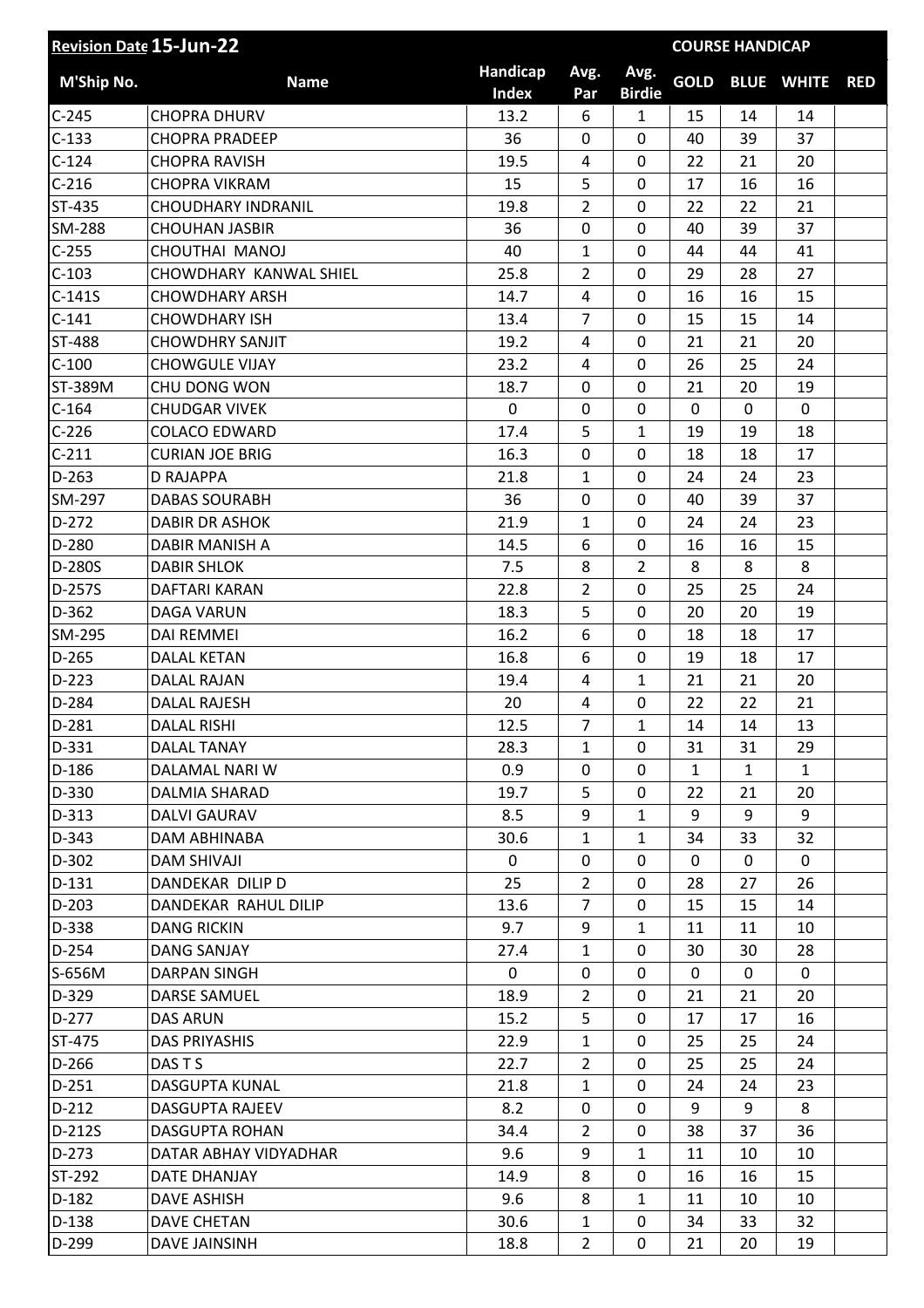| Revision Date 15-Jun-22 | | | | | COURSE HANDICAP | | | |
|---|---|---|---|---|---|---|---|---|
| M'Ship No. | Name | Handicap Index | Avg. Par | Avg. Birdie | GOLD | BLUE | WHITE | RED |
| C-245 | CHOPRA DHURV | 13.2 | 6 | 1 | 15 | 14 | 14 | |
| C-133 | CHOPRA PRADEEP | 36 | 0 | 0 | 40 | 39 | 37 | |
| C-124 | CHOPRA RAVISH | 19.5 | 4 | 0 | 22 | 21 | 20 | |
| C-216 | CHOPRA VIKRAM | 15 | 5 | 0 | 17 | 16 | 16 | |
| ST-435 | CHOUDHARY INDRANIL | 19.8 | 2 | 0 | 22 | 22 | 21 | |
| SM-288 | CHOUHAN JASBIR | 36 | 0 | 0 | 40 | 39 | 37 | |
| C-255 | CHOUTHAI MANOJ | 40 | 1 | 0 | 44 | 44 | 41 | |
| C-103 | CHOWDHARY KANWAL SHIEL | 25.8 | 2 | 0 | 29 | 28 | 27 | |
| C-141S | CHOWDHARY ARSH | 14.7 | 4 | 0 | 16 | 16 | 15 | |
| C-141 | CHOWDHARY ISH | 13.4 | 7 | 0 | 15 | 15 | 14 | |
| ST-488 | CHOWDHRY SANJIT | 19.2 | 4 | 0 | 21 | 21 | 20 | |
| C-100 | CHOWGULE VIJAY | 23.2 | 4 | 0 | 26 | 25 | 24 | |
| ST-389M | CHU DONG WON | 18.7 | 0 | 0 | 21 | 20 | 19 | |
| C-164 | CHUDGAR VIVEK | 0 | 0 | 0 | 0 | 0 | 0 | |
| C-226 | COLACO EDWARD | 17.4 | 5 | 1 | 19 | 19 | 18 | |
| C-211 | CURIAN JOE BRIG | 16.3 | 0 | 0 | 18 | 18 | 17 | |
| D-263 | D RAJAPPA | 21.8 | 1 | 0 | 24 | 24 | 23 | |
| SM-297 | DABAS SOURABH | 36 | 0 | 0 | 40 | 39 | 37 | |
| D-272 | DABIR DR ASHOK | 21.9 | 1 | 0 | 24 | 24 | 23 | |
| D-280 | DABIR MANISH A | 14.5 | 6 | 0 | 16 | 16 | 15 | |
| D-280S | DABIR SHLOK | 7.5 | 8 | 2 | 8 | 8 | 8 | |
| D-257S | DAFTARI KARAN | 22.8 | 2 | 0 | 25 | 25 | 24 | |
| D-362 | DAGA VARUN | 18.3 | 5 | 0 | 20 | 20 | 19 | |
| SM-295 | DAI REMMEI | 16.2 | 6 | 0 | 18 | 18 | 17 | |
| D-265 | DALAL KETAN | 16.8 | 6 | 0 | 19 | 18 | 17 | |
| D-223 | DALAL RAJAN | 19.4 | 4 | 1 | 21 | 21 | 20 | |
| D-284 | DALAL RAJESH | 20 | 4 | 0 | 22 | 22 | 21 | |
| D-281 | DALAL RISHI | 12.5 | 7 | 1 | 14 | 14 | 13 | |
| D-331 | DALAL TANAY | 28.3 | 1 | 0 | 31 | 31 | 29 | |
| D-186 | DALAMAL NARI W | 0.9 | 0 | 0 | 1 | 1 | 1 | |
| D-330 | DALMIA SHARAD | 19.7 | 5 | 0 | 22 | 21 | 20 | |
| D-313 | DALVI GAURAV | 8.5 | 9 | 1 | 9 | 9 | 9 | |
| D-343 | DAM ABHINABA | 30.6 | 1 | 1 | 34 | 33 | 32 | |
| D-302 | DAM SHIVAJI | 0 | 0 | 0 | 0 | 0 | 0 | |
| D-131 | DANDEKAR DILIP D | 25 | 2 | 0 | 28 | 27 | 26 | |
| D-203 | DANDEKAR RAHUL DILIP | 13.6 | 7 | 0 | 15 | 15 | 14 | |
| D-338 | DANG RICKIN | 9.7 | 9 | 1 | 11 | 11 | 10 | |
| D-254 | DANG SANJAY | 27.4 | 1 | 0 | 30 | 30 | 28 | |
| S-656M | DARPAN SINGH | 0 | 0 | 0 | 0 | 0 | 0 | |
| D-329 | DARSE SAMUEL | 18.9 | 2 | 0 | 21 | 21 | 20 | |
| D-277 | DAS ARUN | 15.2 | 5 | 0 | 17 | 17 | 16 | |
| ST-475 | DAS PRIYASHIS | 22.9 | 1 | 0 | 25 | 25 | 24 | |
| D-266 | DAS T S | 22.7 | 2 | 0 | 25 | 25 | 24 | |
| D-251 | DASGUPTA KUNAL | 21.8 | 1 | 0 | 24 | 24 | 23 | |
| D-212 | DASGUPTA RAJEEV | 8.2 | 0 | 0 | 9 | 9 | 8 | |
| D-212S | DASGUPTA ROHAN | 34.4 | 2 | 0 | 38 | 37 | 36 | |
| D-273 | DATAR ABHAY VIDYADHAR | 9.6 | 9 | 1 | 11 | 10 | 10 | |
| ST-292 | DATE DHANJAY | 14.9 | 8 | 0 | 16 | 16 | 15 | |
| D-182 | DAVE ASHISH | 9.6 | 8 | 1 | 11 | 10 | 10 | |
| D-138 | DAVE CHETAN | 30.6 | 1 | 0 | 34 | 33 | 32 | |
| D-299 | DAVE JAINSINH | 18.8 | 2 | 0 | 21 | 20 | 19 | |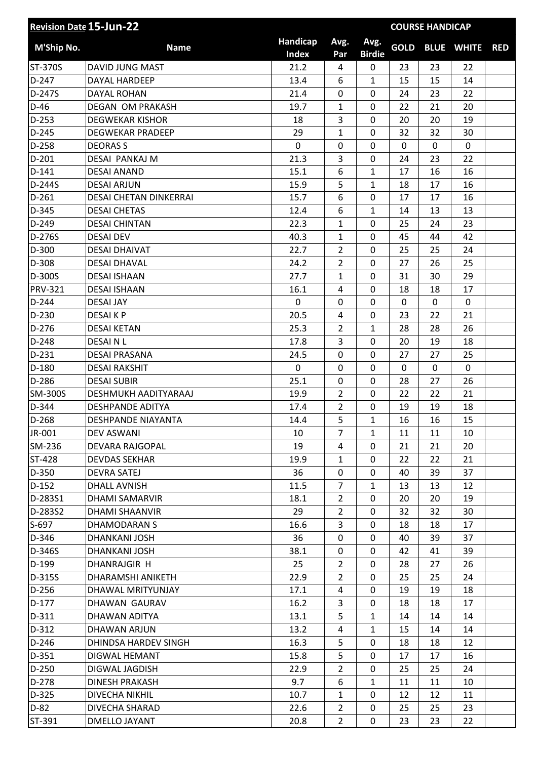| Revision Date 15-Jun-22 | | | | | COURSE HANDICAP | | | |
|---|---|---|---|---|---|---|---|---|
| M'Ship No. | Name | Handicap Index | Avg. Par | Avg. Birdie | GOLD | BLUE | WHITE | RED |
| ST-370S | DAVID JUNG MAST | 21.2 | 4 | 0 | 23 | 23 | 22 | |
| D-247 | DAYAL HARDEEP | 13.4 | 6 | 1 | 15 | 15 | 14 | |
| D-247S | DAYAL ROHAN | 21.4 | 0 | 0 | 24 | 23 | 22 | |
| D-46 | DEGAN OM PRAKASH | 19.7 | 1 | 0 | 22 | 21 | 20 | |
| D-253 | DEGWEKAR KISHOR | 18 | 3 | 0 | 20 | 20 | 19 | |
| D-245 | DEGWEKAR PRADEEP | 29 | 1 | 0 | 32 | 32 | 30 | |
| D-258 | DEORAS S | 0 | 0 | 0 | 0 | 0 | 0 | |
| D-201 | DESAI PANKAJ M | 21.3 | 3 | 0 | 24 | 23 | 22 | |
| D-141 | DESAI ANAND | 15.1 | 6 | 1 | 17 | 16 | 16 | |
| D-244S | DESAI ARJUN | 15.9 | 5 | 1 | 18 | 17 | 16 | |
| D-261 | DESAI CHETAN DINKERRAI | 15.7 | 6 | 0 | 17 | 17 | 16 | |
| D-345 | DESAI CHETAS | 12.4 | 6 | 1 | 14 | 13 | 13 | |
| D-249 | DESAI CHINTAN | 22.3 | 1 | 0 | 25 | 24 | 23 | |
| D-276S | DESAI DEV | 40.3 | 1 | 0 | 45 | 44 | 42 | |
| D-300 | DESAI DHAIVAT | 22.7 | 2 | 0 | 25 | 25 | 24 | |
| D-308 | DESAI DHAVAL | 24.2 | 2 | 0 | 27 | 26 | 25 | |
| D-300S | DESAI ISHAAN | 27.7 | 1 | 0 | 31 | 30 | 29 | |
| PRV-321 | DESAI ISHAAN | 16.1 | 4 | 0 | 18 | 18 | 17 | |
| D-244 | DESAI JAY | 0 | 0 | 0 | 0 | 0 | 0 | |
| D-230 | DESAI K P | 20.5 | 4 | 0 | 23 | 22 | 21 | |
| D-276 | DESAI KETAN | 25.3 | 2 | 1 | 28 | 28 | 26 | |
| D-248 | DESAI N L | 17.8 | 3 | 0 | 20 | 19 | 18 | |
| D-231 | DESAI PRASANA | 24.5 | 0 | 0 | 27 | 27 | 25 | |
| D-180 | DESAI RAKSHIT | 0 | 0 | 0 | 0 | 0 | 0 | |
| D-286 | DESAI SUBIR | 25.1 | 0 | 0 | 28 | 27 | 26 | |
| SM-300S | DESHMUKH AADITYARAAJ | 19.9 | 2 | 0 | 22 | 22 | 21 | |
| D-344 | DESHPANDE ADITYA | 17.4 | 2 | 0 | 19 | 19 | 18 | |
| D-268 | DESHPANDE NIAYANTA | 14.4 | 5 | 1 | 16 | 16 | 15 | |
| JR-001 | DEV ASWANI | 10 | 7 | 1 | 11 | 11 | 10 | |
| SM-236 | DEVARA RAJGOPAL | 19 | 4 | 0 | 21 | 21 | 20 | |
| ST-428 | DEVDAS SEKHAR | 19.9 | 1 | 0 | 22 | 22 | 21 | |
| D-350 | DEVRA SATEJ | 36 | 0 | 0 | 40 | 39 | 37 | |
| D-152 | DHALL AVNISH | 11.5 | 7 | 1 | 13 | 13 | 12 | |
| D-283S1 | DHAMI SAMARVIR | 18.1 | 2 | 0 | 20 | 20 | 19 | |
| D-283S2 | DHAMI SHAANVIR | 29 | 2 | 0 | 32 | 32 | 30 | |
| S-697 | DHAMODARAN S | 16.6 | 3 | 0 | 18 | 18 | 17 | |
| D-346 | DHANKANI JOSH | 36 | 0 | 0 | 40 | 39 | 37 | |
| D-346S | DHANKANI JOSH | 38.1 | 0 | 0 | 42 | 41 | 39 | |
| D-199 | DHANRAJGIR H | 25 | 2 | 0 | 28 | 27 | 26 | |
| D-315S | DHARAMSHI ANIKETH | 22.9 | 2 | 0 | 25 | 25 | 24 | |
| D-256 | DHAWAL MRITYUNJAY | 17.1 | 4 | 0 | 19 | 19 | 18 | |
| D-177 | DHAWAN GAURAV | 16.2 | 3 | 0 | 18 | 18 | 17 | |
| D-311 | DHAWAN ADITYA | 13.1 | 5 | 1 | 14 | 14 | 14 | |
| D-312 | DHAWAN ARJUN | 13.2 | 4 | 1 | 15 | 14 | 14 | |
| D-246 | DHINDSA HARDEV SINGH | 16.3 | 5 | 0 | 18 | 18 | 12 | |
| D-351 | DIGWAL HEMANT | 15.8 | 5 | 0 | 17 | 17 | 16 | |
| D-250 | DIGWAL JAGDISH | 22.9 | 2 | 0 | 25 | 25 | 24 | |
| D-278 | DINESH PRAKASH | 9.7 | 6 | 1 | 11 | 11 | 10 | |
| D-325 | DIVECHA NIKHIL | 10.7 | 1 | 0 | 12 | 12 | 11 | |
| D-82 | DIVECHA SHARAD | 22.6 | 2 | 0 | 25 | 25 | 23 | |
| ST-391 | DMELLO JAYANT | 20.8 | 2 | 0 | 23 | 23 | 22 | |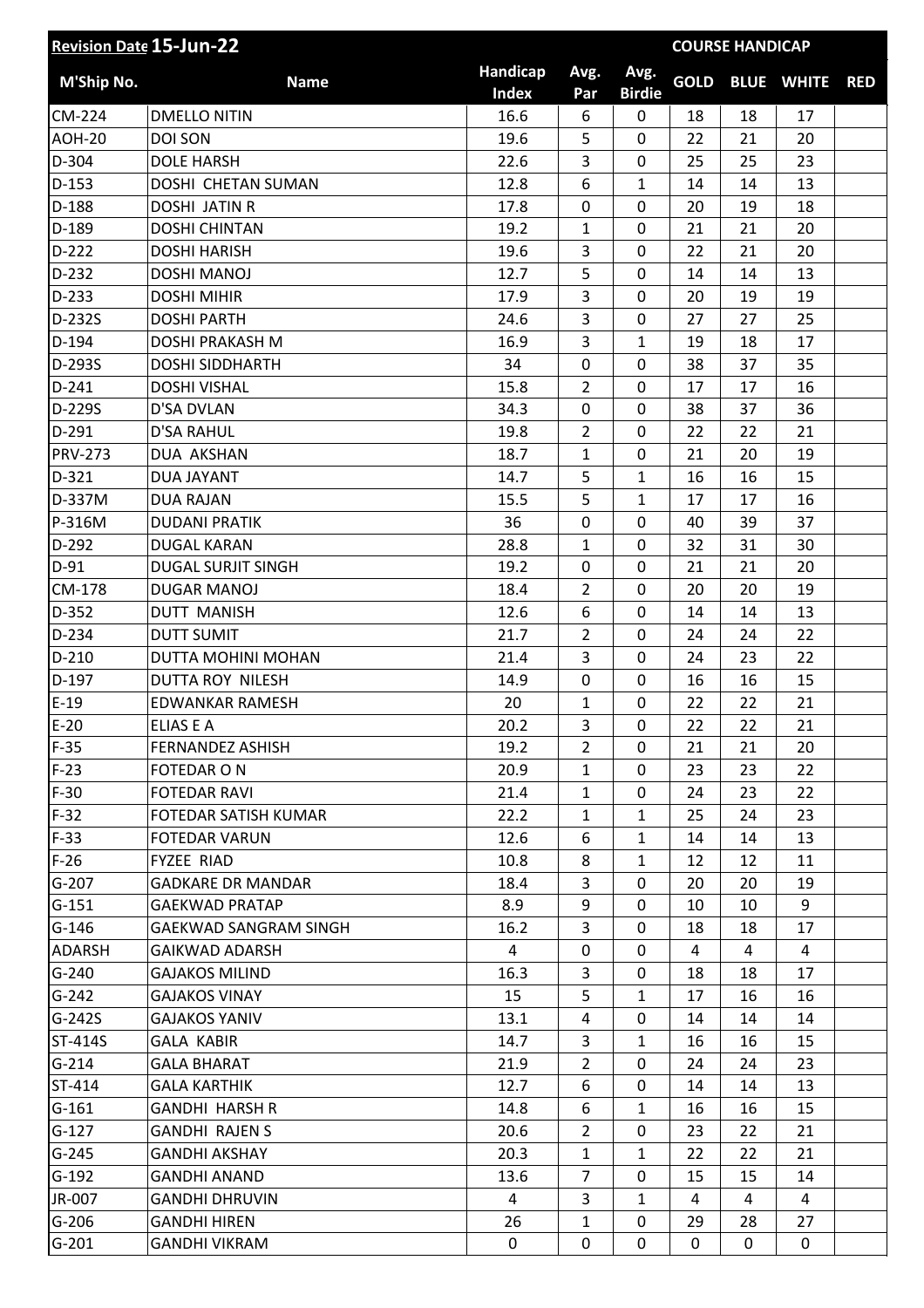| Revision Date 15-Jun-22 | | | | | COURSE HANDICAP | | | |
|---|---|---|---|---|---|---|---|---|
| M'Ship No. | Name | Handicap Index | Avg. Par | Avg. Birdie | GOLD | BLUE | WHITE | RED |
| CM-224 | DMELLO NITIN | 16.6 | 6 | 0 | 18 | 18 | 17 | |
| AOH-20 | DOI SON | 19.6 | 5 | 0 | 22 | 21 | 20 | |
| D-304 | DOLE HARSH | 22.6 | 3 | 0 | 25 | 25 | 23 | |
| D-153 | DOSHI CHETAN SUMAN | 12.8 | 6 | 1 | 14 | 14 | 13 | |
| D-188 | DOSHI JATIN R | 17.8 | 0 | 0 | 20 | 19 | 18 | |
| D-189 | DOSHI CHINTAN | 19.2 | 1 | 0 | 21 | 21 | 20 | |
| D-222 | DOSHI HARISH | 19.6 | 3 | 0 | 22 | 21 | 20 | |
| D-232 | DOSHI MANOJ | 12.7 | 5 | 0 | 14 | 14 | 13 | |
| D-233 | DOSHI MIHIR | 17.9 | 3 | 0 | 20 | 19 | 19 | |
| D-232S | DOSHI PARTH | 24.6 | 3 | 0 | 27 | 27 | 25 | |
| D-194 | DOSHI PRAKASH M | 16.9 | 3 | 1 | 19 | 18 | 17 | |
| D-293S | DOSHI SIDDHARTH | 34 | 0 | 0 | 38 | 37 | 35 | |
| D-241 | DOSHI VISHAL | 15.8 | 2 | 0 | 17 | 17 | 16 | |
| D-229S | D'SA DVLAN | 34.3 | 0 | 0 | 38 | 37 | 36 | |
| D-291 | D'SA RAHUL | 19.8 | 2 | 0 | 22 | 22 | 21 | |
| PRV-273 | DUA AKSHAN | 18.7 | 1 | 0 | 21 | 20 | 19 | |
| D-321 | DUA JAYANT | 14.7 | 5 | 1 | 16 | 16 | 15 | |
| D-337M | DUA RAJAN | 15.5 | 5 | 1 | 17 | 17 | 16 | |
| P-316M | DUDANI PRATIK | 36 | 0 | 0 | 40 | 39 | 37 | |
| D-292 | DUGAL KARAN | 28.8 | 1 | 0 | 32 | 31 | 30 | |
| D-91 | DUGAL SURJIT SINGH | 19.2 | 0 | 0 | 21 | 21 | 20 | |
| CM-178 | DUGAR MANOJ | 18.4 | 2 | 0 | 20 | 20 | 19 | |
| D-352 | DUTT MANISH | 12.6 | 6 | 0 | 14 | 14 | 13 | |
| D-234 | DUTT SUMIT | 21.7 | 2 | 0 | 24 | 24 | 22 | |
| D-210 | DUTTA MOHINI MOHAN | 21.4 | 3 | 0 | 24 | 23 | 22 | |
| D-197 | DUTTA ROY NILESH | 14.9 | 0 | 0 | 16 | 16 | 15 | |
| E-19 | EDWANKAR RAMESH | 20 | 1 | 0 | 22 | 22 | 21 | |
| E-20 | ELIAS E A | 20.2 | 3 | 0 | 22 | 22 | 21 | |
| F-35 | FERNANDEZ ASHISH | 19.2 | 2 | 0 | 21 | 21 | 20 | |
| F-23 | FOTEDAR O N | 20.9 | 1 | 0 | 23 | 23 | 22 | |
| F-30 | FOTEDAR RAVI | 21.4 | 1 | 0 | 24 | 23 | 22 | |
| F-32 | FOTEDAR SATISH KUMAR | 22.2 | 1 | 1 | 25 | 24 | 23 | |
| F-33 | FOTEDAR VARUN | 12.6 | 6 | 1 | 14 | 14 | 13 | |
| F-26 | FYZEE RIAD | 10.8 | 8 | 1 | 12 | 12 | 11 | |
| G-207 | GADKARE DR MANDAR | 18.4 | 3 | 0 | 20 | 20 | 19 | |
| G-151 | GAEKWAD PRATAP | 8.9 | 9 | 0 | 10 | 10 | 9 | |
| G-146 | GAEKWAD SANGRAM SINGH | 16.2 | 3 | 0 | 18 | 18 | 17 | |
| ADARSH | GAIKWAD ADARSH | 4 | 0 | 0 | 4 | 4 | 4 | |
| G-240 | GAJAKOS MILIND | 16.3 | 3 | 0 | 18 | 18 | 17 | |
| G-242 | GAJAKOS VINAY | 15 | 5 | 1 | 17 | 16 | 16 | |
| G-242S | GAJAKOS YANIV | 13.1 | 4 | 0 | 14 | 14 | 14 | |
| ST-414S | GALA KABIR | 14.7 | 3 | 1 | 16 | 16 | 15 | |
| G-214 | GALA BHARAT | 21.9 | 2 | 0 | 24 | 24 | 23 | |
| ST-414 | GALA KARTHIK | 12.7 | 6 | 0 | 14 | 14 | 13 | |
| G-161 | GANDHI HARSH R | 14.8 | 6 | 1 | 16 | 16 | 15 | |
| G-127 | GANDHI RAJEN S | 20.6 | 2 | 0 | 23 | 22 | 21 | |
| G-245 | GANDHI AKSHAY | 20.3 | 1 | 1 | 22 | 22 | 21 | |
| G-192 | GANDHI ANAND | 13.6 | 7 | 0 | 15 | 15 | 14 | |
| JR-007 | GANDHI DHRUVIN | 4 | 3 | 1 | 4 | 4 | 4 | |
| G-206 | GANDHI HIREN | 26 | 1 | 0 | 29 | 28 | 27 | |
| G-201 | GANDHI VIKRAM | 0 | 0 | 0 | 0 | 0 | 0 | |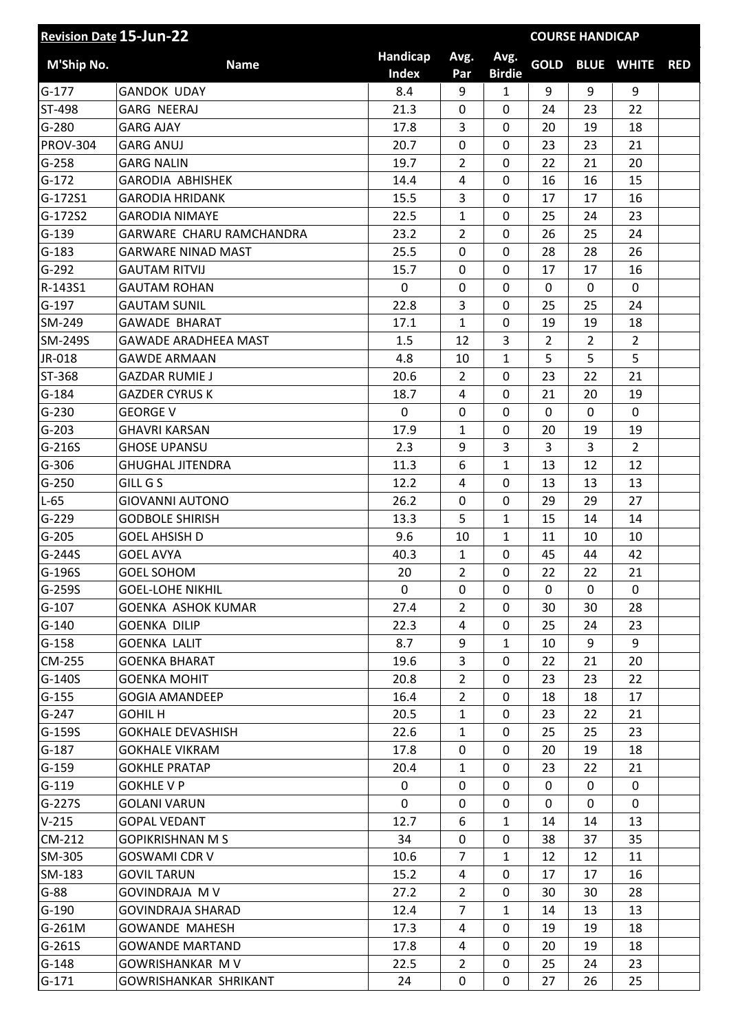| Revision Date 15-Jun-22 | | | | | COURSE HANDICAP | | | |
|---|---|---|---|---|---|---|---|---|
| M'Ship No. | Name | Handicap Index | Avg. Par | Avg. Birdie | GOLD | BLUE | WHITE | RED |
| G-177 | GANDOK UDAY | 8.4 | 9 | 1 | 9 | 9 | 9 | |
| ST-498 | GARG NEERAJ | 21.3 | 0 | 0 | 24 | 23 | 22 | |
| G-280 | GARG AJAY | 17.8 | 3 | 0 | 20 | 19 | 18 | |
| PROV-304 | GARG ANUJ | 20.7 | 0 | 0 | 23 | 23 | 21 | |
| G-258 | GARG NALIN | 19.7 | 2 | 0 | 22 | 21 | 20 | |
| G-172 | GARODIA ABHISHEK | 14.4 | 4 | 0 | 16 | 16 | 15 | |
| G-172S1 | GARODIA HRIDANK | 15.5 | 3 | 0 | 17 | 17 | 16 | |
| G-172S2 | GARODIA NIMAYE | 22.5 | 1 | 0 | 25 | 24 | 23 | |
| G-139 | GARWARE CHARU RAMCHANDRA | 23.2 | 2 | 0 | 26 | 25 | 24 | |
| G-183 | GARWARE NINAD MAST | 25.5 | 0 | 0 | 28 | 28 | 26 | |
| G-292 | GAUTAM RITVIJ | 15.7 | 0 | 0 | 17 | 17 | 16 | |
| R-143S1 | GAUTAM ROHAN | 0 | 0 | 0 | 0 | 0 | 0 | |
| G-197 | GAUTAM SUNIL | 22.8 | 3 | 0 | 25 | 25 | 24 | |
| SM-249 | GAWADE BHARAT | 17.1 | 1 | 0 | 19 | 19 | 18 | |
| SM-249S | GAWADE ARADHEEA MAST | 1.5 | 12 | 3 | 2 | 2 | 2 | |
| JR-018 | GAWDE ARMAAN | 4.8 | 10 | 1 | 5 | 5 | 5 | |
| ST-368 | GAZDAR RUMIE J | 20.6 | 2 | 0 | 23 | 22 | 21 | |
| G-184 | GAZDER CYRUS K | 18.7 | 4 | 0 | 21 | 20 | 19 | |
| G-230 | GEORGE V | 0 | 0 | 0 | 0 | 0 | 0 | |
| G-203 | GHAVRI KARSAN | 17.9 | 1 | 0 | 20 | 19 | 19 | |
| G-216S | GHOSE UPANSU | 2.3 | 9 | 3 | 3 | 3 | 2 | |
| G-306 | GHUGHAL JITENDRA | 11.3 | 6 | 1 | 13 | 12 | 12 | |
| G-250 | GILL G S | 12.2 | 4 | 0 | 13 | 13 | 13 | |
| L-65 | GIOVANNI AUTONO | 26.2 | 0 | 0 | 29 | 29 | 27 | |
| G-229 | GODBOLE SHIRISH | 13.3 | 5 | 1 | 15 | 14 | 14 | |
| G-205 | GOEL AHSISH D | 9.6 | 10 | 1 | 11 | 10 | 10 | |
| G-244S | GOEL AVYA | 40.3 | 1 | 0 | 45 | 44 | 42 | |
| G-196S | GOEL SOHOM | 20 | 2 | 0 | 22 | 22 | 21 | |
| G-259S | GOEL-LOHE NIKHIL | 0 | 0 | 0 | 0 | 0 | 0 | |
| G-107 | GOENKA ASHOK KUMAR | 27.4 | 2 | 0 | 30 | 30 | 28 | |
| G-140 | GOENKA DILIP | 22.3 | 4 | 0 | 25 | 24 | 23 | |
| G-158 | GOENKA LALIT | 8.7 | 9 | 1 | 10 | 9 | 9 | |
| CM-255 | GOENKA BHARAT | 19.6 | 3 | 0 | 22 | 21 | 20 | |
| G-140S | GOENKA MOHIT | 20.8 | 2 | 0 | 23 | 23 | 22 | |
| G-155 | GOGIA AMANDEEP | 16.4 | 2 | 0 | 18 | 18 | 17 | |
| G-247 | GOHIL H | 20.5 | 1 | 0 | 23 | 22 | 21 | |
| G-159S | GOKHALE DEVASHISH | 22.6 | 1 | 0 | 25 | 25 | 23 | |
| G-187 | GOKHALE VIKRAM | 17.8 | 0 | 0 | 20 | 19 | 18 | |
| G-159 | GOKHLE PRATAP | 20.4 | 1 | 0 | 23 | 22 | 21 | |
| G-119 | GOKHLE V P | 0 | 0 | 0 | 0 | 0 | 0 | |
| G-227S | GOLANI VARUN | 0 | 0 | 0 | 0 | 0 | 0 | |
| V-215 | GOPAL VEDANT | 12.7 | 6 | 1 | 14 | 14 | 13 | |
| CM-212 | GOPIKRISHNAN M S | 34 | 0 | 0 | 38 | 37 | 35 | |
| SM-305 | GOSWAMI CDR V | 10.6 | 7 | 1 | 12 | 12 | 11 | |
| SM-183 | GOVIL TARUN | 15.2 | 4 | 0 | 17 | 17 | 16 | |
| G-88 | GOVINDRAJA M V | 27.2 | 2 | 0 | 30 | 30 | 28 | |
| G-190 | GOVINDRAJA SHARAD | 12.4 | 7 | 1 | 14 | 13 | 13 | |
| G-261M | GOWANDE MAHESH | 17.3 | 4 | 0 | 19 | 19 | 18 | |
| G-261S | GOWANDE MARTAND | 17.8 | 4 | 0 | 20 | 19 | 18 | |
| G-148 | GOWRISHANKAR M V | 22.5 | 2 | 0 | 25 | 24 | 23 | |
| G-171 | GOWRISHANKAR SHRIKANT | 24 | 0 | 0 | 27 | 26 | 25 | |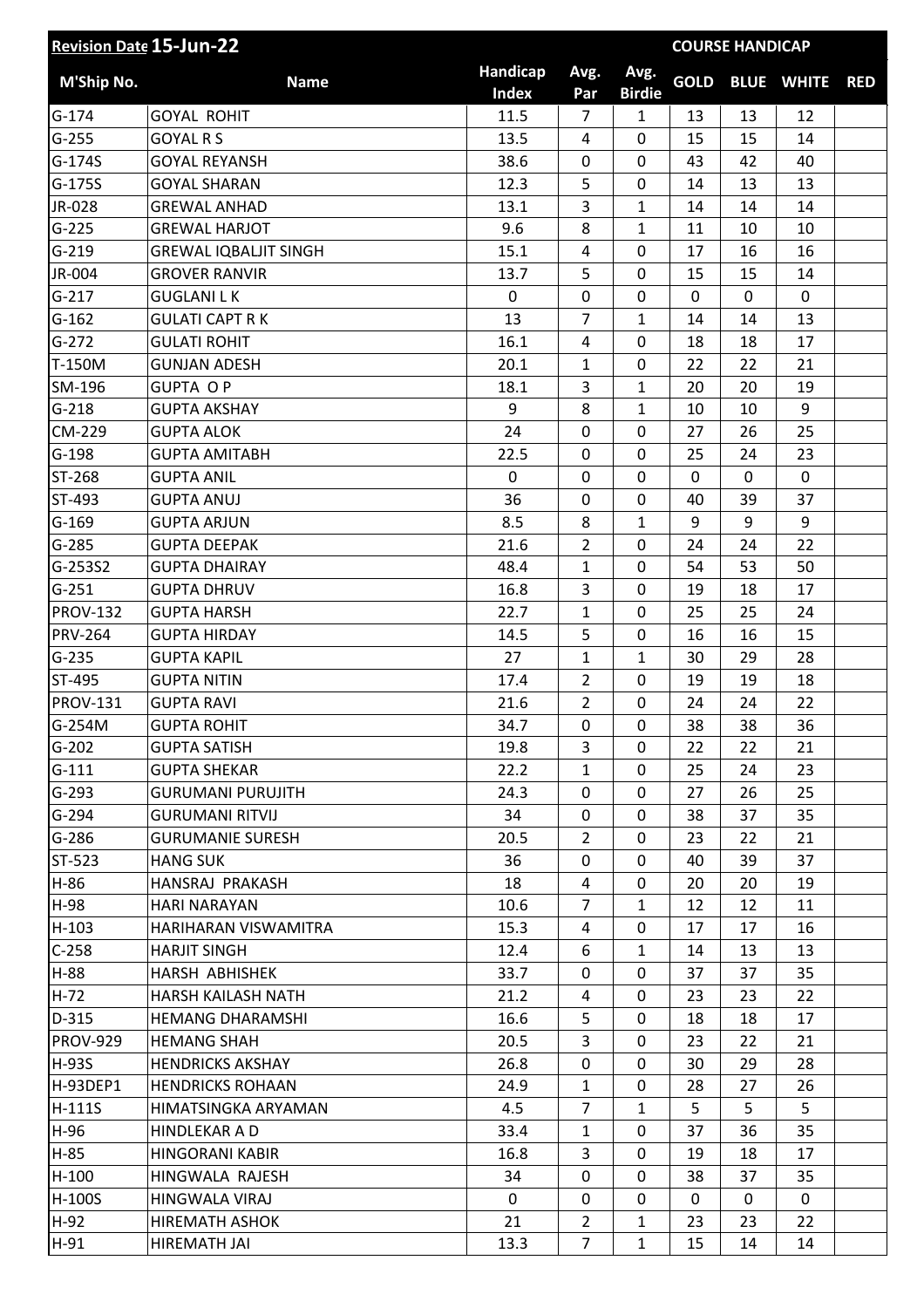| Revision Date 15-Jun-22 | | | | | COURSE HANDICAP | | | |
|---|---|---|---|---|---|---|---|---|
| M'Ship No. | Name | Handicap Index | Avg. Par | Avg. Birdie | GOLD | BLUE | WHITE | RED |
| G-174 | GOYAL ROHIT | 11.5 | 7 | 1 | 13 | 13 | 12 | |
| G-255 | GOYAL R S | 13.5 | 4 | 0 | 15 | 15 | 14 | |
| G-174S | GOYAL REYANSH | 38.6 | 0 | 0 | 43 | 42 | 40 | |
| G-175S | GOYAL SHARAN | 12.3 | 5 | 0 | 14 | 13 | 13 | |
| JR-028 | GREWAL ANHAD | 13.1 | 3 | 1 | 14 | 14 | 14 | |
| G-225 | GREWAL HARJOT | 9.6 | 8 | 1 | 11 | 10 | 10 | |
| G-219 | GREWAL IQBALJIT SINGH | 15.1 | 4 | 0 | 17 | 16 | 16 | |
| JR-004 | GROVER RANVIR | 13.7 | 5 | 0 | 15 | 15 | 14 | |
| G-217 | GUGLANI L K | 0 | 0 | 0 | 0 | 0 | 0 | |
| G-162 | GULATI CAPT R K | 13 | 7 | 1 | 14 | 14 | 13 | |
| G-272 | GULATI ROHIT | 16.1 | 4 | 0 | 18 | 18 | 17 | |
| T-150M | GUNJAN ADESH | 20.1 | 1 | 0 | 22 | 22 | 21 | |
| SM-196 | GUPTA O P | 18.1 | 3 | 1 | 20 | 20 | 19 | |
| G-218 | GUPTA AKSHAY | 9 | 8 | 1 | 10 | 10 | 9 | |
| CM-229 | GUPTA ALOK | 24 | 0 | 0 | 27 | 26 | 25 | |
| G-198 | GUPTA AMITABH | 22.5 | 0 | 0 | 25 | 24 | 23 | |
| ST-268 | GUPTA ANIL | 0 | 0 | 0 | 0 | 0 | 0 | |
| ST-493 | GUPTA ANUJ | 36 | 0 | 0 | 40 | 39 | 37 | |
| G-169 | GUPTA ARJUN | 8.5 | 8 | 1 | 9 | 9 | 9 | |
| G-285 | GUPTA DEEPAK | 21.6 | 2 | 0 | 24 | 24 | 22 | |
| G-253S2 | GUPTA DHAIRAY | 48.4 | 1 | 0 | 54 | 53 | 50 | |
| G-251 | GUPTA DHRUV | 16.8 | 3 | 0 | 19 | 18 | 17 | |
| PROV-132 | GUPTA HARSH | 22.7 | 1 | 0 | 25 | 25 | 24 | |
| PRV-264 | GUPTA HIRDAY | 14.5 | 5 | 0 | 16 | 16 | 15 | |
| G-235 | GUPTA KAPIL | 27 | 1 | 1 | 30 | 29 | 28 | |
| ST-495 | GUPTA NITIN | 17.4 | 2 | 0 | 19 | 19 | 18 | |
| PROV-131 | GUPTA RAVI | 21.6 | 2 | 0 | 24 | 24 | 22 | |
| G-254M | GUPTA ROHIT | 34.7 | 0 | 0 | 38 | 38 | 36 | |
| G-202 | GUPTA SATISH | 19.8 | 3 | 0 | 22 | 22 | 21 | |
| G-111 | GUPTA SHEKAR | 22.2 | 1 | 0 | 25 | 24 | 23 | |
| G-293 | GURUMANI PURUJITH | 24.3 | 0 | 0 | 27 | 26 | 25 | |
| G-294 | GURUMANI RITVIJ | 34 | 0 | 0 | 38 | 37 | 35 | |
| G-286 | GURUMANIE SURESH | 20.5 | 2 | 0 | 23 | 22 | 21 | |
| ST-523 | HANG SUK | 36 | 0 | 0 | 40 | 39 | 37 | |
| H-86 | HANSRAJ PRAKASH | 18 | 4 | 0 | 20 | 20 | 19 | |
| H-98 | HARI NARAYAN | 10.6 | 7 | 1 | 12 | 12 | 11 | |
| H-103 | HARIHARAN VISWAMITRA | 15.3 | 4 | 0 | 17 | 17 | 16 | |
| C-258 | HARJIT SINGH | 12.4 | 6 | 1 | 14 | 13 | 13 | |
| H-88 | HARSH ABHISHEK | 33.7 | 0 | 0 | 37 | 37 | 35 | |
| H-72 | HARSH KAILASH NATH | 21.2 | 4 | 0 | 23 | 23 | 22 | |
| D-315 | HEMANG DHARAMSHI | 16.6 | 5 | 0 | 18 | 18 | 17 | |
| PROV-929 | HEMANG SHAH | 20.5 | 3 | 0 | 23 | 22 | 21 | |
| H-93S | HENDRICKS AKSHAY | 26.8 | 0 | 0 | 30 | 29 | 28 | |
| H-93DEP1 | HENDRICKS ROHAAN | 24.9 | 1 | 0 | 28 | 27 | 26 | |
| H-111S | HIMATSINGKA ARYAMAN | 4.5 | 7 | 1 | 5 | 5 | 5 | |
| H-96 | HINDLEKAR A D | 33.4 | 1 | 0 | 37 | 36 | 35 | |
| H-85 | HINGORANI KABIR | 16.8 | 3 | 0 | 19 | 18 | 17 | |
| H-100 | HINGWALA RAJESH | 34 | 0 | 0 | 38 | 37 | 35 | |
| H-100S | HINGWALA VIRAJ | 0 | 0 | 0 | 0 | 0 | 0 | |
| H-92 | HIREMATH ASHOK | 21 | 2 | 1 | 23 | 23 | 22 | |
| H-91 | HIREMATH JAI | 13.3 | 7 | 1 | 15 | 14 | 14 | |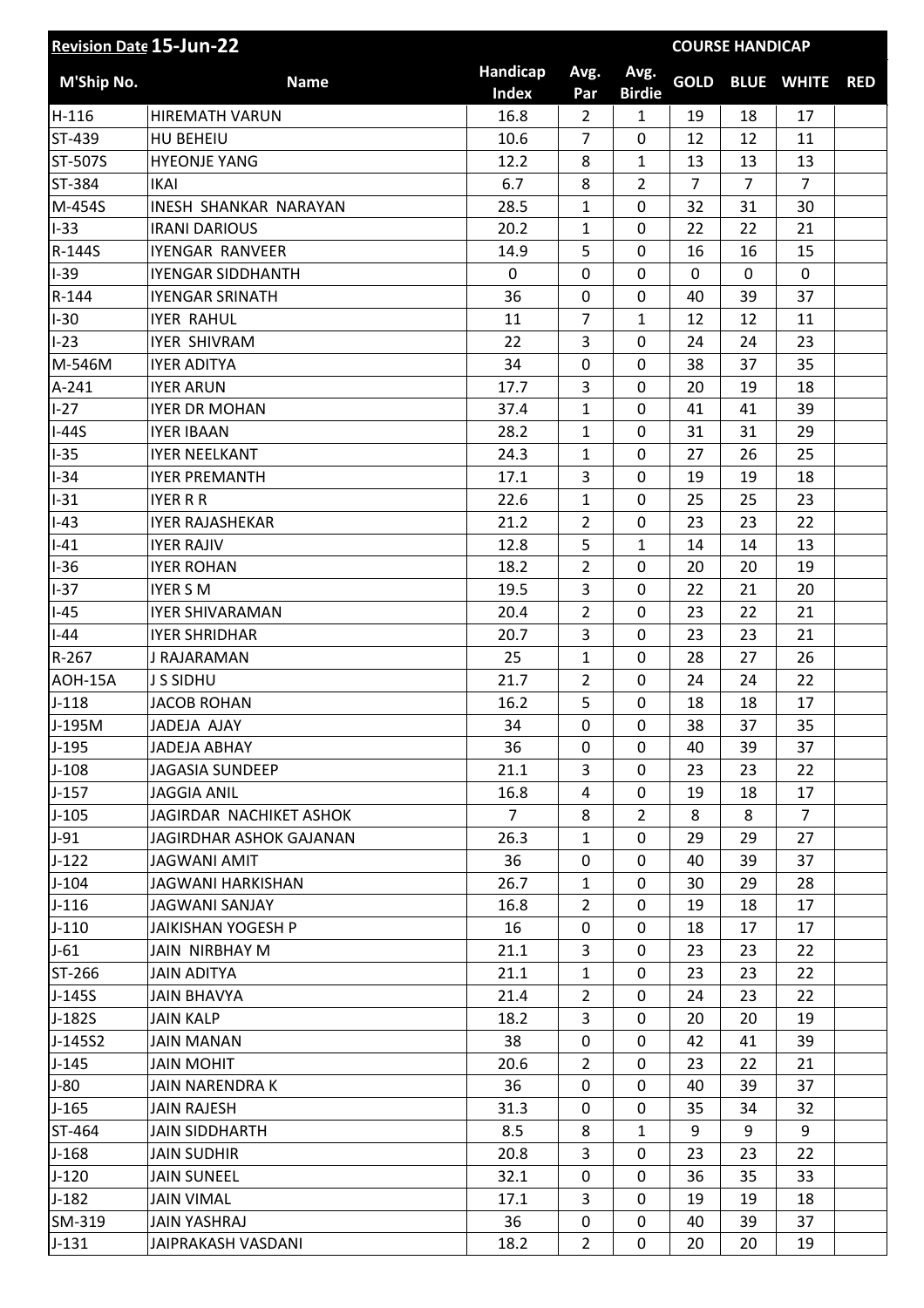| Revision Date 15-Jun-22 | | | | | COURSE HANDICAP | | | |
|---|---|---|---|---|---|---|---|---|
| M'Ship No. | Name | Handicap Index | Avg. Par | Avg. Birdie | GOLD | BLUE | WHITE | RED |
| H-116 | HIREMATH VARUN | 16.8 | 2 | 1 | 19 | 18 | 17 | |
| ST-439 | HU BEHEIU | 10.6 | 7 | 0 | 12 | 12 | 11 | |
| ST-507S | HYEONJE YANG | 12.2 | 8 | 1 | 13 | 13 | 13 | |
| ST-384 | IKAI | 6.7 | 8 | 2 | 7 | 7 | 7 | |
| M-454S | INESH SHANKAR NARAYAN | 28.5 | 1 | 0 | 32 | 31 | 30 | |
| I-33 | IRANI DARIOUS | 20.2 | 1 | 0 | 22 | 22 | 21 | |
| R-144S | IYENGAR RANVEER | 14.9 | 5 | 0 | 16 | 16 | 15 | |
| I-39 | IYENGAR SIDDHANTH | 0 | 0 | 0 | 0 | 0 | 0 | |
| R-144 | IYENGAR SRINATH | 36 | 0 | 0 | 40 | 39 | 37 | |
| I-30 | IYER RAHUL | 11 | 7 | 1 | 12 | 12 | 11 | |
| I-23 | IYER SHIVRAM | 22 | 3 | 0 | 24 | 24 | 23 | |
| M-546M | IYER ADITYA | 34 | 0 | 0 | 38 | 37 | 35 | |
| A-241 | IYER ARUN | 17.7 | 3 | 0 | 20 | 19 | 18 | |
| I-27 | IYER DR MOHAN | 37.4 | 1 | 0 | 41 | 41 | 39 | |
| I-44S | IYER IBAAN | 28.2 | 1 | 0 | 31 | 31 | 29 | |
| I-35 | IYER NEELKANT | 24.3 | 1 | 0 | 27 | 26 | 25 | |
| I-34 | IYER PREMANTH | 17.1 | 3 | 0 | 19 | 19 | 18 | |
| I-31 | IYER R R | 22.6 | 1 | 0 | 25 | 25 | 23 | |
| I-43 | IYER RAJASHEKAR | 21.2 | 2 | 0 | 23 | 23 | 22 | |
| I-41 | IYER RAJIV | 12.8 | 5 | 1 | 14 | 14 | 13 | |
| I-36 | IYER ROHAN | 18.2 | 2 | 0 | 20 | 20 | 19 | |
| I-37 | IYER S M | 19.5 | 3 | 0 | 22 | 21 | 20 | |
| I-45 | IYER SHIVARAMAN | 20.4 | 2 | 0 | 23 | 22 | 21 | |
| I-44 | IYER SHRIDHAR | 20.7 | 3 | 0 | 23 | 23 | 21 | |
| R-267 | J RAJARAMAN | 25 | 1 | 0 | 28 | 27 | 26 | |
| AOH-15A | J S SIDHU | 21.7 | 2 | 0 | 24 | 24 | 22 | |
| J-118 | JACOB ROHAN | 16.2 | 5 | 0 | 18 | 18 | 17 | |
| J-195M | JADEJA AJAY | 34 | 0 | 0 | 38 | 37 | 35 | |
| J-195 | JADEJA ABHAY | 36 | 0 | 0 | 40 | 39 | 37 | |
| J-108 | JAGASIA SUNDEEP | 21.1 | 3 | 0 | 23 | 23 | 22 | |
| J-157 | JAGGIA ANIL | 16.8 | 4 | 0 | 19 | 18 | 17 | |
| J-105 | JAGIRDAR NACHIKET ASHOK | 7 | 8 | 2 | 8 | 8 | 7 | |
| J-91 | JAGIRDHAR ASHOK GAJANAN | 26.3 | 1 | 0 | 29 | 29 | 27 | |
| J-122 | JAGWANI AMIT | 36 | 0 | 0 | 40 | 39 | 37 | |
| J-104 | JAGWANI HARKISHAN | 26.7 | 1 | 0 | 30 | 29 | 28 | |
| J-116 | JAGWANI SANJAY | 16.8 | 2 | 0 | 19 | 18 | 17 | |
| J-110 | JAIKISHAN YOGESH P | 16 | 0 | 0 | 18 | 17 | 17 | |
| J-61 | JAIN NIRBHAY M | 21.1 | 3 | 0 | 23 | 23 | 22 | |
| ST-266 | JAIN ADITYA | 21.1 | 1 | 0 | 23 | 23 | 22 | |
| J-145S | JAIN BHAVYA | 21.4 | 2 | 0 | 24 | 23 | 22 | |
| J-182S | JAIN KALP | 18.2 | 3 | 0 | 20 | 20 | 19 | |
| J-145S2 | JAIN MANAN | 38 | 0 | 0 | 42 | 41 | 39 | |
| J-145 | JAIN MOHIT | 20.6 | 2 | 0 | 23 | 22 | 21 | |
| J-80 | JAIN NARENDRA K | 36 | 0 | 0 | 40 | 39 | 37 | |
| J-165 | JAIN RAJESH | 31.3 | 0 | 0 | 35 | 34 | 32 | |
| ST-464 | JAIN SIDDHARTH | 8.5 | 8 | 1 | 9 | 9 | 9 | |
| J-168 | JAIN SUDHIR | 20.8 | 3 | 0 | 23 | 23 | 22 | |
| J-120 | JAIN SUNEEL | 32.1 | 0 | 0 | 36 | 35 | 33 | |
| J-182 | JAIN VIMAL | 17.1 | 3 | 0 | 19 | 19 | 18 | |
| SM-319 | JAIN YASHRAJ | 36 | 0 | 0 | 40 | 39 | 37 | |
| J-131 | JAIPRAKASH VASDANI | 18.2 | 2 | 0 | 20 | 20 | 19 | |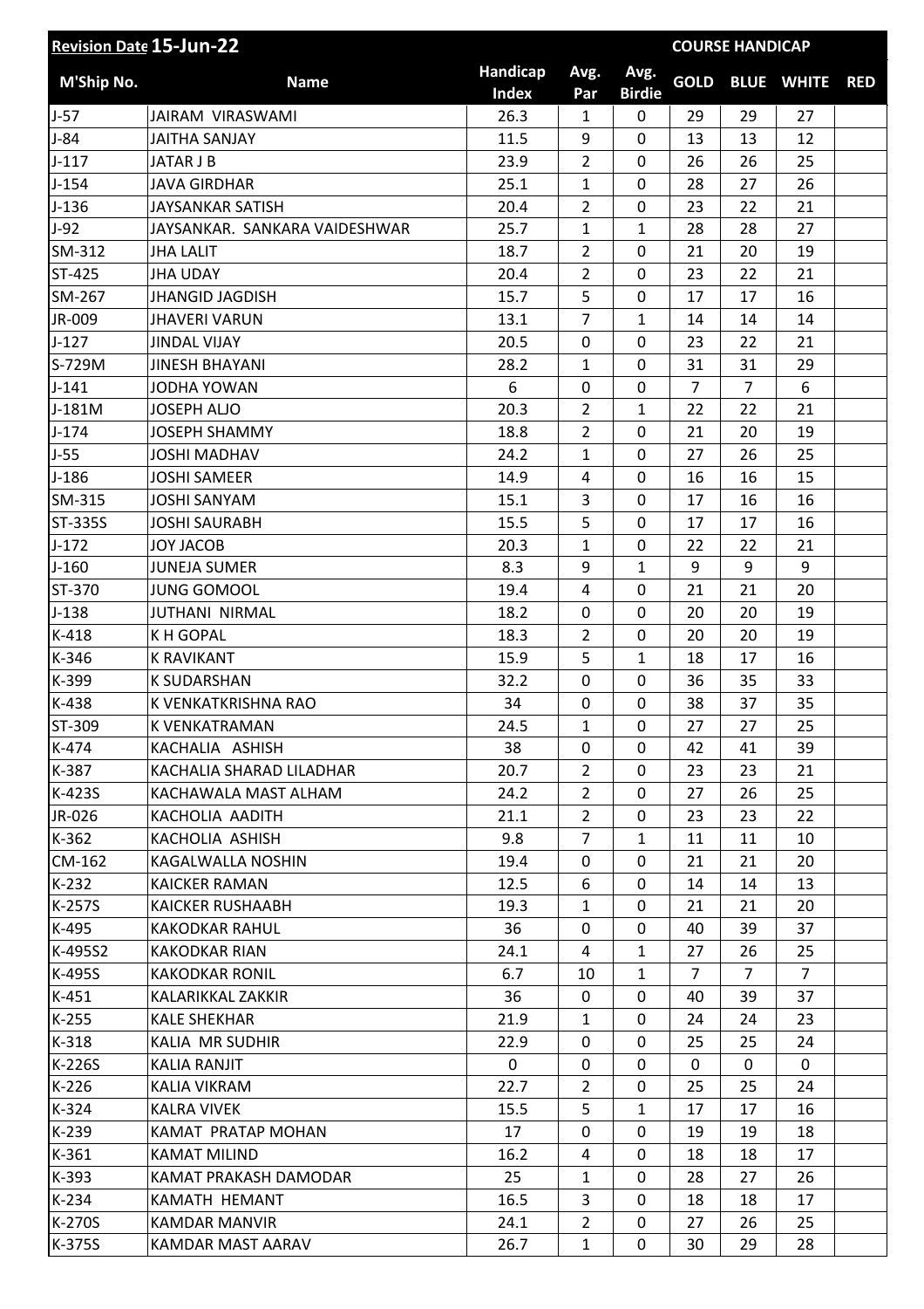| Revision Date 15-Jun-22 | | | | | COURSE HANDICAP | | | |
|---|---|---|---|---|---|---|---|---|
| M'Ship No. | Name | Handicap Index | Avg. Par | Avg. Birdie | GOLD | BLUE | WHITE | RED |
| J-57 | JAIRAM VIRASWAMI | 26.3 | 1 | 0 | 29 | 29 | 27 | |
| J-84 | JAITHA SANJAY | 11.5 | 9 | 0 | 13 | 13 | 12 | |
| J-117 | JATAR J B | 23.9 | 2 | 0 | 26 | 26 | 25 | |
| J-154 | JAVA GIRDHAR | 25.1 | 1 | 0 | 28 | 27 | 26 | |
| J-136 | JAYSANKAR SATISH | 20.4 | 2 | 0 | 23 | 22 | 21 | |
| J-92 | JAYSANKAR. SANKARA VAIDESHWAR | 25.7 | 1 | 1 | 28 | 28 | 27 | |
| SM-312 | JHA LALIT | 18.7 | 2 | 0 | 21 | 20 | 19 | |
| ST-425 | JHA UDAY | 20.4 | 2 | 0 | 23 | 22 | 21 | |
| SM-267 | JHANGID JAGDISH | 15.7 | 5 | 0 | 17 | 17 | 16 | |
| JR-009 | JHAVERI VARUN | 13.1 | 7 | 1 | 14 | 14 | 14 | |
| J-127 | JINDAL VIJAY | 20.5 | 0 | 0 | 23 | 22 | 21 | |
| S-729M | JINESH BHAYANI | 28.2 | 1 | 0 | 31 | 31 | 29 | |
| J-141 | JODHA YOWAN | 6 | 0 | 0 | 7 | 7 | 6 | |
| J-181M | JOSEPH ALJO | 20.3 | 2 | 1 | 22 | 22 | 21 | |
| J-174 | JOSEPH SHAMMY | 18.8 | 2 | 0 | 21 | 20 | 19 | |
| J-55 | JOSHI MADHAV | 24.2 | 1 | 0 | 27 | 26 | 25 | |
| J-186 | JOSHI SAMEER | 14.9 | 4 | 0 | 16 | 16 | 15 | |
| SM-315 | JOSHI SANYAM | 15.1 | 3 | 0 | 17 | 16 | 16 | |
| ST-335S | JOSHI SAURABH | 15.5 | 5 | 0 | 17 | 17 | 16 | |
| J-172 | JOY JACOB | 20.3 | 1 | 0 | 22 | 22 | 21 | |
| J-160 | JUNEJA SUMER | 8.3 | 9 | 1 | 9 | 9 | 9 | |
| ST-370 | JUNG GOMOOL | 19.4 | 4 | 0 | 21 | 21 | 20 | |
| J-138 | JUTHANI NIRMAL | 18.2 | 0 | 0 | 20 | 20 | 19 | |
| K-418 | K H GOPAL | 18.3 | 2 | 0 | 20 | 20 | 19 | |
| K-346 | K RAVIKANT | 15.9 | 5 | 1 | 18 | 17 | 16 | |
| K-399 | K SUDARSHAN | 32.2 | 0 | 0 | 36 | 35 | 33 | |
| K-438 | K VENKATKRISHNA RAO | 34 | 0 | 0 | 38 | 37 | 35 | |
| ST-309 | K VENKATRAMAN | 24.5 | 1 | 0 | 27 | 27 | 25 | |
| K-474 | KACHALIA ASHISH | 38 | 0 | 0 | 42 | 41 | 39 | |
| K-387 | KACHALIA SHARAD LILADHAR | 20.7 | 2 | 0 | 23 | 23 | 21 | |
| K-423S | KACHAWALA MAST ALHAM | 24.2 | 2 | 0 | 27 | 26 | 25 | |
| JR-026 | KACHOLIA AADITH | 21.1 | 2 | 0 | 23 | 23 | 22 | |
| K-362 | KACHOLIA ASHISH | 9.8 | 7 | 1 | 11 | 11 | 10 | |
| CM-162 | KAGALWALLA NOSHIN | 19.4 | 0 | 0 | 21 | 21 | 20 | |
| K-232 | KAICKER RAMAN | 12.5 | 6 | 0 | 14 | 14 | 13 | |
| K-257S | KAICKER RUSHAABH | 19.3 | 1 | 0 | 21 | 21 | 20 | |
| K-495 | KAKODKAR RAHUL | 36 | 0 | 0 | 40 | 39 | 37 | |
| K-495S2 | KAKODKAR RIAN | 24.1 | 4 | 1 | 27 | 26 | 25 | |
| K-495S | KAKODKAR RONIL | 6.7 | 10 | 1 | 7 | 7 | 7 | |
| K-451 | KALARIKKAL ZAKKIR | 36 | 0 | 0 | 40 | 39 | 37 | |
| K-255 | KALE SHEKHAR | 21.9 | 1 | 0 | 24 | 24 | 23 | |
| K-318 | KALIA MR SUDHIR | 22.9 | 0 | 0 | 25 | 25 | 24 | |
| K-226S | KALIA RANJIT | 0 | 0 | 0 | 0 | 0 | 0 | |
| K-226 | KALIA VIKRAM | 22.7 | 2 | 0 | 25 | 25 | 24 | |
| K-324 | KALRA VIVEK | 15.5 | 5 | 1 | 17 | 17 | 16 | |
| K-239 | KAMAT PRATAP MOHAN | 17 | 0 | 0 | 19 | 19 | 18 | |
| K-361 | KAMAT MILIND | 16.2 | 4 | 0 | 18 | 18 | 17 | |
| K-393 | KAMAT PRAKASH DAMODAR | 25 | 1 | 0 | 28 | 27 | 26 | |
| K-234 | KAMATH HEMANT | 16.5 | 3 | 0 | 18 | 18 | 17 | |
| K-270S | KAMDAR MANVIR | 24.1 | 2 | 0 | 27 | 26 | 25 | |
| K-375S | KAMDAR MAST AARAV | 26.7 | 1 | 0 | 30 | 29 | 28 | |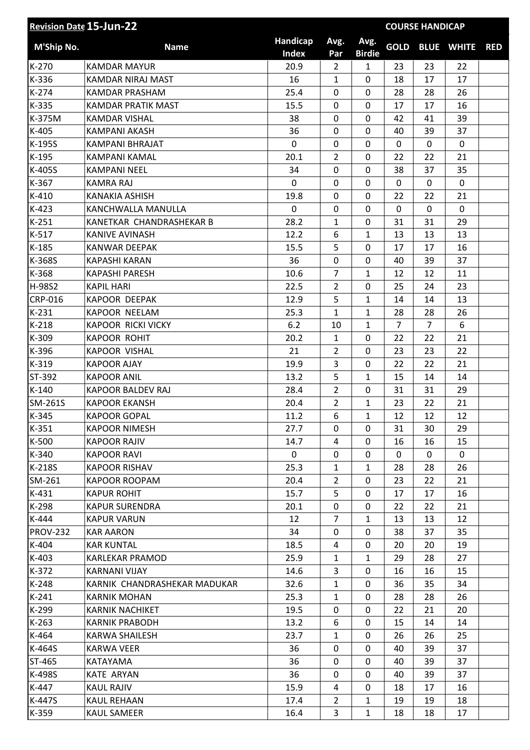| Revision Date | 15-Jun-22 | | | | COURSE HANDICAP | | | |
|---|---|---|---|---|---|---|---|---|
| M'Ship No. | Name | Handicap Index | Avg. Par | Avg. Birdie | GOLD | BLUE | WHITE | RED |
| K-270 | KAMDAR MAYUR | 20.9 | 2 | 1 | 23 | 23 | 22 | |
| K-336 | KAMDAR NIRAJ MAST | 16 | 1 | 0 | 18 | 17 | 17 | |
| K-274 | KAMDAR PRASHAM | 25.4 | 0 | 0 | 28 | 28 | 26 | |
| K-335 | KAMDAR PRATIK MAST | 15.5 | 0 | 0 | 17 | 17 | 16 | |
| K-375M | KAMDAR VISHAL | 38 | 0 | 0 | 42 | 41 | 39 | |
| K-405 | KAMPANI AKASH | 36 | 0 | 0 | 40 | 39 | 37 | |
| K-195S | KAMPANI BHRAJAT | 0 | 0 | 0 | 0 | 0 | 0 | |
| K-195 | KAMPANI KAMAL | 20.1 | 2 | 0 | 22 | 22 | 21 | |
| K-405S | KAMPANI NEEL | 34 | 0 | 0 | 38 | 37 | 35 | |
| K-367 | KAMRA RAJ | 0 | 0 | 0 | 0 | 0 | 0 | |
| K-410 | KANAKIA ASHISH | 19.8 | 0 | 0 | 22 | 22 | 21 | |
| K-423 | KANCHWALLA MANULLA | 0 | 0 | 0 | 0 | 0 | 0 | |
| K-251 | KANETKAR CHANDRASHEKAR B | 28.2 | 1 | 0 | 31 | 31 | 29 | |
| K-517 | KANIVE AVINASH | 12.2 | 6 | 1 | 13 | 13 | 13 | |
| K-185 | KANWAR DEEPAK | 15.5 | 5 | 0 | 17 | 17 | 16 | |
| K-368S | KAPASHI KARAN | 36 | 0 | 0 | 40 | 39 | 37 | |
| K-368 | KAPASHI PARESH | 10.6 | 7 | 1 | 12 | 12 | 11 | |
| H-98S2 | KAPIL HARI | 22.5 | 2 | 0 | 25 | 24 | 23 | |
| CRP-016 | KAPOOR DEEPAK | 12.9 | 5 | 1 | 14 | 14 | 13 | |
| K-231 | KAPOOR NEELAM | 25.3 | 1 | 1 | 28 | 28 | 26 | |
| K-218 | KAPOOR RICKI VICKY | 6.2 | 10 | 1 | 7 | 7 | 6 | |
| K-309 | KAPOOR ROHIT | 20.2 | 1 | 0 | 22 | 22 | 21 | |
| K-396 | KAPOOR VISHAL | 21 | 2 | 0 | 23 | 23 | 22 | |
| K-319 | KAPOOR AJAY | 19.9 | 3 | 0 | 22 | 22 | 21 | |
| ST-392 | KAPOOR ANIL | 13.2 | 5 | 1 | 15 | 14 | 14 | |
| K-140 | KAPOOR BALDEV RAJ | 28.4 | 2 | 0 | 31 | 31 | 29 | |
| SM-261S | KAPOOR EKANSH | 20.4 | 2 | 1 | 23 | 22 | 21 | |
| K-345 | KAPOOR GOPAL | 11.2 | 6 | 1 | 12 | 12 | 12 | |
| K-351 | KAPOOR NIMESH | 27.7 | 0 | 0 | 31 | 30 | 29 | |
| K-500 | KAPOOR RAJIV | 14.7 | 4 | 0 | 16 | 16 | 15 | |
| K-340 | KAPOOR RAVI | 0 | 0 | 0 | 0 | 0 | 0 | |
| K-218S | KAPOOR RISHAV | 25.3 | 1 | 1 | 28 | 28 | 26 | |
| SM-261 | KAPOOR ROOPAM | 20.4 | 2 | 0 | 23 | 22 | 21 | |
| K-431 | KAPUR ROHIT | 15.7 | 5 | 0 | 17 | 17 | 16 | |
| K-298 | KAPUR SURENDRA | 20.1 | 0 | 0 | 22 | 22 | 21 | |
| K-444 | KAPUR VARUN | 12 | 7 | 1 | 13 | 13 | 12 | |
| PROV-232 | KAR AARON | 34 | 0 | 0 | 38 | 37 | 35 | |
| K-404 | KAR KUNTAL | 18.5 | 4 | 0 | 20 | 20 | 19 | |
| K-403 | KARLEKAR PRAMOD | 25.9 | 1 | 1 | 29 | 28 | 27 | |
| K-372 | KARNANI VIJAY | 14.6 | 3 | 0 | 16 | 16 | 15 | |
| K-248 | KARNIK CHANDRASHEKAR MADUKAR | 32.6 | 1 | 0 | 36 | 35 | 34 | |
| K-241 | KARNIK MOHAN | 25.3 | 1 | 0 | 28 | 28 | 26 | |
| K-299 | KARNIK NACHIKET | 19.5 | 0 | 0 | 22 | 21 | 20 | |
| K-263 | KARNIK PRABODH | 13.2 | 6 | 0 | 15 | 14 | 14 | |
| K-464 | KARWA SHAILESH | 23.7 | 1 | 0 | 26 | 26 | 25 | |
| K-464S | KARWA VEER | 36 | 0 | 0 | 40 | 39 | 37 | |
| ST-465 | KATAYAMA | 36 | 0 | 0 | 40 | 39 | 37 | |
| K-498S | KATE ARYAN | 36 | 0 | 0 | 40 | 39 | 37 | |
| K-447 | KAUL RAJIV | 15.9 | 4 | 0 | 18 | 17 | 16 | |
| K-447S | KAUL REHAAN | 17.4 | 2 | 1 | 19 | 19 | 18 | |
| K-359 | KAUL SAMEER | 16.4 | 3 | 1 | 18 | 18 | 17 | |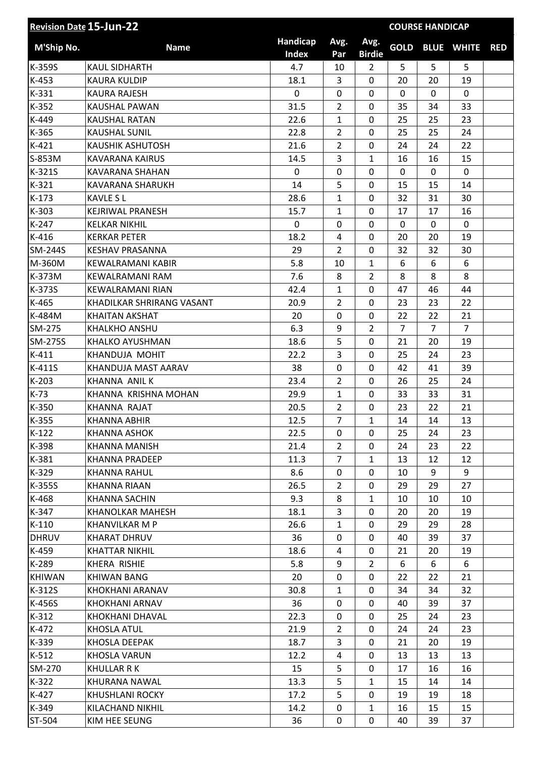| Revision Date 15-Jun-22 | | | | | COURSE HANDICAP | | | |
|---|---|---|---|---|---|---|---|---|
| M'Ship No. | Name | Handicap Index | Avg. Par | Avg. Birdie | GOLD | BLUE | WHITE | RED |
| K-359S | KAUL SIDHARTH | 4.7 | 10 | 2 | 5 | 5 | 5 | |
| K-453 | KAURA KULDIP | 18.1 | 3 | 0 | 20 | 20 | 19 | |
| K-331 | KAURA RAJESH | 0 | 0 | 0 | 0 | 0 | 0 | |
| K-352 | KAUSHAL PAWAN | 31.5 | 2 | 0 | 35 | 34 | 33 | |
| K-449 | KAUSHAL RATAN | 22.6 | 1 | 0 | 25 | 25 | 23 | |
| K-365 | KAUSHAL SUNIL | 22.8 | 2 | 0 | 25 | 25 | 24 | |
| K-421 | KAUSHIK ASHUTOSH | 21.6 | 2 | 0 | 24 | 24 | 22 | |
| S-853M | KAVARANA KAIRUS | 14.5 | 3 | 1 | 16 | 16 | 15 | |
| K-321S | KAVARANA SHAHAN | 0 | 0 | 0 | 0 | 0 | 0 | |
| K-321 | KAVARANA SHARUKH | 14 | 5 | 0 | 15 | 15 | 14 | |
| K-173 | KAVLE S L | 28.6 | 1 | 0 | 32 | 31 | 30 | |
| K-303 | KEJRIWAL PRANESH | 15.7 | 1 | 0 | 17 | 17 | 16 | |
| K-247 | KELKAR NIKHIL | 0 | 0 | 0 | 0 | 0 | 0 | |
| K-416 | KERKAR PETER | 18.2 | 4 | 0 | 20 | 20 | 19 | |
| SM-244S | KESHAV PRASANNA | 29 | 2 | 0 | 32 | 32 | 30 | |
| M-360M | KEWALRAMANI KABIR | 5.8 | 10 | 1 | 6 | 6 | 6 | |
| K-373M | KEWALRAMANI RAM | 7.6 | 8 | 2 | 8 | 8 | 8 | |
| K-373S | KEWALRAMANI RIAN | 42.4 | 1 | 0 | 47 | 46 | 44 | |
| K-465 | KHADILKAR SHRIRANG VASANT | 20.9 | 2 | 0 | 23 | 23 | 22 | |
| K-484M | KHAITAN AKSHAT | 20 | 0 | 0 | 22 | 22 | 21 | |
| SM-275 | KHALKHO ANSHU | 6.3 | 9 | 2 | 7 | 7 | 7 | |
| SM-275S | KHALKO AYUSHMAN | 18.6 | 5 | 0 | 21 | 20 | 19 | |
| K-411 | KHANDUJA MOHIT | 22.2 | 3 | 0 | 25 | 24 | 23 | |
| K-411S | KHANDUJA MAST AARAV | 38 | 0 | 0 | 42 | 41 | 39 | |
| K-203 | KHANNA ANIL K | 23.4 | 2 | 0 | 26 | 25 | 24 | |
| K-73 | KHANNA KRISHNA MOHAN | 29.9 | 1 | 0 | 33 | 33 | 31 | |
| K-350 | KHANNA RAJAT | 20.5 | 2 | 0 | 23 | 22 | 21 | |
| K-355 | KHANNA ABHIR | 12.5 | 7 | 1 | 14 | 14 | 13 | |
| K-122 | KHANNA ASHOK | 22.5 | 0 | 0 | 25 | 24 | 23 | |
| K-398 | KHANNA MANISH | 21.4 | 2 | 0 | 24 | 23 | 22 | |
| K-381 | KHANNA PRADEEP | 11.3 | 7 | 1 | 13 | 12 | 12 | |
| K-329 | KHANNA RAHUL | 8.6 | 0 | 0 | 10 | 9 | 9 | |
| K-355S | KHANNA RIAAN | 26.5 | 2 | 0 | 29 | 29 | 27 | |
| K-468 | KHANNA SACHIN | 9.3 | 8 | 1 | 10 | 10 | 10 | |
| K-347 | KHANOLKAR MAHESH | 18.1 | 3 | 0 | 20 | 20 | 19 | |
| K-110 | KHANVILKAR M P | 26.6 | 1 | 0 | 29 | 29 | 28 | |
| DHRUV | KHARAT DHRUV | 36 | 0 | 0 | 40 | 39 | 37 | |
| K-459 | KHATTAR NIKHIL | 18.6 | 4 | 0 | 21 | 20 | 19 | |
| K-289 | KHERA RISHIE | 5.8 | 9 | 2 | 6 | 6 | 6 | |
| KHIWAN | KHIWAN BANG | 20 | 0 | 0 | 22 | 22 | 21 | |
| K-312S | KHOKHANI ARANAV | 30.8 | 1 | 0 | 34 | 34 | 32 | |
| K-456S | KHOKHANI ARNAV | 36 | 0 | 0 | 40 | 39 | 37 | |
| K-312 | KHOKHANI DHAVAL | 22.3 | 0 | 0 | 25 | 24 | 23 | |
| K-472 | KHOSLA ATUL | 21.9 | 2 | 0 | 24 | 24 | 23 | |
| K-339 | KHOSLA DEEPAK | 18.7 | 3 | 0 | 21 | 20 | 19 | |
| K-512 | KHOSLA VARUN | 12.2 | 4 | 0 | 13 | 13 | 13 | |
| SM-270 | KHULLAR R K | 15 | 5 | 0 | 17 | 16 | 16 | |
| K-322 | KHURANA NAWAL | 13.3 | 5 | 1 | 15 | 14 | 14 | |
| K-427 | KHUSHLANI ROCKY | 17.2 | 5 | 0 | 19 | 19 | 18 | |
| K-349 | KILACHAND NIKHIL | 14.2 | 0 | 1 | 16 | 15 | 15 | |
| ST-504 | KIM HEE SEUNG | 36 | 0 | 0 | 40 | 39 | 37 | |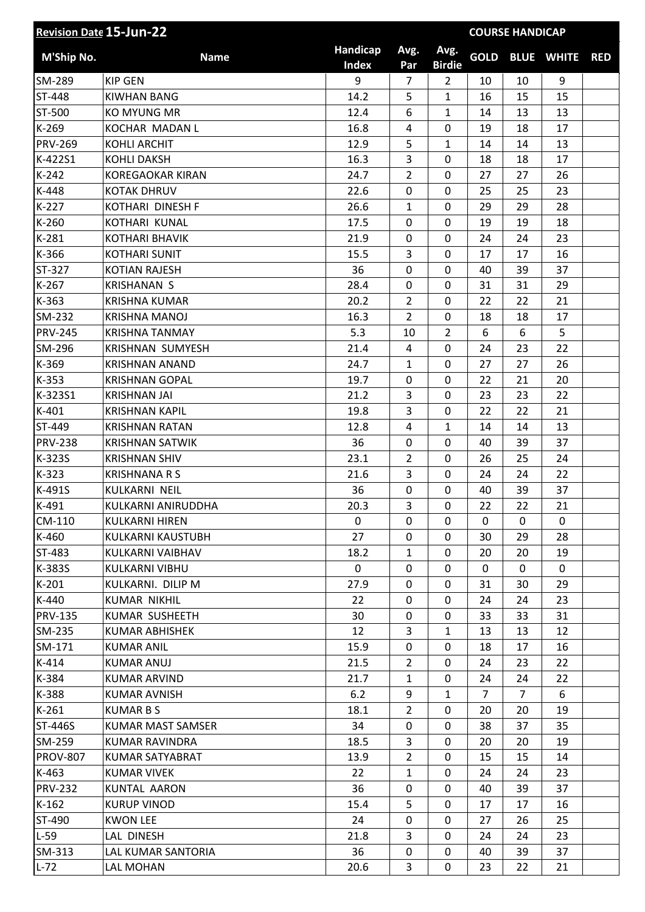| Revision Date 15-Jun-22 | | | | | COURSE HANDICAP | | | |
|---|---|---|---|---|---|---|---|---|
| M'Ship No. | Name | Handicap Index | Avg. Par | Avg. Birdie | GOLD | BLUE | WHITE | RED |
| SM-289 | KIP GEN | 9 | 7 | 2 | 10 | 10 | 9 | |
| ST-448 | KIWHAN BANG | 14.2 | 5 | 1 | 16 | 15 | 15 | |
| ST-500 | KO MYUNG MR | 12.4 | 6 | 1 | 14 | 13 | 13 | |
| K-269 | KOCHAR MADAN L | 16.8 | 4 | 0 | 19 | 18 | 17 | |
| PRV-269 | KOHLI ARCHIT | 12.9 | 5 | 1 | 14 | 14 | 13 | |
| K-422S1 | KOHLI DAKSH | 16.3 | 3 | 0 | 18 | 18 | 17 | |
| K-242 | KOREGAOKAR KIRAN | 24.7 | 2 | 0 | 27 | 27 | 26 | |
| K-448 | KOTAK DHRUV | 22.6 | 0 | 0 | 25 | 25 | 23 | |
| K-227 | KOTHARI DINESH F | 26.6 | 1 | 0 | 29 | 29 | 28 | |
| K-260 | KOTHARI KUNAL | 17.5 | 0 | 0 | 19 | 19 | 18 | |
| K-281 | KOTHARI BHAVIK | 21.9 | 0 | 0 | 24 | 24 | 23 | |
| K-366 | KOTHARI SUNIT | 15.5 | 3 | 0 | 17 | 17 | 16 | |
| ST-327 | KOTIAN RAJESH | 36 | 0 | 0 | 40 | 39 | 37 | |
| K-267 | KRISHANAN S | 28.4 | 0 | 0 | 31 | 31 | 29 | |
| K-363 | KRISHNA KUMAR | 20.2 | 2 | 0 | 22 | 22 | 21 | |
| SM-232 | KRISHNA MANOJ | 16.3 | 2 | 0 | 18 | 18 | 17 | |
| PRV-245 | KRISHNA TANMAY | 5.3 | 10 | 2 | 6 | 6 | 5 | |
| SM-296 | KRISHNAN SUMYESH | 21.4 | 4 | 0 | 24 | 23 | 22 | |
| K-369 | KRISHNAN ANAND | 24.7 | 1 | 0 | 27 | 27 | 26 | |
| K-353 | KRISHNAN GOPAL | 19.7 | 0 | 0 | 22 | 21 | 20 | |
| K-323S1 | KRISHNAN JAI | 21.2 | 3 | 0 | 23 | 23 | 22 | |
| K-401 | KRISHNAN KAPIL | 19.8 | 3 | 0 | 22 | 22 | 21 | |
| ST-449 | KRISHNAN RATAN | 12.8 | 4 | 1 | 14 | 14 | 13 | |
| PRV-238 | KRISHNAN SATWIK | 36 | 0 | 0 | 40 | 39 | 37 | |
| K-323S | KRISHNAN SHIV | 23.1 | 2 | 0 | 26 | 25 | 24 | |
| K-323 | KRISHNANA R S | 21.6 | 3 | 0 | 24 | 24 | 22 | |
| K-491S | KULKARNI NEIL | 36 | 0 | 0 | 40 | 39 | 37 | |
| K-491 | KULKARNI ANIRUDDHA | 20.3 | 3 | 0 | 22 | 22 | 21 | |
| CM-110 | KULKARNI HIREN | 0 | 0 | 0 | 0 | 0 | 0 | |
| K-460 | KULKARNI KAUSTUBH | 27 | 0 | 0 | 30 | 29 | 28 | |
| ST-483 | KULKARNI VAIBHAV | 18.2 | 1 | 0 | 20 | 20 | 19 | |
| K-383S | KULKARNI VIBHU | 0 | 0 | 0 | 0 | 0 | 0 | |
| K-201 | KULKARNI. DILIP M | 27.9 | 0 | 0 | 31 | 30 | 29 | |
| K-440 | KUMAR NIKHIL | 22 | 0 | 0 | 24 | 24 | 23 | |
| PRV-135 | KUMAR SUSHEETH | 30 | 0 | 0 | 33 | 33 | 31 | |
| SM-235 | KUMAR ABHISHEK | 12 | 3 | 1 | 13 | 13 | 12 | |
| SM-171 | KUMAR ANIL | 15.9 | 0 | 0 | 18 | 17 | 16 | |
| K-414 | KUMAR ANUJ | 21.5 | 2 | 0 | 24 | 23 | 22 | |
| K-384 | KUMAR ARVIND | 21.7 | 1 | 0 | 24 | 24 | 22 | |
| K-388 | KUMAR AVNISH | 6.2 | 9 | 1 | 7 | 7 | 6 | |
| K-261 | KUMAR B S | 18.1 | 2 | 0 | 20 | 20 | 19 | |
| ST-446S | KUMAR MAST SAMSER | 34 | 0 | 0 | 38 | 37 | 35 | |
| SM-259 | KUMAR RAVINDRA | 18.5 | 3 | 0 | 20 | 20 | 19 | |
| PROV-807 | KUMAR SATYABRAT | 13.9 | 2 | 0 | 15 | 15 | 14 | |
| K-463 | KUMAR VIVEK | 22 | 1 | 0 | 24 | 24 | 23 | |
| PRV-232 | KUNTAL AARON | 36 | 0 | 0 | 40 | 39 | 37 | |
| K-162 | KURUP VINOD | 15.4 | 5 | 0 | 17 | 17 | 16 | |
| ST-490 | KWON LEE | 24 | 0 | 0 | 27 | 26 | 25 | |
| L-59 | LAL DINESH | 21.8 | 3 | 0 | 24 | 24 | 23 | |
| SM-313 | LAL KUMAR SANTORIA | 36 | 0 | 0 | 40 | 39 | 37 | |
| L-72 | LAL MOHAN | 20.6 | 3 | 0 | 23 | 22 | 21 | |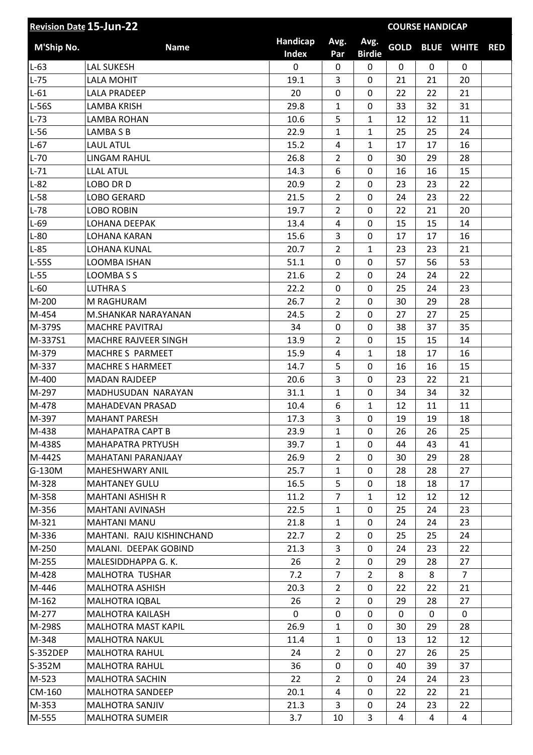| Revision Date 15-Jun-22 | | | | | COURSE HANDICAP | | | |
|---|---|---|---|---|---|---|---|---|
| M'Ship No. | Name | Handicap Index | Avg. Par | Avg. Birdie | GOLD | BLUE | WHITE | RED |
| L-63 | LAL SUKESH | 0 | 0 | 0 | 0 | 0 | 0 | |
| L-75 | LALA MOHIT | 19.1 | 3 | 0 | 21 | 21 | 20 | |
| L-61 | LALA PRADEEP | 20 | 0 | 0 | 22 | 22 | 21 | |
| L-56S | LAMBA KRISH | 29.8 | 1 | 0 | 33 | 32 | 31 | |
| L-73 | LAMBA ROHAN | 10.6 | 5 | 1 | 12 | 12 | 11 | |
| L-56 | LAMBA S B | 22.9 | 1 | 1 | 25 | 25 | 24 | |
| L-67 | LAUL ATUL | 15.2 | 4 | 1 | 17 | 17 | 16 | |
| L-70 | LINGAM RAHUL | 26.8 | 2 | 0 | 30 | 29 | 28 | |
| L-71 | LLAL ATUL | 14.3 | 6 | 0 | 16 | 16 | 15 | |
| L-82 | LOBO DR D | 20.9 | 2 | 0 | 23 | 23 | 22 | |
| L-58 | LOBO GERARD | 21.5 | 2 | 0 | 24 | 23 | 22 | |
| L-78 | LOBO ROBIN | 19.7 | 2 | 0 | 22 | 21 | 20 | |
| L-69 | LOHANA DEEPAK | 13.4 | 4 | 0 | 15 | 15 | 14 | |
| L-80 | LOHANA KARAN | 15.6 | 3 | 0 | 17 | 17 | 16 | |
| L-85 | LOHANA KUNAL | 20.7 | 2 | 1 | 23 | 23 | 21 | |
| L-55S | LOOMBA ISHAN | 51.1 | 0 | 0 | 57 | 56 | 53 | |
| L-55 | LOOMBA S S | 21.6 | 2 | 0 | 24 | 24 | 22 | |
| L-60 | LUTHRA S | 22.2 | 0 | 0 | 25 | 24 | 23 | |
| M-200 | M RAGHURAM | 26.7 | 2 | 0 | 30 | 29 | 28 | |
| M-454 | M.SHANKAR NARAYANAN | 24.5 | 2 | 0 | 27 | 27 | 25 | |
| M-379S | MACHRE PAVITRAJ | 34 | 0 | 0 | 38 | 37 | 35 | |
| M-337S1 | MACHRE RAJVEER SINGH | 13.9 | 2 | 0 | 15 | 15 | 14 | |
| M-379 | MACHRE S PARMEET | 15.9 | 4 | 1 | 18 | 17 | 16 | |
| M-337 | MACHRE S HARMEET | 14.7 | 5 | 0 | 16 | 16 | 15 | |
| M-400 | MADAN RAJDEEP | 20.6 | 3 | 0 | 23 | 22 | 21 | |
| M-297 | MADHUSUDAN NARAYAN | 31.1 | 1 | 0 | 34 | 34 | 32 | |
| M-478 | MAHADEVAN PRASAD | 10.4 | 6 | 1 | 12 | 11 | 11 | |
| M-397 | MAHANT PARESH | 17.3 | 3 | 0 | 19 | 19 | 18 | |
| M-438 | MAHAPATRA CAPT B | 23.9 | 1 | 0 | 26 | 26 | 25 | |
| M-438S | MAHAPATRA PRTYUSH | 39.7 | 1 | 0 | 44 | 43 | 41 | |
| M-442S | MAHATANI PARANJAAY | 26.9 | 2 | 0 | 30 | 29 | 28 | |
| G-130M | MAHESHWARY ANIL | 25.7 | 1 | 0 | 28 | 28 | 27 | |
| M-328 | MAHTANEY GULU | 16.5 | 5 | 0 | 18 | 18 | 17 | |
| M-358 | MAHTANI ASHISH R | 11.2 | 7 | 1 | 12 | 12 | 12 | |
| M-356 | MAHTANI AVINASH | 22.5 | 1 | 0 | 25 | 24 | 23 | |
| M-321 | MAHTANI MANU | 21.8 | 1 | 0 | 24 | 24 | 23 | |
| M-336 | MAHTANI. RAJU KISHINCHAND | 22.7 | 2 | 0 | 25 | 25 | 24 | |
| M-250 | MALANI. DEEPAK GOBIND | 21.3 | 3 | 0 | 24 | 23 | 22 | |
| M-255 | MALESIDDHAPPA G. K. | 26 | 2 | 0 | 29 | 28 | 27 | |
| M-428 | MALHOTRA TUSHAR | 7.2 | 7 | 2 | 8 | 8 | 7 | |
| M-446 | MALHOTRA ASHISH | 20.3 | 2 | 0 | 22 | 22 | 21 | |
| M-162 | MALHOTRA IQBAL | 26 | 2 | 0 | 29 | 28 | 27 | |
| M-277 | MALHOTRA KAILASH | 0 | 0 | 0 | 0 | 0 | 0 | |
| M-298S | MALHOTRA MAST KAPIL | 26.9 | 1 | 0 | 30 | 29 | 28 | |
| M-348 | MALHOTRA NAKUL | 11.4 | 1 | 0 | 13 | 12 | 12 | |
| S-352DEP | MALHOTRA RAHUL | 24 | 2 | 0 | 27 | 26 | 25 | |
| S-352M | MALHOTRA RAHUL | 36 | 0 | 0 | 40 | 39 | 37 | |
| M-523 | MALHOTRA SACHIN | 22 | 2 | 0 | 24 | 24 | 23 | |
| CM-160 | MALHOTRA SANDEEP | 20.1 | 4 | 0 | 22 | 22 | 21 | |
| M-353 | MALHOTRA SANJIV | 21.3 | 3 | 0 | 24 | 23 | 22 | |
| M-555 | MALHOTRA SUMEIR | 3.7 | 10 | 3 | 4 | 4 | 4 | |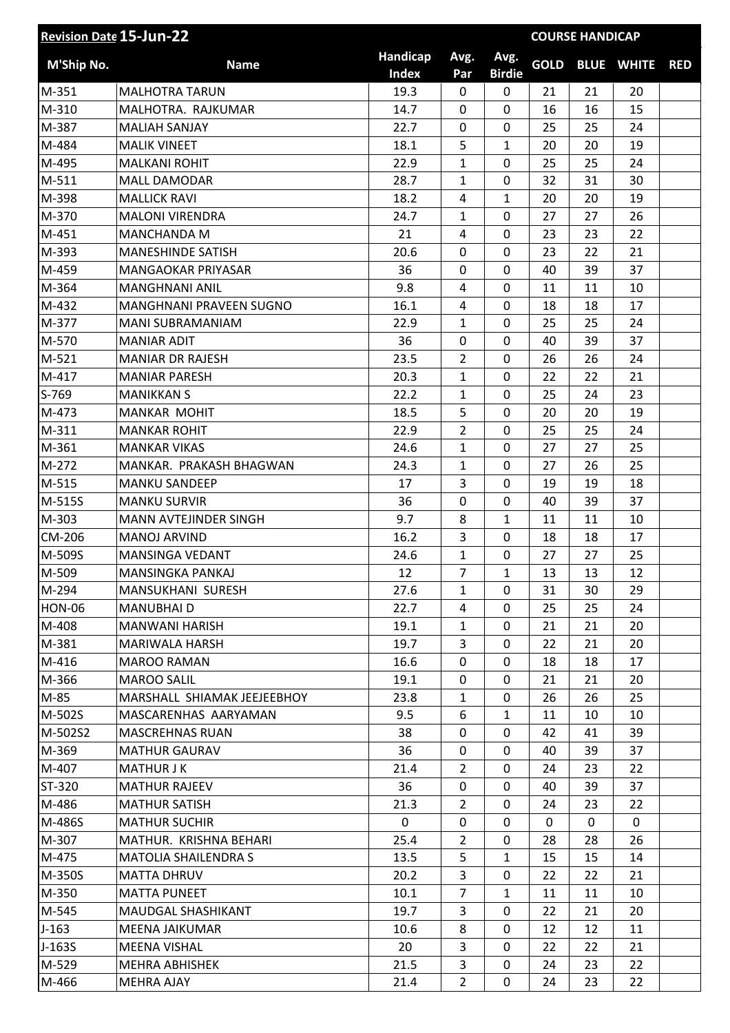| Revision Date 15-Jun-22 | | | | | COURSE HANDICAP | | | |
|---|---|---|---|---|---|---|---|---|
| M'Ship No. | Name | Handicap Index | Avg. Par | Avg. Birdie | GOLD | BLUE | WHITE | RED |
| M-351 | MALHOTRA TARUN | 19.3 | 0 | 0 | 21 | 21 | 20 | |
| M-310 | MALHOTRA. RAJKUMAR | 14.7 | 0 | 0 | 16 | 16 | 15 | |
| M-387 | MALIAH SANJAY | 22.7 | 0 | 0 | 25 | 25 | 24 | |
| M-484 | MALIK VINEET | 18.1 | 5 | 1 | 20 | 20 | 19 | |
| M-495 | MALKANI ROHIT | 22.9 | 1 | 0 | 25 | 25 | 24 | |
| M-511 | MALL DAMODAR | 28.7 | 1 | 0 | 32 | 31 | 30 | |
| M-398 | MALLICK RAVI | 18.2 | 4 | 1 | 20 | 20 | 19 | |
| M-370 | MALONI VIRENDRA | 24.7 | 1 | 0 | 27 | 27 | 26 | |
| M-451 | MANCHANDA M | 21 | 4 | 0 | 23 | 23 | 22 | |
| M-393 | MANESHINDE SATISH | 20.6 | 0 | 0 | 23 | 22 | 21 | |
| M-459 | MANGAOKAR PRIYASAR | 36 | 0 | 0 | 40 | 39 | 37 | |
| M-364 | MANGHNANI ANIL | 9.8 | 4 | 0 | 11 | 11 | 10 | |
| M-432 | MANGHNANI PRAVEEN SUGNO | 16.1 | 4 | 0 | 18 | 18 | 17 | |
| M-377 | MANI SUBRAMANIAM | 22.9 | 1 | 0 | 25 | 25 | 24 | |
| M-570 | MANIAR ADIT | 36 | 0 | 0 | 40 | 39 | 37 | |
| M-521 | MANIAR DR RAJESH | 23.5 | 2 | 0 | 26 | 26 | 24 | |
| M-417 | MANIAR PARESH | 20.3 | 1 | 0 | 22 | 22 | 21 | |
| S-769 | MANIKKAN S | 22.2 | 1 | 0 | 25 | 24 | 23 | |
| M-473 | MANKAR MOHIT | 18.5 | 5 | 0 | 20 | 20 | 19 | |
| M-311 | MANKAR ROHIT | 22.9 | 2 | 0 | 25 | 25 | 24 | |
| M-361 | MANKAR VIKAS | 24.6 | 1 | 0 | 27 | 27 | 25 | |
| M-272 | MANKAR. PRAKASH BHAGWAN | 24.3 | 1 | 0 | 27 | 26 | 25 | |
| M-515 | MANKU SANDEEP | 17 | 3 | 0 | 19 | 19 | 18 | |
| M-515S | MANKU SURVIR | 36 | 0 | 0 | 40 | 39 | 37 | |
| M-303 | MANN AVTEJINDER SINGH | 9.7 | 8 | 1 | 11 | 11 | 10 | |
| CM-206 | MANOJ ARVIND | 16.2 | 3 | 0 | 18 | 18 | 17 | |
| M-509S | MANSINGA VEDANT | 24.6 | 1 | 0 | 27 | 27 | 25 | |
| M-509 | MANSINGKA PANKAJ | 12 | 7 | 1 | 13 | 13 | 12 | |
| M-294 | MANSUKHANI SURESH | 27.6 | 1 | 0 | 31 | 30 | 29 | |
| HON-06 | MANUBHAI D | 22.7 | 4 | 0 | 25 | 25 | 24 | |
| M-408 | MANWANI HARISH | 19.1 | 1 | 0 | 21 | 21 | 20 | |
| M-381 | MARIWALA HARSH | 19.7 | 3 | 0 | 22 | 21 | 20 | |
| M-416 | MAROO RAMAN | 16.6 | 0 | 0 | 18 | 18 | 17 | |
| M-366 | MAROO SALIL | 19.1 | 0 | 0 | 21 | 21 | 20 | |
| M-85 | MARSHALL SHIAMAK JEEJEEBHOY | 23.8 | 1 | 0 | 26 | 26 | 25 | |
| M-502S | MASCARENHAS AARYAMAN | 9.5 | 6 | 1 | 11 | 10 | 10 | |
| M-502S2 | MASCREHNAS RUAN | 38 | 0 | 0 | 42 | 41 | 39 | |
| M-369 | MATHUR GAURAV | 36 | 0 | 0 | 40 | 39 | 37 | |
| M-407 | MATHUR J K | 21.4 | 2 | 0 | 24 | 23 | 22 | |
| ST-320 | MATHUR RAJEEV | 36 | 0 | 0 | 40 | 39 | 37 | |
| M-486 | MATHUR SATISH | 21.3 | 2 | 0 | 24 | 23 | 22 | |
| M-486S | MATHUR SUCHIR | 0 | 0 | 0 | 0 | 0 | 0 | |
| M-307 | MATHUR. KRISHNA BEHARI | 25.4 | 2 | 0 | 28 | 28 | 26 | |
| M-475 | MATOLIA SHAILENDRA S | 13.5 | 5 | 1 | 15 | 15 | 14 | |
| M-350S | MATTA DHRUV | 20.2 | 3 | 0 | 22 | 22 | 21 | |
| M-350 | MATTA PUNEET | 10.1 | 7 | 1 | 11 | 11 | 10 | |
| M-545 | MAUDGAL SHASHIKANT | 19.7 | 3 | 0 | 22 | 21 | 20 | |
| J-163 | MEENA JAIKUMAR | 10.6 | 8 | 0 | 12 | 12 | 11 | |
| J-163S | MEENA VISHAL | 20 | 3 | 0 | 22 | 22 | 21 | |
| M-529 | MEHRA ABHISHEK | 21.5 | 3 | 0 | 24 | 23 | 22 | |
| M-466 | MEHRA AJAY | 21.4 | 2 | 0 | 24 | 23 | 22 | |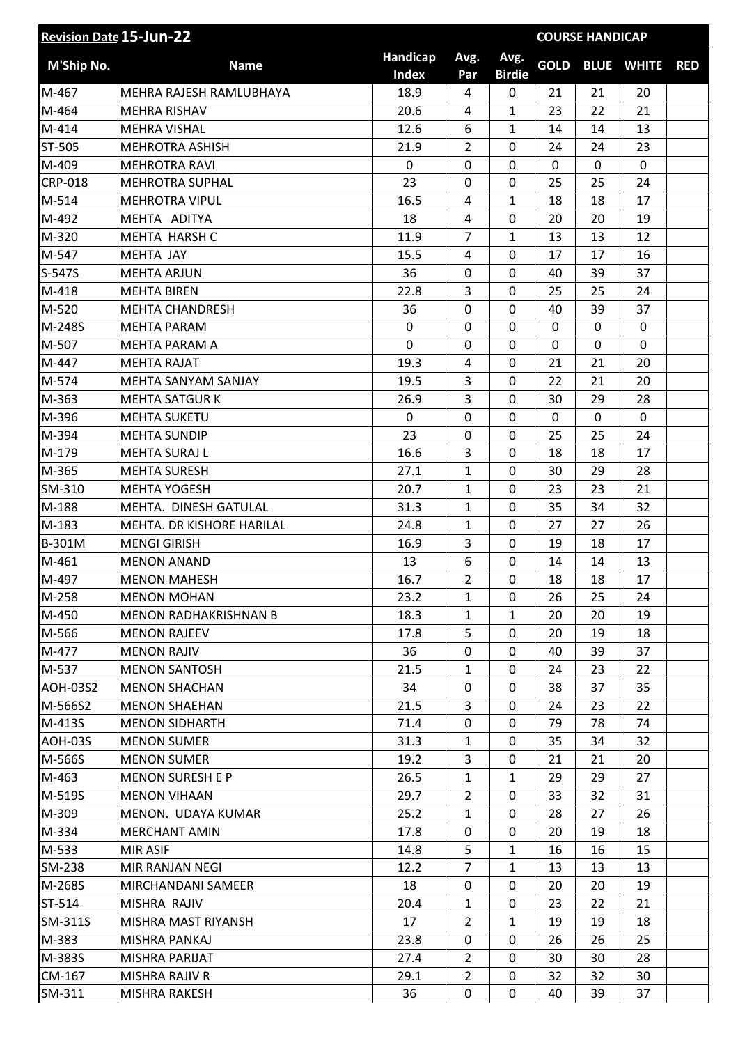| Revision Date 15-Jun-22 | | | | | COURSE HANDICAP | | | |
|---|---|---|---|---|---|---|---|---|
| M'Ship No. | Name | Handicap Index | Avg. Par | Avg. Birdie | GOLD | BLUE | WHITE | RED |
| M-467 | MEHRA RAJESH RAMLUBHAYA | 18.9 | 4 | 0 | 21 | 21 | 20 | |
| M-464 | MEHRA RISHAV | 20.6 | 4 | 1 | 23 | 22 | 21 | |
| M-414 | MEHRA VISHAL | 12.6 | 6 | 1 | 14 | 14 | 13 | |
| ST-505 | MEHROTRA ASHISH | 21.9 | 2 | 0 | 24 | 24 | 23 | |
| M-409 | MEHROTRA RAVI | 0 | 0 | 0 | 0 | 0 | 0 | |
| CRP-018 | MEHROTRA SUPHAL | 23 | 0 | 0 | 25 | 25 | 24 | |
| M-514 | MEHROTRA VIPUL | 16.5 | 4 | 1 | 18 | 18 | 17 | |
| M-492 | MEHTA ADITYA | 18 | 4 | 0 | 20 | 20 | 19 | |
| M-320 | MEHTA HARSH C | 11.9 | 7 | 1 | 13 | 13 | 12 | |
| M-547 | MEHTA JAY | 15.5 | 4 | 0 | 17 | 17 | 16 | |
| S-547S | MEHTA ARJUN | 36 | 0 | 0 | 40 | 39 | 37 | |
| M-418 | MEHTA BIREN | 22.8 | 3 | 0 | 25 | 25 | 24 | |
| M-520 | MEHTA CHANDRESH | 36 | 0 | 0 | 40 | 39 | 37 | |
| M-248S | MEHTA PARAM | 0 | 0 | 0 | 0 | 0 | 0 | |
| M-507 | MEHTA PARAM A | 0 | 0 | 0 | 0 | 0 | 0 | |
| M-447 | MEHTA RAJAT | 19.3 | 4 | 0 | 21 | 21 | 20 | |
| M-574 | MEHTA SANYAM SANJAY | 19.5 | 3 | 0 | 22 | 21 | 20 | |
| M-363 | MEHTA SATGUR K | 26.9 | 3 | 0 | 30 | 29 | 28 | |
| M-396 | MEHTA SUKETU | 0 | 0 | 0 | 0 | 0 | 0 | |
| M-394 | MEHTA SUNDIP | 23 | 0 | 0 | 25 | 25 | 24 | |
| M-179 | MEHTA SURAJ L | 16.6 | 3 | 0 | 18 | 18 | 17 | |
| M-365 | MEHTA SURESH | 27.1 | 1 | 0 | 30 | 29 | 28 | |
| SM-310 | MEHTA YOGESH | 20.7 | 1 | 0 | 23 | 23 | 21 | |
| M-188 | MEHTA. DINESH GATULAL | 31.3 | 1 | 0 | 35 | 34 | 32 | |
| M-183 | MEHTA. DR KISHORE HARILAL | 24.8 | 1 | 0 | 27 | 27 | 26 | |
| B-301M | MENGI GIRISH | 16.9 | 3 | 0 | 19 | 18 | 17 | |
| M-461 | MENON ANAND | 13 | 6 | 0 | 14 | 14 | 13 | |
| M-497 | MENON MAHESH | 16.7 | 2 | 0 | 18 | 18 | 17 | |
| M-258 | MENON MOHAN | 23.2 | 1 | 0 | 26 | 25 | 24 | |
| M-450 | MENON RADHAKRISHNAN B | 18.3 | 1 | 1 | 20 | 20 | 19 | |
| M-566 | MENON RAJEEV | 17.8 | 5 | 0 | 20 | 19 | 18 | |
| M-477 | MENON RAJIV | 36 | 0 | 0 | 40 | 39 | 37 | |
| M-537 | MENON SANTOSH | 21.5 | 1 | 0 | 24 | 23 | 22 | |
| AOH-03S2 | MENON SHACHAN | 34 | 0 | 0 | 38 | 37 | 35 | |
| M-566S2 | MENON SHAEHAN | 21.5 | 3 | 0 | 24 | 23 | 22 | |
| M-413S | MENON SIDHARTH | 71.4 | 0 | 0 | 79 | 78 | 74 | |
| AOH-03S | MENON SUMER | 31.3 | 1 | 0 | 35 | 34 | 32 | |
| M-566S | MENON SUMER | 19.2 | 3 | 0 | 21 | 21 | 20 | |
| M-463 | MENON SURESH E P | 26.5 | 1 | 1 | 29 | 29 | 27 | |
| M-519S | MENON VIHAAN | 29.7 | 2 | 0 | 33 | 32 | 31 | |
| M-309 | MENON. UDAYA KUMAR | 25.2 | 1 | 0 | 28 | 27 | 26 | |
| M-334 | MERCHANT AMIN | 17.8 | 0 | 0 | 20 | 19 | 18 | |
| M-533 | MIR ASIF | 14.8 | 5 | 1 | 16 | 16 | 15 | |
| SM-238 | MIR RANJAN NEGI | 12.2 | 7 | 1 | 13 | 13 | 13 | |
| M-268S | MIRCHANDANI SAMEER | 18 | 0 | 0 | 20 | 20 | 19 | |
| ST-514 | MISHRA RAJIV | 20.4 | 1 | 0 | 23 | 22 | 21 | |
| SM-311S | MISHRA MAST RIYANSH | 17 | 2 | 1 | 19 | 19 | 18 | |
| M-383 | MISHRA PANKAJ | 23.8 | 0 | 0 | 26 | 26 | 25 | |
| M-383S | MISHRA PARIJAT | 27.4 | 2 | 0 | 30 | 30 | 28 | |
| CM-167 | MISHRA RAJIV R | 29.1 | 2 | 0 | 32 | 32 | 30 | |
| SM-311 | MISHRA RAKESH | 36 | 0 | 0 | 40 | 39 | 37 | |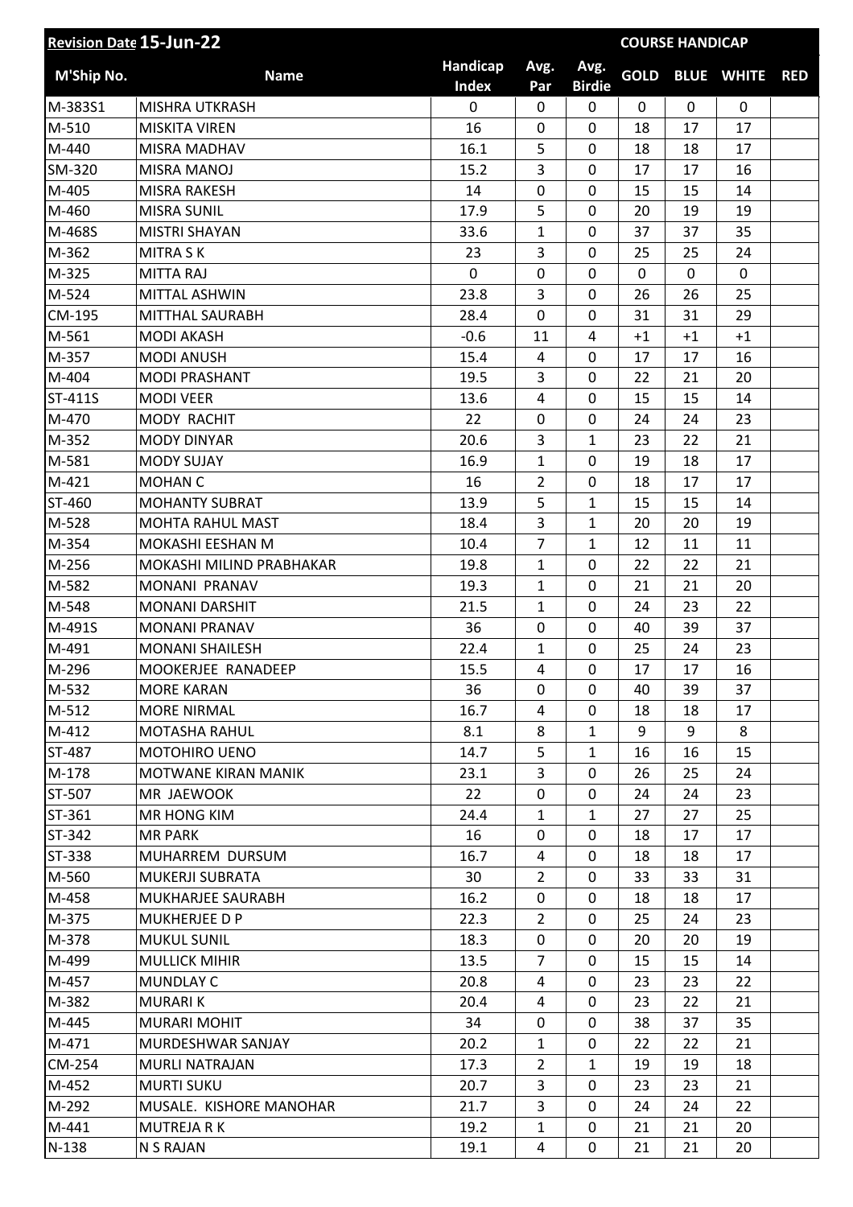| Revision Date 15-Jun-22 | | | | | COURSE HANDICAP | | | |
|---|---|---|---|---|---|---|---|---|
| M'Ship No. | Name | Handicap Index | Avg. Par | Avg. Birdie | GOLD | BLUE | WHITE | RED |
| M-383S1 | MISHRA UTKRASH | 0 | 0 | 0 | 0 | 0 | 0 | |
| M-510 | MISKITA VIREN | 16 | 0 | 0 | 18 | 17 | 17 | |
| M-440 | MISRA MADHAV | 16.1 | 5 | 0 | 18 | 18 | 17 | |
| SM-320 | MISRA MANOJ | 15.2 | 3 | 0 | 17 | 17 | 16 | |
| M-405 | MISRA RAKESH | 14 | 0 | 0 | 15 | 15 | 14 | |
| M-460 | MISRA SUNIL | 17.9 | 5 | 0 | 20 | 19 | 19 | |
| M-468S | MISTRI SHAYAN | 33.6 | 1 | 0 | 37 | 37 | 35 | |
| M-362 | MITRA S K | 23 | 3 | 0 | 25 | 25 | 24 | |
| M-325 | MITTA RAJ | 0 | 0 | 0 | 0 | 0 | 0 | |
| M-524 | MITTAL ASHWIN | 23.8 | 3 | 0 | 26 | 26 | 25 | |
| CM-195 | MITTHAL SAURABH | 28.4 | 0 | 0 | 31 | 31 | 29 | |
| M-561 | MODI AKASH | -0.6 | 11 | 4 | +1 | +1 | +1 | |
| M-357 | MODI ANUSH | 15.4 | 4 | 0 | 17 | 17 | 16 | |
| M-404 | MODI PRASHANT | 19.5 | 3 | 0 | 22 | 21 | 20 | |
| ST-411S | MODI VEER | 13.6 | 4 | 0 | 15 | 15 | 14 | |
| M-470 | MODY RACHIT | 22 | 0 | 0 | 24 | 24 | 23 | |
| M-352 | MODY DINYAR | 20.6 | 3 | 1 | 23 | 22 | 21 | |
| M-581 | MODY SUJAY | 16.9 | 1 | 0 | 19 | 18 | 17 | |
| M-421 | MOHAN C | 16 | 2 | 0 | 18 | 17 | 17 | |
| ST-460 | MOHANTY SUBRAT | 13.9 | 5 | 1 | 15 | 15 | 14 | |
| M-528 | MOHTA RAHUL MAST | 18.4 | 3 | 1 | 20 | 20 | 19 | |
| M-354 | MOKASHI EESHAN M | 10.4 | 7 | 1 | 12 | 11 | 11 | |
| M-256 | MOKASHI MILIND PRABHAKAR | 19.8 | 1 | 0 | 22 | 22 | 21 | |
| M-582 | MONANI PRANAV | 19.3 | 1 | 0 | 21 | 21 | 20 | |
| M-548 | MONANI DARSHIT | 21.5 | 1 | 0 | 24 | 23 | 22 | |
| M-491S | MONANI PRANAV | 36 | 0 | 0 | 40 | 39 | 37 | |
| M-491 | MONANI SHAILESH | 22.4 | 1 | 0 | 25 | 24 | 23 | |
| M-296 | MOOKERJEE RANADEEP | 15.5 | 4 | 0 | 17 | 17 | 16 | |
| M-532 | MORE KARAN | 36 | 0 | 0 | 40 | 39 | 37 | |
| M-512 | MORE NIRMAL | 16.7 | 4 | 0 | 18 | 18 | 17 | |
| M-412 | MOTASHA RAHUL | 8.1 | 8 | 1 | 9 | 9 | 8 | |
| ST-487 | MOTOHIRO UENO | 14.7 | 5 | 1 | 16 | 16 | 15 | |
| M-178 | MOTWANE KIRAN MANIK | 23.1 | 3 | 0 | 26 | 25 | 24 | |
| ST-507 | MR JAEWOOK | 22 | 0 | 0 | 24 | 24 | 23 | |
| ST-361 | MR HONG KIM | 24.4 | 1 | 1 | 27 | 27 | 25 | |
| ST-342 | MR PARK | 16 | 0 | 0 | 18 | 17 | 17 | |
| ST-338 | MUHARREM DURSUM | 16.7 | 4 | 0 | 18 | 18 | 17 | |
| M-560 | MUKERJI SUBRATA | 30 | 2 | 0 | 33 | 33 | 31 | |
| M-458 | MUKHARJEE SAURABH | 16.2 | 0 | 0 | 18 | 18 | 17 | |
| M-375 | MUKHERJEE D P | 22.3 | 2 | 0 | 25 | 24 | 23 | |
| M-378 | MUKUL SUNIL | 18.3 | 0 | 0 | 20 | 20 | 19 | |
| M-499 | MULLICK MIHIR | 13.5 | 7 | 0 | 15 | 15 | 14 | |
| M-457 | MUNDLAY C | 20.8 | 4 | 0 | 23 | 23 | 22 | |
| M-382 | MURARI K | 20.4 | 4 | 0 | 23 | 22 | 21 | |
| M-445 | MURARI MOHIT | 34 | 0 | 0 | 38 | 37 | 35 | |
| M-471 | MURDESHWAR SANJAY | 20.2 | 1 | 0 | 22 | 22 | 21 | |
| CM-254 | MURLI NATRAJAN | 17.3 | 2 | 1 | 19 | 19 | 18 | |
| M-452 | MURTI SUKU | 20.7 | 3 | 0 | 23 | 23 | 21 | |
| M-292 | MUSALE. KISHORE MANOHAR | 21.7 | 3 | 0 | 24 | 24 | 22 | |
| M-441 | MUTREJA R K | 19.2 | 1 | 0 | 21 | 21 | 20 | |
| N-138 | N S RAJAN | 19.1 | 4 | 0 | 21 | 21 | 20 | |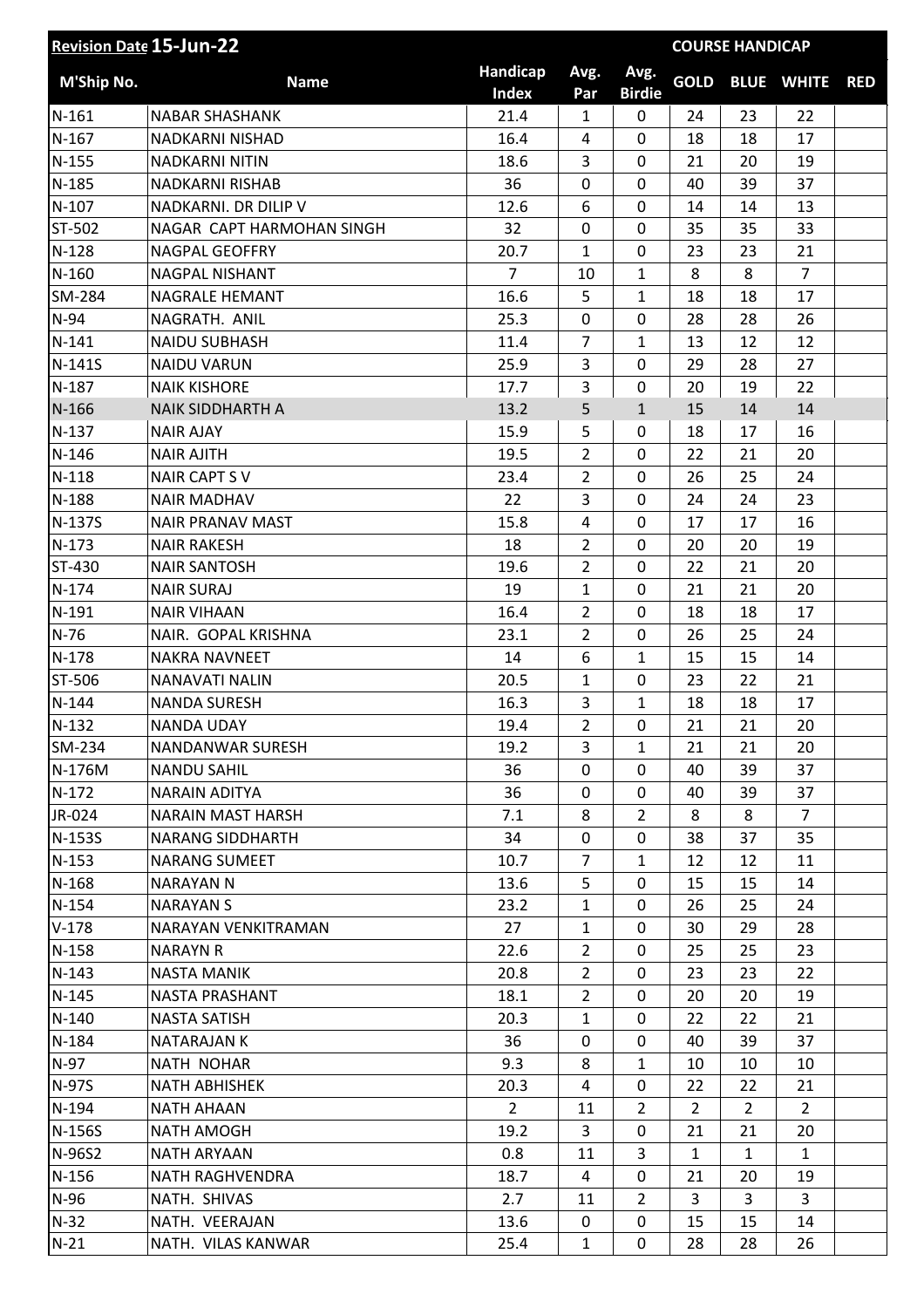| Revision Date 15-Jun-22 | | | | | COURSE HANDICAP | | | |
|---|---|---|---|---|---|---|---|---|
| M'Ship No. | Name | Handicap Index | Avg. Par | Avg. Birdie | GOLD | BLUE | WHITE | RED |
| N-161 | NABAR SHASHANK | 21.4 | 1 | 0 | 24 | 23 | 22 | |
| N-167 | NADKARNI NISHAD | 16.4 | 4 | 0 | 18 | 18 | 17 | |
| N-155 | NADKARNI NITIN | 18.6 | 3 | 0 | 21 | 20 | 19 | |
| N-185 | NADKARNI RISHAB | 36 | 0 | 0 | 40 | 39 | 37 | |
| N-107 | NADKARNI. DR DILIP V | 12.6 | 6 | 0 | 14 | 14 | 13 | |
| ST-502 | NAGAR CAPT HARMOHAN SINGH | 32 | 0 | 0 | 35 | 35 | 33 | |
| N-128 | NAGPAL GEOFFRY | 20.7 | 1 | 0 | 23 | 23 | 21 | |
| N-160 | NAGPAL NISHANT | 7 | 10 | 1 | 8 | 8 | 7 | |
| SM-284 | NAGRALE HEMANT | 16.6 | 5 | 1 | 18 | 18 | 17 | |
| N-94 | NAGRATH. ANIL | 25.3 | 0 | 0 | 28 | 28 | 26 | |
| N-141 | NAIDU SUBHASH | 11.4 | 7 | 1 | 13 | 12 | 12 | |
| N-141S | NAIDU VARUN | 25.9 | 3 | 0 | 29 | 28 | 27 | |
| N-187 | NAIK KISHORE | 17.7 | 3 | 0 | 20 | 19 | 22 | |
| N-166 | NAIK SIDDHARTH A | 13.2 | 5 | 1 | 15 | 14 | 14 | |
| N-137 | NAIR AJAY | 15.9 | 5 | 0 | 18 | 17 | 16 | |
| N-146 | NAIR AJITH | 19.5 | 2 | 0 | 22 | 21 | 20 | |
| N-118 | NAIR CAPT S V | 23.4 | 2 | 0 | 26 | 25 | 24 | |
| N-188 | NAIR MADHAV | 22 | 3 | 0 | 24 | 24 | 23 | |
| N-137S | NAIR PRANAV MAST | 15.8 | 4 | 0 | 17 | 17 | 16 | |
| N-173 | NAIR RAKESH | 18 | 2 | 0 | 20 | 20 | 19 | |
| ST-430 | NAIR SANTOSH | 19.6 | 2 | 0 | 22 | 21 | 20 | |
| N-174 | NAIR SURAJ | 19 | 1 | 0 | 21 | 21 | 20 | |
| N-191 | NAIR VIHAAN | 16.4 | 2 | 0 | 18 | 18 | 17 | |
| N-76 | NAIR. GOPAL KRISHNA | 23.1 | 2 | 0 | 26 | 25 | 24 | |
| N-178 | NAKRA NAVNEET | 14 | 6 | 1 | 15 | 15 | 14 | |
| ST-506 | NANAVATI NALIN | 20.5 | 1 | 0 | 23 | 22 | 21 | |
| N-144 | NANDA SURESH | 16.3 | 3 | 1 | 18 | 18 | 17 | |
| N-132 | NANDA UDAY | 19.4 | 2 | 0 | 21 | 21 | 20 | |
| SM-234 | NANDANWAR SURESH | 19.2 | 3 | 1 | 21 | 21 | 20 | |
| N-176M | NANDU SAHIL | 36 | 0 | 0 | 40 | 39 | 37 | |
| N-172 | NARAIN ADITYA | 36 | 0 | 0 | 40 | 39 | 37 | |
| JR-024 | NARAIN MAST HARSH | 7.1 | 8 | 2 | 8 | 8 | 7 | |
| N-153S | NARANG SIDDHARTH | 34 | 0 | 0 | 38 | 37 | 35 | |
| N-153 | NARANG SUMEET | 10.7 | 7 | 1 | 12 | 12 | 11 | |
| N-168 | NARAYAN N | 13.6 | 5 | 0 | 15 | 15 | 14 | |
| N-154 | NARAYAN S | 23.2 | 1 | 0 | 26 | 25 | 24 | |
| V-178 | NARAYAN VENKITRAMAN | 27 | 1 | 0 | 30 | 29 | 28 | |
| N-158 | NARAYN R | 22.6 | 2 | 0 | 25 | 25 | 23 | |
| N-143 | NASTA MANIK | 20.8 | 2 | 0 | 23 | 23 | 22 | |
| N-145 | NASTA PRASHANT | 18.1 | 2 | 0 | 20 | 20 | 19 | |
| N-140 | NASTA SATISH | 20.3 | 1 | 0 | 22 | 22 | 21 | |
| N-184 | NATARAJAN K | 36 | 0 | 0 | 40 | 39 | 37 | |
| N-97 | NATH NOHAR | 9.3 | 8 | 1 | 10 | 10 | 10 | |
| N-97S | NATH ABHISHEK | 20.3 | 4 | 0 | 22 | 22 | 21 | |
| N-194 | NATH AHAAN | 2 | 11 | 2 | 2 | 2 | 2 | |
| N-156S | NATH AMOGH | 19.2 | 3 | 0 | 21 | 21 | 20 | |
| N-96S2 | NATH ARYAAN | 0.8 | 11 | 3 | 1 | 1 | 1 | |
| N-156 | NATH RAGHVENDRA | 18.7 | 4 | 0 | 21 | 20 | 19 | |
| N-96 | NATH. SHIVAS | 2.7 | 11 | 2 | 3 | 3 | 3 | |
| N-32 | NATH. VEERAJAN | 13.6 | 0 | 0 | 15 | 15 | 14 | |
| N-21 | NATH. VILAS KANWAR | 25.4 | 1 | 0 | 28 | 28 | 26 | |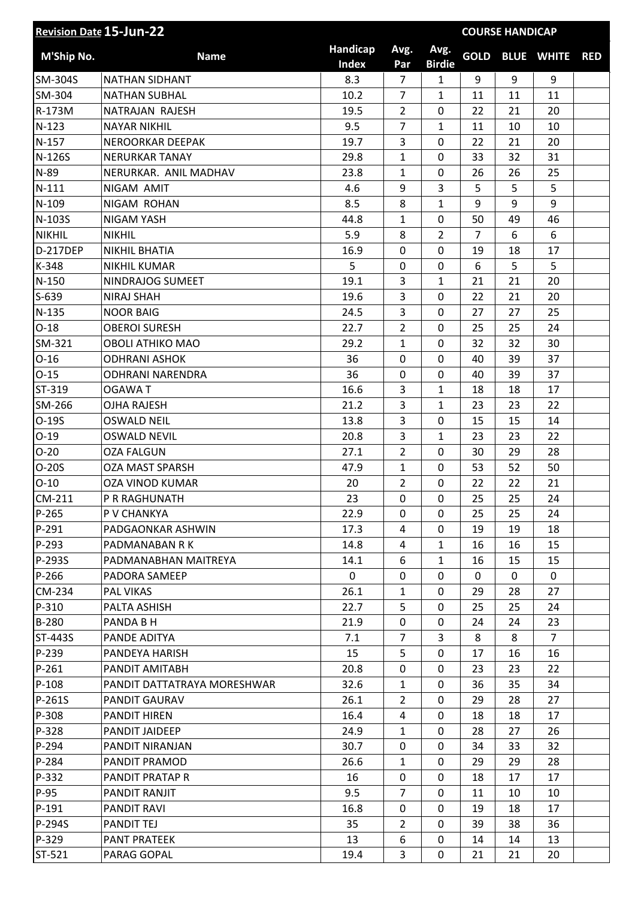| Revision Date 15-Jun-22 | | | | | COURSE HANDICAP | | | |
|---|---|---|---|---|---|---|---|---|
| M'Ship No. | Name | Handicap Index | Avg. Par | Avg. Birdie | GOLD | BLUE | WHITE | RED |
| SM-304S | NATHAN SIDHANT | 8.3 | 7 | 1 | 9 | 9 | 9 | |
| SM-304 | NATHAN SUBHAL | 10.2 | 7 | 1 | 11 | 11 | 11 | |
| R-173M | NATRAJAN RAJESH | 19.5 | 2 | 0 | 22 | 21 | 20 | |
| N-123 | NAYAR NIKHIL | 9.5 | 7 | 1 | 11 | 10 | 10 | |
| N-157 | NEROORKAR DEEPAK | 19.7 | 3 | 0 | 22 | 21 | 20 | |
| N-126S | NERURKAR TANAY | 29.8 | 1 | 0 | 33 | 32 | 31 | |
| N-89 | NERURKAR. ANIL MADHAV | 23.8 | 1 | 0 | 26 | 26 | 25 | |
| N-111 | NIGAM AMIT | 4.6 | 9 | 3 | 5 | 5 | 5 | |
| N-109 | NIGAM ROHAN | 8.5 | 8 | 1 | 9 | 9 | 9 | |
| N-103S | NIGAM YASH | 44.8 | 1 | 0 | 50 | 49 | 46 | |
| NIKHIL | NIKHIL | 5.9 | 8 | 2 | 7 | 6 | 6 | |
| D-217DEP | NIKHIL BHATIA | 16.9 | 0 | 0 | 19 | 18 | 17 | |
| K-348 | NIKHIL KUMAR | 5 | 0 | 0 | 6 | 5 | 5 | |
| N-150 | NINDRAJOG SUMEET | 19.1 | 3 | 1 | 21 | 21 | 20 | |
| S-639 | NIRAJ SHAH | 19.6 | 3 | 0 | 22 | 21 | 20 | |
| N-135 | NOOR BAIG | 24.5 | 3 | 0 | 27 | 27 | 25 | |
| O-18 | OBEROI SURESH | 22.7 | 2 | 0 | 25 | 25 | 24 | |
| SM-321 | OBOLI ATHIKO MAO | 29.2 | 1 | 0 | 32 | 32 | 30 | |
| O-16 | ODHRANI ASHOK | 36 | 0 | 0 | 40 | 39 | 37 | |
| O-15 | ODHRANI NARENDRA | 36 | 0 | 0 | 40 | 39 | 37 | |
| ST-319 | OGAWA T | 16.6 | 3 | 1 | 18 | 18 | 17 | |
| SM-266 | OJHA RAJESH | 21.2 | 3 | 1 | 23 | 23 | 22 | |
| O-19S | OSWALD NEIL | 13.8 | 3 | 0 | 15 | 15 | 14 | |
| O-19 | OSWALD NEVIL | 20.8 | 3 | 1 | 23 | 23 | 22 | |
| O-20 | OZA FALGUN | 27.1 | 2 | 0 | 30 | 29 | 28 | |
| O-20S | OZA MAST SPARSH | 47.9 | 1 | 0 | 53 | 52 | 50 | |
| O-10 | OZA VINOD KUMAR | 20 | 2 | 0 | 22 | 22 | 21 | |
| CM-211 | P R RAGHUNATH | 23 | 0 | 0 | 25 | 25 | 24 | |
| P-265 | P V CHANKYA | 22.9 | 0 | 0 | 25 | 25 | 24 | |
| P-291 | PADGAONKAR ASHWIN | 17.3 | 4 | 0 | 19 | 19 | 18 | |
| P-293 | PADMANABAN R K | 14.8 | 4 | 1 | 16 | 16 | 15 | |
| P-293S | PADMANABHAN MAITREYA | 14.1 | 6 | 1 | 16 | 15 | 15 | |
| P-266 | PADORA SAMEEP | 0 | 0 | 0 | 0 | 0 | 0 | |
| CM-234 | PAL VIKAS | 26.1 | 1 | 0 | 29 | 28 | 27 | |
| P-310 | PALTA ASHISH | 22.7 | 5 | 0 | 25 | 25 | 24 | |
| B-280 | PANDA B H | 21.9 | 0 | 0 | 24 | 24 | 23 | |
| ST-443S | PANDE ADITYA | 7.1 | 7 | 3 | 8 | 8 | 7 | |
| P-239 | PANDEYA HARISH | 15 | 5 | 0 | 17 | 16 | 16 | |
| P-261 | PANDIT AMITABH | 20.8 | 0 | 0 | 23 | 23 | 22 | |
| P-108 | PANDIT DATTATRAYA MORESHWAR | 32.6 | 1 | 0 | 36 | 35 | 34 | |
| P-261S | PANDIT GAURAV | 26.1 | 2 | 0 | 29 | 28 | 27 | |
| P-308 | PANDIT HIREN | 16.4 | 4 | 0 | 18 | 18 | 17 | |
| P-328 | PANDIT JAIDEEP | 24.9 | 1 | 0 | 28 | 27 | 26 | |
| P-294 | PANDIT NIRANJAN | 30.7 | 0 | 0 | 34 | 33 | 32 | |
| P-284 | PANDIT PRAMOD | 26.6 | 1 | 0 | 29 | 29 | 28 | |
| P-332 | PANDIT PRATAP R | 16 | 0 | 0 | 18 | 17 | 17 | |
| P-95 | PANDIT RANJIT | 9.5 | 7 | 0 | 11 | 10 | 10 | |
| P-191 | PANDIT RAVI | 16.8 | 0 | 0 | 19 | 18 | 17 | |
| P-294S | PANDIT TEJ | 35 | 2 | 0 | 39 | 38 | 36 | |
| P-329 | PANT PRATEEK | 13 | 6 | 0 | 14 | 14 | 13 | |
| ST-521 | PARAG GOPAL | 19.4 | 3 | 0 | 21 | 21 | 20 | |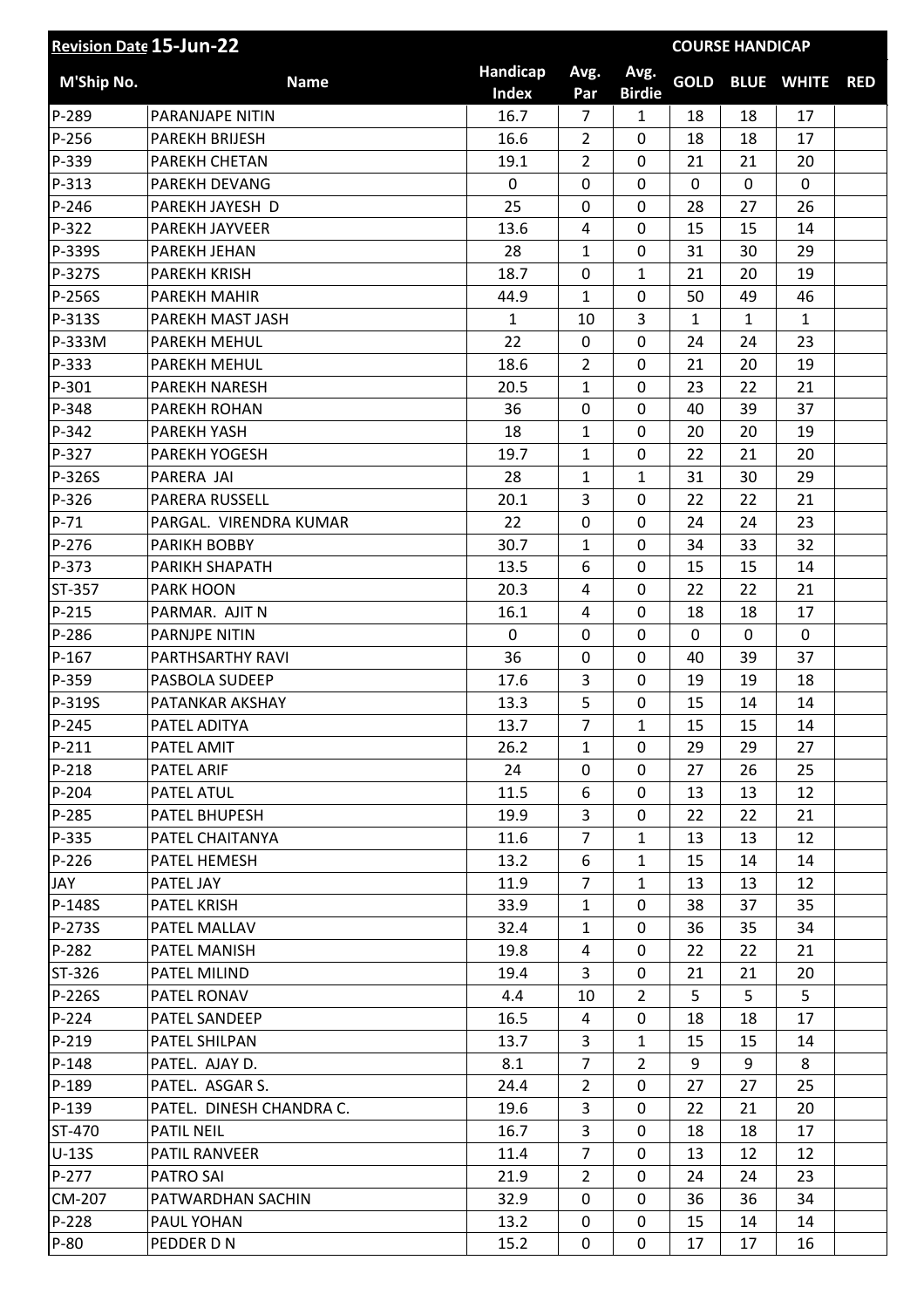| Revision Date 15-Jun-22 | | | | | COURSE HANDICAP | | | |
|---|---|---|---|---|---|---|---|---|
| M'Ship No. | Name | Handicap Index | Avg. Par | Avg. Birdie | GOLD | BLUE | WHITE | RED |
| P-289 | PARANJAPE NITIN | 16.7 | 7 | 1 | 18 | 18 | 17 | |
| P-256 | PAREKH BRIJESH | 16.6 | 2 | 0 | 18 | 18 | 17 | |
| P-339 | PAREKH CHETAN | 19.1 | 2 | 0 | 21 | 21 | 20 | |
| P-313 | PAREKH DEVANG | 0 | 0 | 0 | 0 | 0 | 0 | |
| P-246 | PAREKH JAYESH D | 25 | 0 | 0 | 28 | 27 | 26 | |
| P-322 | PAREKH JAYVEER | 13.6 | 4 | 0 | 15 | 15 | 14 | |
| P-339S | PAREKH JEHAN | 28 | 1 | 0 | 31 | 30 | 29 | |
| P-327S | PAREKH KRISH | 18.7 | 0 | 1 | 21 | 20 | 19 | |
| P-256S | PAREKH MAHIR | 44.9 | 1 | 0 | 50 | 49 | 46 | |
| P-313S | PAREKH MAST JASH | 1 | 10 | 3 | 1 | 1 | 1 | |
| P-333M | PAREKH MEHUL | 22 | 0 | 0 | 24 | 24 | 23 | |
| P-333 | PAREKH MEHUL | 18.6 | 2 | 0 | 21 | 20 | 19 | |
| P-301 | PAREKH NARESH | 20.5 | 1 | 0 | 23 | 22 | 21 | |
| P-348 | PAREKH ROHAN | 36 | 0 | 0 | 40 | 39 | 37 | |
| P-342 | PAREKH YASH | 18 | 1 | 0 | 20 | 20 | 19 | |
| P-327 | PAREKH YOGESH | 19.7 | 1 | 0 | 22 | 21 | 20 | |
| P-326S | PARERA JAI | 28 | 1 | 1 | 31 | 30 | 29 | |
| P-326 | PARERA RUSSELL | 20.1 | 3 | 0 | 22 | 22 | 21 | |
| P-71 | PARGAL. VIRENDRA KUMAR | 22 | 0 | 0 | 24 | 24 | 23 | |
| P-276 | PARIKH BOBBY | 30.7 | 1 | 0 | 34 | 33 | 32 | |
| P-373 | PARIKH SHAPATH | 13.5 | 6 | 0 | 15 | 15 | 14 | |
| ST-357 | PARK HOON | 20.3 | 4 | 0 | 22 | 22 | 21 | |
| P-215 | PARMAR. AJIT N | 16.1 | 4 | 0 | 18 | 18 | 17 | |
| P-286 | PARNJPE NITIN | 0 | 0 | 0 | 0 | 0 | 0 | |
| P-167 | PARTHSARTHY RAVI | 36 | 0 | 0 | 40 | 39 | 37 | |
| P-359 | PASBOLA SUDEEP | 17.6 | 3 | 0 | 19 | 19 | 18 | |
| P-319S | PATANKAR AKSHAY | 13.3 | 5 | 0 | 15 | 14 | 14 | |
| P-245 | PATEL ADITYA | 13.7 | 7 | 1 | 15 | 15 | 14 | |
| P-211 | PATEL AMIT | 26.2 | 1 | 0 | 29 | 29 | 27 | |
| P-218 | PATEL ARIF | 24 | 0 | 0 | 27 | 26 | 25 | |
| P-204 | PATEL ATUL | 11.5 | 6 | 0 | 13 | 13 | 12 | |
| P-285 | PATEL BHUPESH | 19.9 | 3 | 0 | 22 | 22 | 21 | |
| P-335 | PATEL CHAITANYA | 11.6 | 7 | 1 | 13 | 13 | 12 | |
| P-226 | PATEL HEMESH | 13.2 | 6 | 1 | 15 | 14 | 14 | |
| JAY | PATEL JAY | 11.9 | 7 | 1 | 13 | 13 | 12 | |
| P-148S | PATEL KRISH | 33.9 | 1 | 0 | 38 | 37 | 35 | |
| P-273S | PATEL MALLAV | 32.4 | 1 | 0 | 36 | 35 | 34 | |
| P-282 | PATEL MANISH | 19.8 | 4 | 0 | 22 | 22 | 21 | |
| ST-326 | PATEL MILIND | 19.4 | 3 | 0 | 21 | 21 | 20 | |
| P-226S | PATEL RONAV | 4.4 | 10 | 2 | 5 | 5 | 5 | |
| P-224 | PATEL SANDEEP | 16.5 | 4 | 0 | 18 | 18 | 17 | |
| P-219 | PATEL SHILPAN | 13.7 | 3 | 1 | 15 | 15 | 14 | |
| P-148 | PATEL. AJAY D. | 8.1 | 7 | 2 | 9 | 9 | 8 | |
| P-189 | PATEL. ASGAR S. | 24.4 | 2 | 0 | 27 | 27 | 25 | |
| P-139 | PATEL. DINESH CHANDRA C. | 19.6 | 3 | 0 | 22 | 21 | 20 | |
| ST-470 | PATIL NEIL | 16.7 | 3 | 0 | 18 | 18 | 17 | |
| U-13S | PATIL RANVEER | 11.4 | 7 | 0 | 13 | 12 | 12 | |
| P-277 | PATRO SAI | 21.9 | 2 | 0 | 24 | 24 | 23 | |
| CM-207 | PATWARDHAN SACHIN | 32.9 | 0 | 0 | 36 | 36 | 34 | |
| P-228 | PAUL YOHAN | 13.2 | 0 | 0 | 15 | 14 | 14 | |
| P-80 | PEDDER D N | 15.2 | 0 | 0 | 17 | 17 | 16 | |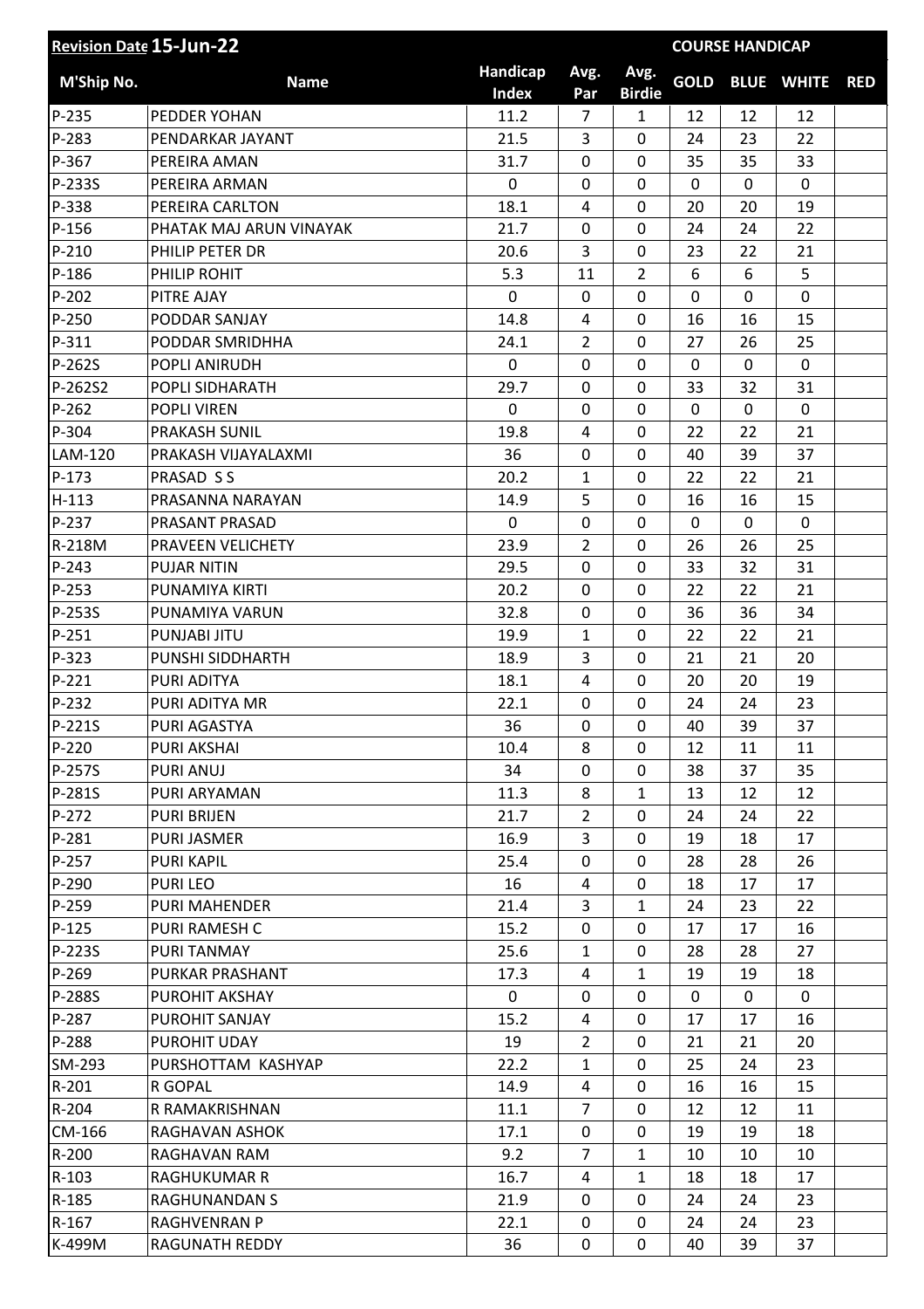| Revision Date 15-Jun-22 | | | | | COURSE HANDICAP | | | |
|---|---|---|---|---|---|---|---|---|
| M'Ship No. | Name | Handicap Index | Avg. Par | Avg. Birdie | GOLD | BLUE | WHITE | RED |
| P-235 | PEDDER YOHAN | 11.2 | 7 | 1 | 12 | 12 | 12 | |
| P-283 | PENDARKAR JAYANT | 21.5 | 3 | 0 | 24 | 23 | 22 | |
| P-367 | PEREIRA AMAN | 31.7 | 0 | 0 | 35 | 35 | 33 | |
| P-233S | PEREIRA ARMAN | 0 | 0 | 0 | 0 | 0 | 0 | |
| P-338 | PEREIRA CARLTON | 18.1 | 4 | 0 | 20 | 20 | 19 | |
| P-156 | PHATAK MAJ ARUN VINAYAK | 21.7 | 0 | 0 | 24 | 24 | 22 | |
| P-210 | PHILIP PETER DR | 20.6 | 3 | 0 | 23 | 22 | 21 | |
| P-186 | PHILIP ROHIT | 5.3 | 11 | 2 | 6 | 6 | 5 | |
| P-202 | PITRE AJAY | 0 | 0 | 0 | 0 | 0 | 0 | |
| P-250 | PODDAR SANJAY | 14.8 | 4 | 0 | 16 | 16 | 15 | |
| P-311 | PODDAR SMRIDHHA | 24.1 | 2 | 0 | 27 | 26 | 25 | |
| P-262S | POPLI ANIRUDH | 0 | 0 | 0 | 0 | 0 | 0 | |
| P-262S2 | POPLI SIDHARATH | 29.7 | 0 | 0 | 33 | 32 | 31 | |
| P-262 | POPLI VIREN | 0 | 0 | 0 | 0 | 0 | 0 | |
| P-304 | PRAKASH SUNIL | 19.8 | 4 | 0 | 22 | 22 | 21 | |
| LAM-120 | PRAKASH VIJAYALAXMI | 36 | 0 | 0 | 40 | 39 | 37 | |
| P-173 | PRASAD S S | 20.2 | 1 | 0 | 22 | 22 | 21 | |
| H-113 | PRASANNA NARAYAN | 14.9 | 5 | 0 | 16 | 16 | 15 | |
| P-237 | PRASANT PRASAD | 0 | 0 | 0 | 0 | 0 | 0 | |
| R-218M | PRAVEEN VELICHETY | 23.9 | 2 | 0 | 26 | 26 | 25 | |
| P-243 | PUJAR NITIN | 29.5 | 0 | 0 | 33 | 32 | 31 | |
| P-253 | PUNAMIYA KIRTI | 20.2 | 0 | 0 | 22 | 22 | 21 | |
| P-253S | PUNAMIYA VARUN | 32.8 | 0 | 0 | 36 | 36 | 34 | |
| P-251 | PUNJABI JITU | 19.9 | 1 | 0 | 22 | 22 | 21 | |
| P-323 | PUNSHI SIDDHARTH | 18.9 | 3 | 0 | 21 | 21 | 20 | |
| P-221 | PURI ADITYA | 18.1 | 4 | 0 | 20 | 20 | 19 | |
| P-232 | PURI ADITYA MR | 22.1 | 0 | 0 | 24 | 24 | 23 | |
| P-221S | PURI AGASTYA | 36 | 0 | 0 | 40 | 39 | 37 | |
| P-220 | PURI AKSHAI | 10.4 | 8 | 0 | 12 | 11 | 11 | |
| P-257S | PURI ANUJ | 34 | 0 | 0 | 38 | 37 | 35 | |
| P-281S | PURI ARYAMAN | 11.3 | 8 | 1 | 13 | 12 | 12 | |
| P-272 | PURI BRIJEN | 21.7 | 2 | 0 | 24 | 24 | 22 | |
| P-281 | PURI JASMER | 16.9 | 3 | 0 | 19 | 18 | 17 | |
| P-257 | PURI KAPIL | 25.4 | 0 | 0 | 28 | 28 | 26 | |
| P-290 | PURI LEO | 16 | 4 | 0 | 18 | 17 | 17 | |
| P-259 | PURI MAHENDER | 21.4 | 3 | 1 | 24 | 23 | 22 | |
| P-125 | PURI RAMESH C | 15.2 | 0 | 0 | 17 | 17 | 16 | |
| P-223S | PURI TANMAY | 25.6 | 1 | 0 | 28 | 28 | 27 | |
| P-269 | PURKAR PRASHANT | 17.3 | 4 | 1 | 19 | 19 | 18 | |
| P-288S | PUROHIT AKSHAY | 0 | 0 | 0 | 0 | 0 | 0 | |
| P-287 | PUROHIT SANJAY | 15.2 | 4 | 0 | 17 | 17 | 16 | |
| P-288 | PUROHIT UDAY | 19 | 2 | 0 | 21 | 21 | 20 | |
| SM-293 | PURSHOTTAM KASHYAP | 22.2 | 1 | 0 | 25 | 24 | 23 | |
| R-201 | R GOPAL | 14.9 | 4 | 0 | 16 | 16 | 15 | |
| R-204 | R RAMAKRISHNAN | 11.1 | 7 | 0 | 12 | 12 | 11 | |
| CM-166 | RAGHAVAN ASHOK | 17.1 | 0 | 0 | 19 | 19 | 18 | |
| R-200 | RAGHAVAN RAM | 9.2 | 7 | 1 | 10 | 10 | 10 | |
| R-103 | RAGHUKUMAR R | 16.7 | 4 | 1 | 18 | 18 | 17 | |
| R-185 | RAGHUNANDAN S | 21.9 | 0 | 0 | 24 | 24 | 23 | |
| R-167 | RAGHVENRAN P | 22.1 | 0 | 0 | 24 | 24 | 23 | |
| K-499M | RAGUNATH REDDY | 36 | 0 | 0 | 40 | 39 | 37 | |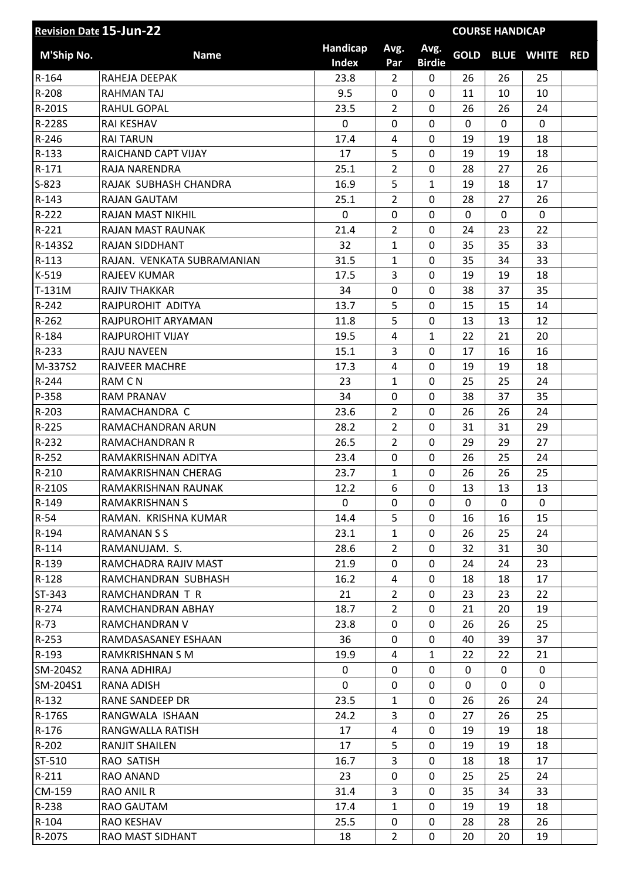| Revision Date 15-Jun-22 | | | | | COURSE HANDICAP | | | |
|---|---|---|---|---|---|---|---|---|
| M'Ship No. | Name | Handicap Index | Avg. Par | Avg. Birdie | GOLD | BLUE | WHITE | RED |
| R-164 | RAHEJA DEEPAK | 23.8 | 2 | 0 | 26 | 26 | 25 | |
| R-208 | RAHMAN TAJ | 9.5 | 0 | 0 | 11 | 10 | 10 | |
| R-201S | RAHUL GOPAL | 23.5 | 2 | 0 | 26 | 26 | 24 | |
| R-228S | RAI KESHAV | 0 | 0 | 0 | 0 | 0 | 0 | |
| R-246 | RAI TARUN | 17.4 | 4 | 0 | 19 | 19 | 18 | |
| R-133 | RAICHAND CAPT VIJAY | 17 | 5 | 0 | 19 | 19 | 18 | |
| R-171 | RAJA NARENDRA | 25.1 | 2 | 0 | 28 | 27 | 26 | |
| S-823 | RAJAK SUBHASH CHANDRA | 16.9 | 5 | 1 | 19 | 18 | 17 | |
| R-143 | RAJAN GAUTAM | 25.1 | 2 | 0 | 28 | 27 | 26 | |
| R-222 | RAJAN MAST NIKHIL | 0 | 0 | 0 | 0 | 0 | 0 | |
| R-221 | RAJAN MAST RAUNAK | 21.4 | 2 | 0 | 24 | 23 | 22 | |
| R-143S2 | RAJAN SIDDHANT | 32 | 1 | 0 | 35 | 35 | 33 | |
| R-113 | RAJAN. VENKATA SUBRAMANIAN | 31.5 | 1 | 0 | 35 | 34 | 33 | |
| K-519 | RAJEEV KUMAR | 17.5 | 3 | 0 | 19 | 19 | 18 | |
| T-131M | RAJIV THAKKAR | 34 | 0 | 0 | 38 | 37 | 35 | |
| R-242 | RAJPUROHIT ADITYA | 13.7 | 5 | 0 | 15 | 15 | 14 | |
| R-262 | RAJPUROHIT ARYAMAN | 11.8 | 5 | 0 | 13 | 13 | 12 | |
| R-184 | RAJPUROHIT VIJAY | 19.5 | 4 | 1 | 22 | 21 | 20 | |
| R-233 | RAJU NAVEEN | 15.1 | 3 | 0 | 17 | 16 | 16 | |
| M-337S2 | RAJVEER MACHRE | 17.3 | 4 | 0 | 19 | 19 | 18 | |
| R-244 | RAM C N | 23 | 1 | 0 | 25 | 25 | 24 | |
| P-358 | RAM PRANAV | 34 | 0 | 0 | 38 | 37 | 35 | |
| R-203 | RAMACHANDRA C | 23.6 | 2 | 0 | 26 | 26 | 24 | |
| R-225 | RAMACHANDRAN ARUN | 28.2 | 2 | 0 | 31 | 31 | 29 | |
| R-232 | RAMACHANDRAN R | 26.5 | 2 | 0 | 29 | 29 | 27 | |
| R-252 | RAMAKRISHNAN ADITYA | 23.4 | 0 | 0 | 26 | 25 | 24 | |
| R-210 | RAMAKRISHNAN CHERAG | 23.7 | 1 | 0 | 26 | 26 | 25 | |
| R-210S | RAMAKRISHNAN RAUNAK | 12.2 | 6 | 0 | 13 | 13 | 13 | |
| R-149 | RAMAKRISHNAN S | 0 | 0 | 0 | 0 | 0 | 0 | |
| R-54 | RAMAN. KRISHNA KUMAR | 14.4 | 5 | 0 | 16 | 16 | 15 | |
| R-194 | RAMANAN S S | 23.1 | 1 | 0 | 26 | 25 | 24 | |
| R-114 | RAMANUJAM. S. | 28.6 | 2 | 0 | 32 | 31 | 30 | |
| R-139 | RAMCHADRA RAJIV MAST | 21.9 | 0 | 0 | 24 | 24 | 23 | |
| R-128 | RAMCHANDRAN SUBHASH | 16.2 | 4 | 0 | 18 | 18 | 17 | |
| ST-343 | RAMCHANDRAN T R | 21 | 2 | 0 | 23 | 23 | 22 | |
| R-274 | RAMCHANDRAN ABHAY | 18.7 | 2 | 0 | 21 | 20 | 19 | |
| R-73 | RAMCHANDRAN V | 23.8 | 0 | 0 | 26 | 26 | 25 | |
| R-253 | RAMDASASANEY ESHAAN | 36 | 0 | 0 | 40 | 39 | 37 | |
| R-193 | RAMKRISHNAN S M | 19.9 | 4 | 1 | 22 | 22 | 21 | |
| SM-204S2 | RANA ADHIRAJ | 0 | 0 | 0 | 0 | 0 | 0 | |
| SM-204S1 | RANA ADISH | 0 | 0 | 0 | 0 | 0 | 0 | |
| R-132 | RANE SANDEEP DR | 23.5 | 1 | 0 | 26 | 26 | 24 | |
| R-176S | RANGWALA ISHAAN | 24.2 | 3 | 0 | 27 | 26 | 25 | |
| R-176 | RANGWALLA RATISH | 17 | 4 | 0 | 19 | 19 | 18 | |
| R-202 | RANJIT SHAILEN | 17 | 5 | 0 | 19 | 19 | 18 | |
| ST-510 | RAO SATISH | 16.7 | 3 | 0 | 18 | 18 | 17 | |
| R-211 | RAO ANAND | 23 | 0 | 0 | 25 | 25 | 24 | |
| CM-159 | RAO ANIL R | 31.4 | 3 | 0 | 35 | 34 | 33 | |
| R-238 | RAO GAUTAM | 17.4 | 1 | 0 | 19 | 19 | 18 | |
| R-104 | RAO KESHAV | 25.5 | 0 | 0 | 28 | 28 | 26 | |
| R-207S | RAO MAST SIDHANT | 18 | 2 | 0 | 20 | 20 | 19 | |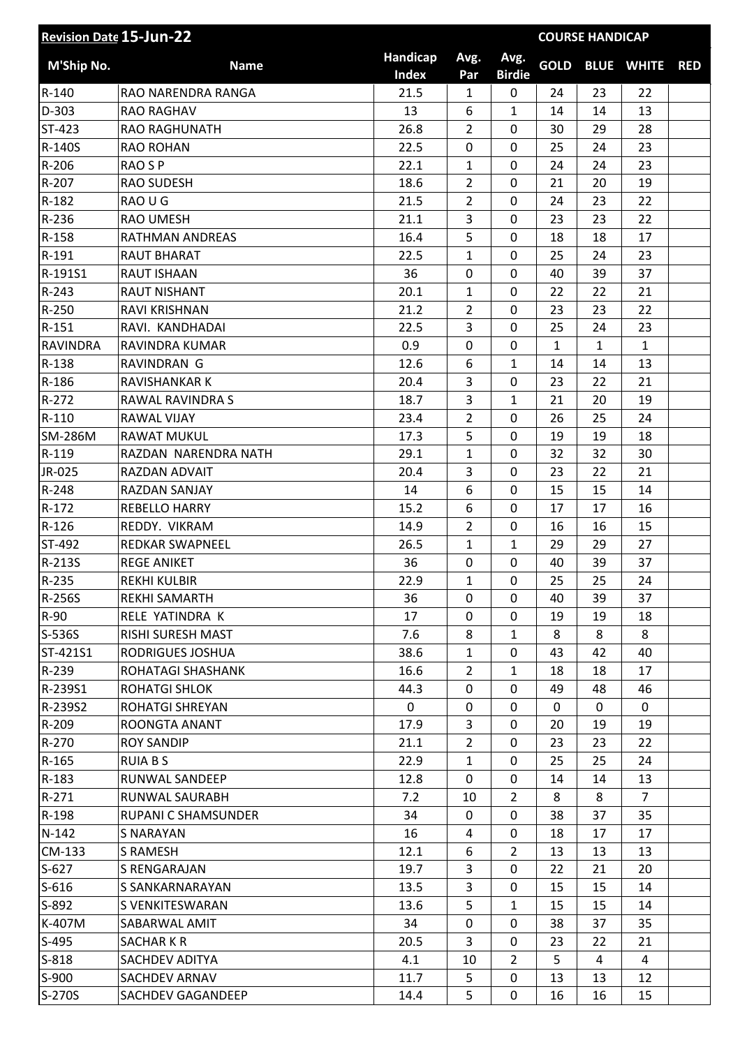| Revision Date 15-Jun-22 | | | | | COURSE HANDICAP | | | |
|---|---|---|---|---|---|---|---|---|
| M'Ship No. | Name | Handicap Index | Avg. Par | Avg. Birdie | GOLD | BLUE | WHITE | RED |
| R-140 | RAO NARENDRA RANGA | 21.5 | 1 | 0 | 24 | 23 | 22 | |
| D-303 | RAO RAGHAV | 13 | 6 | 1 | 14 | 14 | 13 | |
| ST-423 | RAO RAGHUNATH | 26.8 | 2 | 0 | 30 | 29 | 28 | |
| R-140S | RAO ROHAN | 22.5 | 0 | 0 | 25 | 24 | 23 | |
| R-206 | RAO S P | 22.1 | 1 | 0 | 24 | 24 | 23 | |
| R-207 | RAO SUDESH | 18.6 | 2 | 0 | 21 | 20 | 19 | |
| R-182 | RAO U G | 21.5 | 2 | 0 | 24 | 23 | 22 | |
| R-236 | RAO UMESH | 21.1 | 3 | 0 | 23 | 23 | 22 | |
| R-158 | RATHMAN ANDREAS | 16.4 | 5 | 0 | 18 | 18 | 17 | |
| R-191 | RAUT BHARAT | 22.5 | 1 | 0 | 25 | 24 | 23 | |
| R-191S1 | RAUT ISHAAN | 36 | 0 | 0 | 40 | 39 | 37 | |
| R-243 | RAUT NISHANT | 20.1 | 1 | 0 | 22 | 22 | 21 | |
| R-250 | RAVI KRISHNAN | 21.2 | 2 | 0 | 23 | 23 | 22 | |
| R-151 | RAVI. KANDHADAI | 22.5 | 3 | 0 | 25 | 24 | 23 | |
| RAVINDRA | RAVINDRA KUMAR | 0.9 | 0 | 0 | 1 | 1 | 1 | |
| R-138 | RAVINDRAN G | 12.6 | 6 | 1 | 14 | 14 | 13 | |
| R-186 | RAVISHANKAR K | 20.4 | 3 | 0 | 23 | 22 | 21 | |
| R-272 | RAWAL RAVINDRA S | 18.7 | 3 | 1 | 21 | 20 | 19 | |
| R-110 | RAWAL VIJAY | 23.4 | 2 | 0 | 26 | 25 | 24 | |
| SM-286M | RAWAT MUKUL | 17.3 | 5 | 0 | 19 | 19 | 18 | |
| R-119 | RAZDAN NARENDRA NATH | 29.1 | 1 | 0 | 32 | 32 | 30 | |
| JR-025 | RAZDAN ADVAIT | 20.4 | 3 | 0 | 23 | 22 | 21 | |
| R-248 | RAZDAN SANJAY | 14 | 6 | 0 | 15 | 15 | 14 | |
| R-172 | REBELLO HARRY | 15.2 | 6 | 0 | 17 | 17 | 16 | |
| R-126 | REDDY. VIKRAM | 14.9 | 2 | 0 | 16 | 16 | 15 | |
| ST-492 | REDKAR SWAPNEEL | 26.5 | 1 | 1 | 29 | 29 | 27 | |
| R-213S | REGE ANIKET | 36 | 0 | 0 | 40 | 39 | 37 | |
| R-235 | REKHI KULBIR | 22.9 | 1 | 0 | 25 | 25 | 24 | |
| R-256S | REKHI SAMARTH | 36 | 0 | 0 | 40 | 39 | 37 | |
| R-90 | RELE YATINDRA K | 17 | 0 | 0 | 19 | 19 | 18 | |
| S-536S | RISHI SURESH MAST | 7.6 | 8 | 1 | 8 | 8 | 8 | |
| ST-421S1 | RODRIGUES JOSHUA | 38.6 | 1 | 0 | 43 | 42 | 40 | |
| R-239 | ROHATAGI SHASHANK | 16.6 | 2 | 1 | 18 | 18 | 17 | |
| R-239S1 | ROHATGI SHLOK | 44.3 | 0 | 0 | 49 | 48 | 46 | |
| R-239S2 | ROHATGI SHREYAN | 0 | 0 | 0 | 0 | 0 | 0 | |
| R-209 | ROONGTA ANANT | 17.9 | 3 | 0 | 20 | 19 | 19 | |
| R-270 | ROY SANDIP | 21.1 | 2 | 0 | 23 | 23 | 22 | |
| R-165 | RUIA B S | 22.9 | 1 | 0 | 25 | 25 | 24 | |
| R-183 | RUNWAL SANDEEP | 12.8 | 0 | 0 | 14 | 14 | 13 | |
| R-271 | RUNWAL SAURABH | 7.2 | 10 | 2 | 8 | 8 | 7 | |
| R-198 | RUPANI C SHAMSUNDER | 34 | 0 | 0 | 38 | 37 | 35 | |
| N-142 | S NARAYAN | 16 | 4 | 0 | 18 | 17 | 17 | |
| CM-133 | S RAMESH | 12.1 | 6 | 2 | 13 | 13 | 13 | |
| S-627 | S RENGARAJAN | 19.7 | 3 | 0 | 22 | 21 | 20 | |
| S-616 | S SANKARNARAYAN | 13.5 | 3 | 0 | 15 | 15 | 14 | |
| S-892 | S VENKITESWARAN | 13.6 | 5 | 1 | 15 | 15 | 14 | |
| K-407M | SABARWAL AMIT | 34 | 0 | 0 | 38 | 37 | 35 | |
| S-495 | SACHAR K R | 20.5 | 3 | 0 | 23 | 22 | 21 | |
| S-818 | SACHDEV ADITYA | 4.1 | 10 | 2 | 5 | 4 | 4 | |
| S-900 | SACHDEV ARNAV | 11.7 | 5 | 0 | 13 | 13 | 12 | |
| S-270S | SACHDEV GAGANDEEP | 14.4 | 5 | 0 | 16 | 16 | 15 | |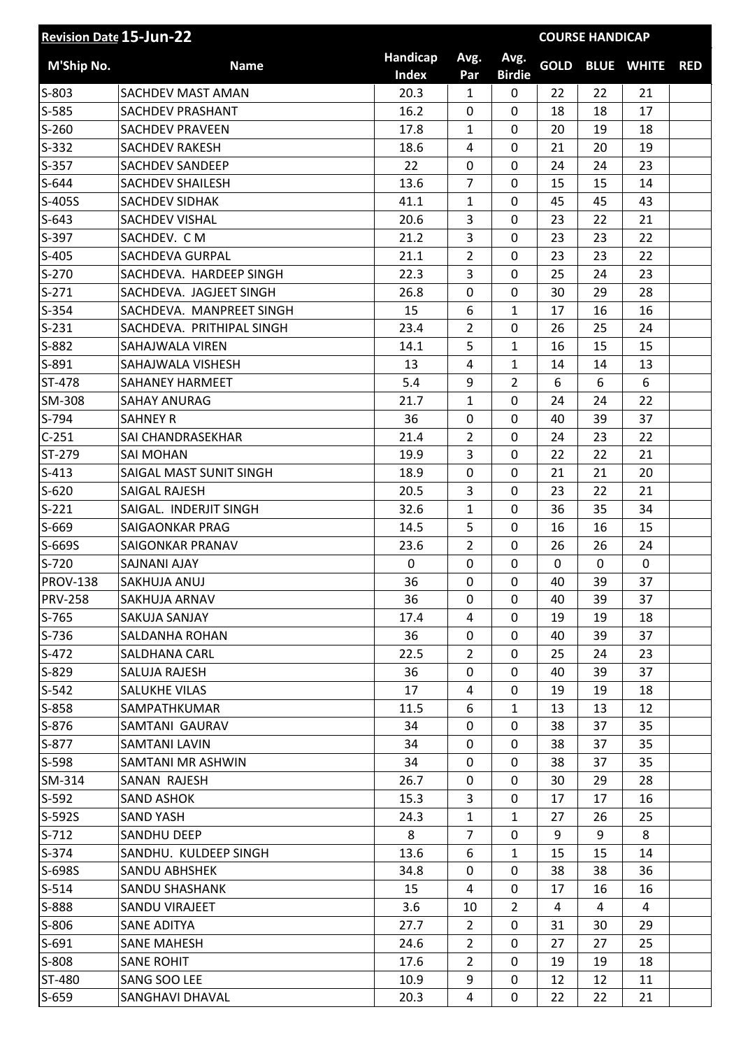| Revision Date 15-Jun-22 | | | | | COURSE HANDICAP | | | |
|---|---|---|---|---|---|---|---|---|
| M'Ship No. | Name | Handicap Index | Avg. Par | Avg. Birdie | GOLD | BLUE | WHITE | RED |
| S-803 | SACHDEV MAST AMAN | 20.3 | 1 | 0 | 22 | 22 | 21 | |
| S-585 | SACHDEV PRASHANT | 16.2 | 0 | 0 | 18 | 18 | 17 | |
| S-260 | SACHDEV PRAVEEN | 17.8 | 1 | 0 | 20 | 19 | 18 | |
| S-332 | SACHDEV RAKESH | 18.6 | 4 | 0 | 21 | 20 | 19 | |
| S-357 | SACHDEV SANDEEP | 22 | 0 | 0 | 24 | 24 | 23 | |
| S-644 | SACHDEV SHAILESH | 13.6 | 7 | 0 | 15 | 15 | 14 | |
| S-405S | SACHDEV SIDHAK | 41.1 | 1 | 0 | 45 | 45 | 43 | |
| S-643 | SACHDEV VISHAL | 20.6 | 3 | 0 | 23 | 22 | 21 | |
| S-397 | SACHDEV. C M | 21.2 | 3 | 0 | 23 | 23 | 22 | |
| S-405 | SACHDEVA GURPAL | 21.1 | 2 | 0 | 23 | 23 | 22 | |
| S-270 | SACHDEVA. HARDEEP SINGH | 22.3 | 3 | 0 | 25 | 24 | 23 | |
| S-271 | SACHDEVA. JAGJEET SINGH | 26.8 | 0 | 0 | 30 | 29 | 28 | |
| S-354 | SACHDEVA. MANPREET SINGH | 15 | 6 | 1 | 17 | 16 | 16 | |
| S-231 | SACHDEVA. PRITHIPAL SINGH | 23.4 | 2 | 0 | 26 | 25 | 24 | |
| S-882 | SAHAJWALA VIREN | 14.1 | 5 | 1 | 16 | 15 | 15 | |
| S-891 | SAHAJWALA VISHESH | 13 | 4 | 1 | 14 | 14 | 13 | |
| ST-478 | SAHANEY HARMEET | 5.4 | 9 | 2 | 6 | 6 | 6 | |
| SM-308 | SAHAY ANURAG | 21.7 | 1 | 0 | 24 | 24 | 22 | |
| S-794 | SAHNEY R | 36 | 0 | 0 | 40 | 39 | 37 | |
| C-251 | SAI CHANDRASEKHAR | 21.4 | 2 | 0 | 24 | 23 | 22 | |
| ST-279 | SAI MOHAN | 19.9 | 3 | 0 | 22 | 22 | 21 | |
| S-413 | SAIGAL MAST SUNIT SINGH | 18.9 | 0 | 0 | 21 | 21 | 20 | |
| S-620 | SAIGAL RAJESH | 20.5 | 3 | 0 | 23 | 22 | 21 | |
| S-221 | SAIGAL. INDERJIT SINGH | 32.6 | 1 | 0 | 36 | 35 | 34 | |
| S-669 | SAIGAONKAR PRAG | 14.5 | 5 | 0 | 16 | 16 | 15 | |
| S-669S | SAIGONKAR PRANAV | 23.6 | 2 | 0 | 26 | 26 | 24 | |
| S-720 | SAJNANI AJAY | 0 | 0 | 0 | 0 | 0 | 0 | |
| PROV-138 | SAKHUJA ANUJ | 36 | 0 | 0 | 40 | 39 | 37 | |
| PRV-258 | SAKHUJA ARNAV | 36 | 0 | 0 | 40 | 39 | 37 | |
| S-765 | SAKUJA SANJAY | 17.4 | 4 | 0 | 19 | 19 | 18 | |
| S-736 | SALDANHA ROHAN | 36 | 0 | 0 | 40 | 39 | 37 | |
| S-472 | SALDHANA CARL | 22.5 | 2 | 0 | 25 | 24 | 23 | |
| S-829 | SALUJA RAJESH | 36 | 0 | 0 | 40 | 39 | 37 | |
| S-542 | SALUKHE VILAS | 17 | 4 | 0 | 19 | 19 | 18 | |
| S-858 | SAMPATHKUMAR | 11.5 | 6 | 1 | 13 | 13 | 12 | |
| S-876 | SAMTANI GAURAV | 34 | 0 | 0 | 38 | 37 | 35 | |
| S-877 | SAMTANI LAVIN | 34 | 0 | 0 | 38 | 37 | 35 | |
| S-598 | SAMTANI MR ASHWIN | 34 | 0 | 0 | 38 | 37 | 35 | |
| SM-314 | SANAN RAJESH | 26.7 | 0 | 0 | 30 | 29 | 28 | |
| S-592 | SAND ASHOK | 15.3 | 3 | 0 | 17 | 17 | 16 | |
| S-592S | SAND YASH | 24.3 | 1 | 1 | 27 | 26 | 25 | |
| S-712 | SANDHU DEEP | 8 | 7 | 0 | 9 | 9 | 8 | |
| S-374 | SANDHU. KULDEEP SINGH | 13.6 | 6 | 1 | 15 | 15 | 14 | |
| S-698S | SANDU ABHSHEK | 34.8 | 0 | 0 | 38 | 38 | 36 | |
| S-514 | SANDU SHASHANK | 15 | 4 | 0 | 17 | 16 | 16 | |
| S-888 | SANDU VIRAJEET | 3.6 | 10 | 2 | 4 | 4 | 4 | |
| S-806 | SANE ADITYA | 27.7 | 2 | 0 | 31 | 30 | 29 | |
| S-691 | SANE MAHESH | 24.6 | 2 | 0 | 27 | 27 | 25 | |
| S-808 | SANE ROHIT | 17.6 | 2 | 0 | 19 | 19 | 18 | |
| ST-480 | SANG SOO LEE | 10.9 | 9 | 0 | 12 | 12 | 11 | |
| S-659 | SANGHAVI DHAVAL | 20.3 | 4 | 0 | 22 | 22 | 21 | |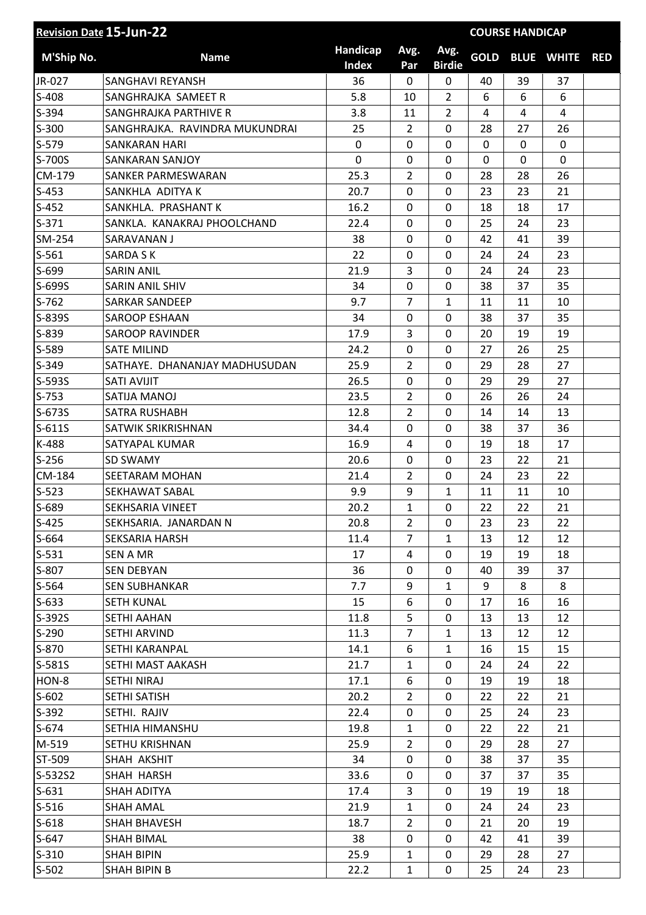| Revision Date 15-Jun-22 | | | | | COURSE HANDICAP | | | |
|---|---|---|---|---|---|---|---|---|
| M'Ship No. | Name | Handicap Index | Avg. Par | Avg. Birdie | GOLD | BLUE | WHITE | RED |
| JR-027 | SANGHAVI REYANSH | 36 | 0 | 0 | 40 | 39 | 37 | |
| S-408 | SANGHRAJKA SAMEET R | 5.8 | 10 | 2 | 6 | 6 | 6 | |
| S-394 | SANGHRAJKA PARTHIVE R | 3.8 | 11 | 2 | 4 | 4 | 4 | |
| S-300 | SANGHRAJKA. RAVINDRA MUKUNDRAI | 25 | 2 | 0 | 28 | 27 | 26 | |
| S-579 | SANKARAN HARI | 0 | 0 | 0 | 0 | 0 | 0 | |
| S-700S | SANKARAN SANJOY | 0 | 0 | 0 | 0 | 0 | 0 | |
| CM-179 | SANKER PARMESWARAN | 25.3 | 2 | 0 | 28 | 28 | 26 | |
| S-453 | SANKHLA ADITYA K | 20.7 | 0 | 0 | 23 | 23 | 21 | |
| S-452 | SANKHLA. PRASHANT K | 16.2 | 0 | 0 | 18 | 18 | 17 | |
| S-371 | SANKLA. KANAKRAJ PHOOLCHAND | 22.4 | 0 | 0 | 25 | 24 | 23 | |
| SM-254 | SARAVANAN J | 38 | 0 | 0 | 42 | 41 | 39 | |
| S-561 | SARDA S K | 22 | 0 | 0 | 24 | 24 | 23 | |
| S-699 | SARIN ANIL | 21.9 | 3 | 0 | 24 | 24 | 23 | |
| S-699S | SARIN ANIL SHIV | 34 | 0 | 0 | 38 | 37 | 35 | |
| S-762 | SARKAR SANDEEP | 9.7 | 7 | 1 | 11 | 11 | 10 | |
| S-839S | SAROOP ESHAAN | 34 | 0 | 0 | 38 | 37 | 35 | |
| S-839 | SAROOP RAVINDER | 17.9 | 3 | 0 | 20 | 19 | 19 | |
| S-589 | SATE MILIND | 24.2 | 0 | 0 | 27 | 26 | 25 | |
| S-349 | SATHAYE. DHANANJAY MADHUSUDAN | 25.9 | 2 | 0 | 29 | 28 | 27 | |
| S-593S | SATI AVIJIT | 26.5 | 0 | 0 | 29 | 29 | 27 | |
| S-753 | SATIJA MANOJ | 23.5 | 2 | 0 | 26 | 26 | 24 | |
| S-673S | SATRA RUSHABH | 12.8 | 2 | 0 | 14 | 14 | 13 | |
| S-611S | SATWIK SRIKRISHNAN | 34.4 | 0 | 0 | 38 | 37 | 36 | |
| K-488 | SATYAPAL KUMAR | 16.9 | 4 | 0 | 19 | 18 | 17 | |
| S-256 | SD SWAMY | 20.6 | 0 | 0 | 23 | 22 | 21 | |
| CM-184 | SEETARAM MOHAN | 21.4 | 2 | 0 | 24 | 23 | 22 | |
| S-523 | SEKHAWAT SABAL | 9.9 | 9 | 1 | 11 | 11 | 10 | |
| S-689 | SEKHSARIA VINEET | 20.2 | 1 | 0 | 22 | 22 | 21 | |
| S-425 | SEKHSARIA. JANARDAN N | 20.8 | 2 | 0 | 23 | 23 | 22 | |
| S-664 | SEKSARIA HARSH | 11.4 | 7 | 1 | 13 | 12 | 12 | |
| S-531 | SEN A MR | 17 | 4 | 0 | 19 | 19 | 18 | |
| S-807 | SEN DEBYAN | 36 | 0 | 0 | 40 | 39 | 37 | |
| S-564 | SEN SUBHANKAR | 7.7 | 9 | 1 | 9 | 8 | 8 | |
| S-633 | SETH KUNAL | 15 | 6 | 0 | 17 | 16 | 16 | |
| S-392S | SETHI AAHAN | 11.8 | 5 | 0 | 13 | 13 | 12 | |
| S-290 | SETHI ARVIND | 11.3 | 7 | 1 | 13 | 12 | 12 | |
| S-870 | SETHI KARANPAL | 14.1 | 6 | 1 | 16 | 15 | 15 | |
| S-581S | SETHI MAST AAKASH | 21.7 | 1 | 0 | 24 | 24 | 22 | |
| HON-8 | SETHI NIRAJ | 17.1 | 6 | 0 | 19 | 19 | 18 | |
| S-602 | SETHI SATISH | 20.2 | 2 | 0 | 22 | 22 | 21 | |
| S-392 | SETHI. RAJIV | 22.4 | 0 | 0 | 25 | 24 | 23 | |
| S-674 | SETHIA HIMANSHU | 19.8 | 1 | 0 | 22 | 22 | 21 | |
| M-519 | SETHU KRISHNAN | 25.9 | 2 | 0 | 29 | 28 | 27 | |
| ST-509 | SHAH AKSHIT | 34 | 0 | 0 | 38 | 37 | 35 | |
| S-532S2 | SHAH HARSH | 33.6 | 0 | 0 | 37 | 37 | 35 | |
| S-631 | SHAH ADITYA | 17.4 | 3 | 0 | 19 | 19 | 18 | |
| S-516 | SHAH AMAL | 21.9 | 1 | 0 | 24 | 24 | 23 | |
| S-618 | SHAH BHAVESH | 18.7 | 2 | 0 | 21 | 20 | 19 | |
| S-647 | SHAH BIMAL | 38 | 0 | 0 | 42 | 41 | 39 | |
| S-310 | SHAH BIPIN | 25.9 | 1 | 0 | 29 | 28 | 27 | |
| S-502 | SHAH BIPIN B | 22.2 | 1 | 0 | 25 | 24 | 23 | |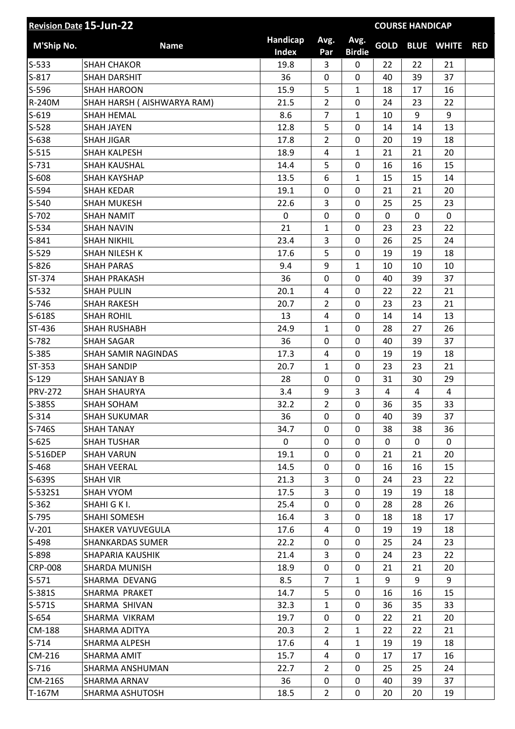| Revision Date 15-Jun-22 | | | | | COURSE HANDICAP | | | |
|---|---|---|---|---|---|---|---|---|
| M'Ship No. | Name | Handicap Index | Avg. Par | Avg. Birdie | GOLD | BLUE | WHITE | RED |
| S-533 | SHAH CHAKOR | 19.8 | 3 | 0 | 22 | 22 | 21 | |
| S-817 | SHAH DARSHIT | 36 | 0 | 0 | 40 | 39 | 37 | |
| S-596 | SHAH HAROON | 15.9 | 5 | 1 | 18 | 17 | 16 | |
| R-240M | SHAH HARSH ( AISHWARYA RAM) | 21.5 | 2 | 0 | 24 | 23 | 22 | |
| S-619 | SHAH HEMAL | 8.6 | 7 | 1 | 10 | 9 | 9 | |
| S-528 | SHAH JAYEN | 12.8 | 5 | 0 | 14 | 14 | 13 | |
| S-638 | SHAH JIGAR | 17.8 | 2 | 0 | 20 | 19 | 18 | |
| S-515 | SHAH KALPESH | 18.9 | 4 | 1 | 21 | 21 | 20 | |
| S-731 | SHAH KAUSHAL | 14.4 | 5 | 0 | 16 | 16 | 15 | |
| S-608 | SHAH KAYSHAP | 13.5 | 6 | 1 | 15 | 15 | 14 | |
| S-594 | SHAH KEDAR | 19.1 | 0 | 0 | 21 | 21 | 20 | |
| S-540 | SHAH MUKESH | 22.6 | 3 | 0 | 25 | 25 | 23 | |
| S-702 | SHAH NAMIT | 0 | 0 | 0 | 0 | 0 | 0 | |
| S-534 | SHAH NAVIN | 21 | 1 | 0 | 23 | 23 | 22 | |
| S-841 | SHAH NIKHIL | 23.4 | 3 | 0 | 26 | 25 | 24 | |
| S-529 | SHAH NILESH K | 17.6 | 5 | 0 | 19 | 19 | 18 | |
| S-826 | SHAH PARAS | 9.4 | 9 | 1 | 10 | 10 | 10 | |
| ST-374 | SHAH PRAKASH | 36 | 0 | 0 | 40 | 39 | 37 | |
| S-532 | SHAH PULIN | 20.1 | 4 | 0 | 22 | 22 | 21 | |
| S-746 | SHAH RAKESH | 20.7 | 2 | 0 | 23 | 23 | 21 | |
| S-618S | SHAH ROHIL | 13 | 4 | 0 | 14 | 14 | 13 | |
| ST-436 | SHAH RUSHABH | 24.9 | 1 | 0 | 28 | 27 | 26 | |
| S-782 | SHAH SAGAR | 36 | 0 | 0 | 40 | 39 | 37 | |
| S-385 | SHAH SAMIR NAGINDAS | 17.3 | 4 | 0 | 19 | 19 | 18 | |
| ST-353 | SHAH SANDIP | 20.7 | 1 | 0 | 23 | 23 | 21 | |
| S-129 | SHAH SANJAY B | 28 | 0 | 0 | 31 | 30 | 29 | |
| PRV-272 | SHAH SHAURYA | 3.4 | 9 | 3 | 4 | 4 | 4 | |
| S-385S | SHAH SOHAM | 32.2 | 2 | 0 | 36 | 35 | 33 | |
| S-314 | SHAH SUKUMAR | 36 | 0 | 0 | 40 | 39 | 37 | |
| S-746S | SHAH TANAY | 34.7 | 0 | 0 | 38 | 38 | 36 | |
| S-625 | SHAH TUSHAR | 0 | 0 | 0 | 0 | 0 | 0 | |
| S-516DEP | SHAH VARUN | 19.1 | 0 | 0 | 21 | 21 | 20 | |
| S-468 | SHAH VEERAL | 14.5 | 0 | 0 | 16 | 16 | 15 | |
| S-639S | SHAH VIR | 21.3 | 3 | 0 | 24 | 23 | 22 | |
| S-532S1 | SHAH VYOM | 17.5 | 3 | 0 | 19 | 19 | 18 | |
| S-362 | SHAHI G K I. | 25.4 | 0 | 0 | 28 | 28 | 26 | |
| S-795 | SHAHI SOMESH | 16.4 | 3 | 0 | 18 | 18 | 17 | |
| V-201 | SHAKER VAYUVEGULA | 17.6 | 4 | 0 | 19 | 19 | 18 | |
| S-498 | SHANKARDAS SUMER | 22.2 | 0 | 0 | 25 | 24 | 23 | |
| S-898 | SHAPARIA KAUSHIK | 21.4 | 3 | 0 | 24 | 23 | 22 | |
| CRP-008 | SHARDA MUNISH | 18.9 | 0 | 0 | 21 | 21 | 20 | |
| S-571 | SHARMA DEVANG | 8.5 | 7 | 1 | 9 | 9 | 9 | |
| S-381S | SHARMA PRAKET | 14.7 | 5 | 0 | 16 | 16 | 15 | |
| S-571S | SHARMA SHIVAN | 32.3 | 1 | 0 | 36 | 35 | 33 | |
| S-654 | SHARMA VIKRAM | 19.7 | 0 | 0 | 22 | 21 | 20 | |
| CM-188 | SHARMA ADITYA | 20.3 | 2 | 1 | 22 | 22 | 21 | |
| S-714 | SHARMA ALPESH | 17.6 | 4 | 1 | 19 | 19 | 18 | |
| CM-216 | SHARMA AMIT | 15.7 | 4 | 0 | 17 | 17 | 16 | |
| S-716 | SHARMA ANSHUMAN | 22.7 | 2 | 0 | 25 | 25 | 24 | |
| CM-216S | SHARMA ARNAV | 36 | 0 | 0 | 40 | 39 | 37 | |
| T-167M | SHARMA ASHUTOSH | 18.5 | 2 | 0 | 20 | 20 | 19 | |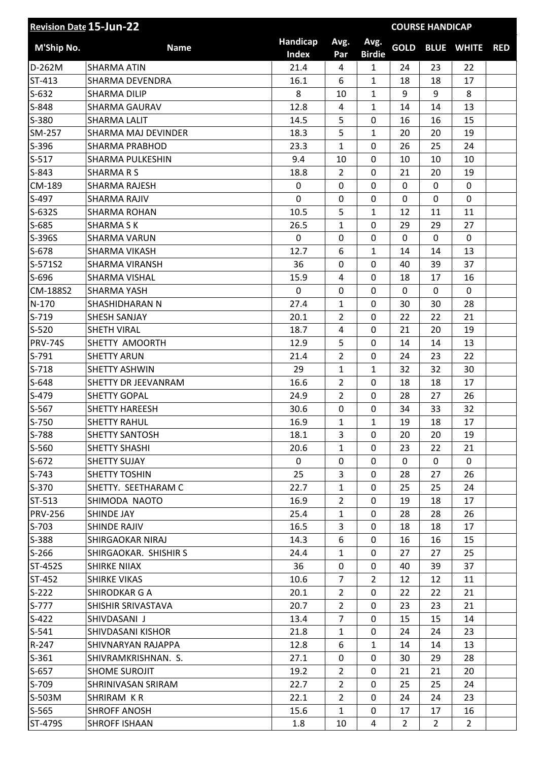| Revision Date 15-Jun-22 | | | | | COURSE HANDICAP | | | |
|---|---|---|---|---|---|---|---|---|
| M'Ship No. | Name | Handicap Index | Avg. Par | Avg. Birdie | GOLD | BLUE | WHITE | RED |
| D-262M | SHARMA ATIN | 21.4 | 4 | 1 | 24 | 23 | 22 | |
| ST-413 | SHARMA DEVENDRA | 16.1 | 6 | 1 | 18 | 18 | 17 | |
| S-632 | SHARMA DILIP | 8 | 10 | 1 | 9 | 9 | 8 | |
| S-848 | SHARMA GAURAV | 12.8 | 4 | 1 | 14 | 14 | 13 | |
| S-380 | SHARMA LALIT | 14.5 | 5 | 0 | 16 | 16 | 15 | |
| SM-257 | SHARMA MAJ DEVINDER | 18.3 | 5 | 1 | 20 | 20 | 19 | |
| S-396 | SHARMA PRABHOD | 23.3 | 1 | 0 | 26 | 25 | 24 | |
| S-517 | SHARMA PULKESHIN | 9.4 | 10 | 0 | 10 | 10 | 10 | |
| S-843 | SHARMA R S | 18.8 | 2 | 0 | 21 | 20 | 19 | |
| CM-189 | SHARMA RAJESH | 0 | 0 | 0 | 0 | 0 | 0 | |
| S-497 | SHARMA RAJIV | 0 | 0 | 0 | 0 | 0 | 0 | |
| S-632S | SHARMA ROHAN | 10.5 | 5 | 1 | 12 | 11 | 11 | |
| S-685 | SHARMA S K | 26.5 | 1 | 0 | 29 | 29 | 27 | |
| S-396S | SHARMA VARUN | 0 | 0 | 0 | 0 | 0 | 0 | |
| S-678 | SHARMA VIKASH | 12.7 | 6 | 1 | 14 | 14 | 13 | |
| S-571S2 | SHARMA VIRANSH | 36 | 0 | 0 | 40 | 39 | 37 | |
| S-696 | SHARMA VISHAL | 15.9 | 4 | 0 | 18 | 17 | 16 | |
| CM-188S2 | SHARMA YASH | 0 | 0 | 0 | 0 | 0 | 0 | |
| N-170 | SHASHIDHARAN N | 27.4 | 1 | 0 | 30 | 30 | 28 | |
| S-719 | SHESH SANJAY | 20.1 | 2 | 0 | 22 | 22 | 21 | |
| S-520 | SHETH VIRAL | 18.7 | 4 | 0 | 21 | 20 | 19 | |
| PRV-74S | SHETTY AMOORTH | 12.9 | 5 | 0 | 14 | 14 | 13 | |
| S-791 | SHETTY ARUN | 21.4 | 2 | 0 | 24 | 23 | 22 | |
| S-718 | SHETTY ASHWIN | 29 | 1 | 1 | 32 | 32 | 30 | |
| S-648 | SHETTY DR JEEVANRAM | 16.6 | 2 | 0 | 18 | 18 | 17 | |
| S-479 | SHETTY GOPAL | 24.9 | 2 | 0 | 28 | 27 | 26 | |
| S-567 | SHETTY HAREESH | 30.6 | 0 | 0 | 34 | 33 | 32 | |
| S-750 | SHETTY RAHUL | 16.9 | 1 | 1 | 19 | 18 | 17 | |
| S-788 | SHETTY SANTOSH | 18.1 | 3 | 0 | 20 | 20 | 19 | |
| S-560 | SHETTY SHASHI | 20.6 | 1 | 0 | 23 | 22 | 21 | |
| S-672 | SHETTY SUJAY | 0 | 0 | 0 | 0 | 0 | 0 | |
| S-743 | SHETTY TOSHIN | 25 | 3 | 0 | 28 | 27 | 26 | |
| S-370 | SHETTY. SEETHARAM C | 22.7 | 1 | 0 | 25 | 25 | 24 | |
| ST-513 | SHIMODA NAOTO | 16.9 | 2 | 0 | 19 | 18 | 17 | |
| PRV-256 | SHINDE JAY | 25.4 | 1 | 0 | 28 | 28 | 26 | |
| S-703 | SHINDE RAJIV | 16.5 | 3 | 0 | 18 | 18 | 17 | |
| S-388 | SHIRGAOKAR NIRAJ | 14.3 | 6 | 0 | 16 | 16 | 15 | |
| S-266 | SHIRGAOKAR. SHISHIR S | 24.4 | 1 | 0 | 27 | 27 | 25 | |
| ST-452S | SHIRKE NIIAX | 36 | 0 | 0 | 40 | 39 | 37 | |
| ST-452 | SHIRKE VIKAS | 10.6 | 7 | 2 | 12 | 12 | 11 | |
| S-222 | SHIRODKAR G A | 20.1 | 2 | 0 | 22 | 22 | 21 | |
| S-777 | SHISHIR SRIVASTAVA | 20.7 | 2 | 0 | 23 | 23 | 21 | |
| S-422 | SHIVDASANI J | 13.4 | 7 | 0 | 15 | 15 | 14 | |
| S-541 | SHIVDASANI KISHOR | 21.8 | 1 | 0 | 24 | 24 | 23 | |
| R-247 | SHIVNARYAN RAJAPPA | 12.8 | 6 | 1 | 14 | 14 | 13 | |
| S-361 | SHIVRAMKRISHNAN. S. | 27.1 | 0 | 0 | 30 | 29 | 28 | |
| S-657 | SHOME SUROJIT | 19.2 | 2 | 0 | 21 | 21 | 20 | |
| S-709 | SHRINIVASAN SRIRAM | 22.7 | 2 | 0 | 25 | 25 | 24 | |
| S-503M | SHRIRAM K R | 22.1 | 2 | 0 | 24 | 24 | 23 | |
| S-565 | SHROFF ANOSH | 15.6 | 1 | 0 | 17 | 17 | 16 | |
| ST-479S | SHROFF ISHAAN | 1.8 | 10 | 4 | 2 | 2 | 2 | |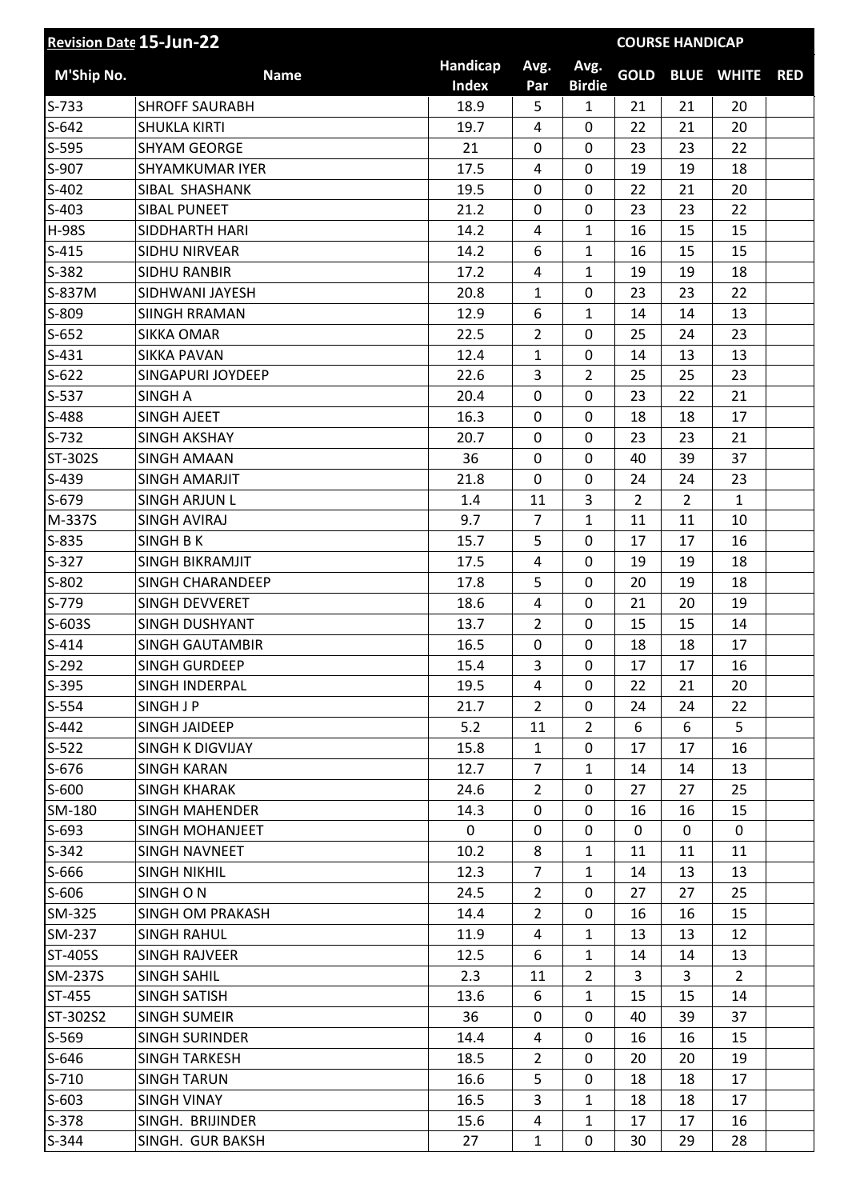| Revision Date 15-Jun-22 | | | | | COURSE HANDICAP | | | |
|---|---|---|---|---|---|---|---|---|
| M'Ship No. | Name | Handicap Index | Avg. Par | Avg. Birdie | GOLD | BLUE | WHITE | RED |
| S-733 | SHROFF SAURABH | 18.9 | 5 | 1 | 21 | 21 | 20 | |
| S-642 | SHUKLA KIRTI | 19.7 | 4 | 0 | 22 | 21 | 20 | |
| S-595 | SHYAM GEORGE | 21 | 0 | 0 | 23 | 23 | 22 | |
| S-907 | SHYAMKUMAR IYER | 17.5 | 4 | 0 | 19 | 19 | 18 | |
| S-402 | SIBAL SHASHANK | 19.5 | 0 | 0 | 22 | 21 | 20 | |
| S-403 | SIBAL PUNEET | 21.2 | 0 | 0 | 23 | 23 | 22 | |
| H-98S | SIDDHARTH HARI | 14.2 | 4 | 1 | 16 | 15 | 15 | |
| S-415 | SIDHU NIRVEAR | 14.2 | 6 | 1 | 16 | 15 | 15 | |
| S-382 | SIDHU RANBIR | 17.2 | 4 | 1 | 19 | 19 | 18 | |
| S-837M | SIDHWANI JAYESH | 20.8 | 1 | 0 | 23 | 23 | 22 | |
| S-809 | SIINGH RRAMAN | 12.9 | 6 | 1 | 14 | 14 | 13 | |
| S-652 | SIKKA OMAR | 22.5 | 2 | 0 | 25 | 24 | 23 | |
| S-431 | SIKKA PAVAN | 12.4 | 1 | 0 | 14 | 13 | 13 | |
| S-622 | SINGAPURI JOYDEEP | 22.6 | 3 | 2 | 25 | 25 | 23 | |
| S-537 | SINGH A | 20.4 | 0 | 0 | 23 | 22 | 21 | |
| S-488 | SINGH AJEET | 16.3 | 0 | 0 | 18 | 18 | 17 | |
| S-732 | SINGH AKSHAY | 20.7 | 0 | 0 | 23 | 23 | 21 | |
| ST-302S | SINGH AMAAN | 36 | 0 | 0 | 40 | 39 | 37 | |
| S-439 | SINGH AMARJIT | 21.8 | 0 | 0 | 24 | 24 | 23 | |
| S-679 | SINGH ARJUN L | 1.4 | 11 | 3 | 2 | 2 | 1 | |
| M-337S | SINGH AVIRAJ | 9.7 | 7 | 1 | 11 | 11 | 10 | |
| S-835 | SINGH B K | 15.7 | 5 | 0 | 17 | 17 | 16 | |
| S-327 | SINGH BIKRAMJIT | 17.5 | 4 | 0 | 19 | 19 | 18 | |
| S-802 | SINGH CHARANDEEP | 17.8 | 5 | 0 | 20 | 19 | 18 | |
| S-779 | SINGH DEVVERET | 18.6 | 4 | 0 | 21 | 20 | 19 | |
| S-603S | SINGH DUSHYANT | 13.7 | 2 | 0 | 15 | 15 | 14 | |
| S-414 | SINGH GAUTAMBIR | 16.5 | 0 | 0 | 18 | 18 | 17 | |
| S-292 | SINGH GURDEEP | 15.4 | 3 | 0 | 17 | 17 | 16 | |
| S-395 | SINGH INDERPAL | 19.5 | 4 | 0 | 22 | 21 | 20 | |
| S-554 | SINGH J P | 21.7 | 2 | 0 | 24 | 24 | 22 | |
| S-442 | SINGH JAIDEEP | 5.2 | 11 | 2 | 6 | 6 | 5 | |
| S-522 | SINGH K DIGVIJAY | 15.8 | 1 | 0 | 17 | 17 | 16 | |
| S-676 | SINGH KARAN | 12.7 | 7 | 1 | 14 | 14 | 13 | |
| S-600 | SINGH KHARAK | 24.6 | 2 | 0 | 27 | 27 | 25 | |
| SM-180 | SINGH MAHENDER | 14.3 | 0 | 0 | 16 | 16 | 15 | |
| S-693 | SINGH MOHANJEET | 0 | 0 | 0 | 0 | 0 | 0 | |
| S-342 | SINGH NAVNEET | 10.2 | 8 | 1 | 11 | 11 | 11 | |
| S-666 | SINGH NIKHIL | 12.3 | 7 | 1 | 14 | 13 | 13 | |
| S-606 | SINGH O N | 24.5 | 2 | 0 | 27 | 27 | 25 | |
| SM-325 | SINGH OM PRAKASH | 14.4 | 2 | 0 | 16 | 16 | 15 | |
| SM-237 | SINGH RAHUL | 11.9 | 4 | 1 | 13 | 13 | 12 | |
| ST-405S | SINGH RAJVEER | 12.5 | 6 | 1 | 14 | 14 | 13 | |
| SM-237S | SINGH SAHIL | 2.3 | 11 | 2 | 3 | 3 | 2 | |
| ST-455 | SINGH SATISH | 13.6 | 6 | 1 | 15 | 15 | 14 | |
| ST-302S2 | SINGH SUMEIR | 36 | 0 | 0 | 40 | 39 | 37 | |
| S-569 | SINGH SURINDER | 14.4 | 4 | 0 | 16 | 16 | 15 | |
| S-646 | SINGH TARKESH | 18.5 | 2 | 0 | 20 | 20 | 19 | |
| S-710 | SINGH TARUN | 16.6 | 5 | 0 | 18 | 18 | 17 | |
| S-603 | SINGH VINAY | 16.5 | 3 | 1 | 18 | 18 | 17 | |
| S-378 | SINGH. BRIJINDER | 15.6 | 4 | 1 | 17 | 17 | 16 | |
| S-344 | SINGH. GUR BAKSH | 27 | 1 | 0 | 30 | 29 | 28 | |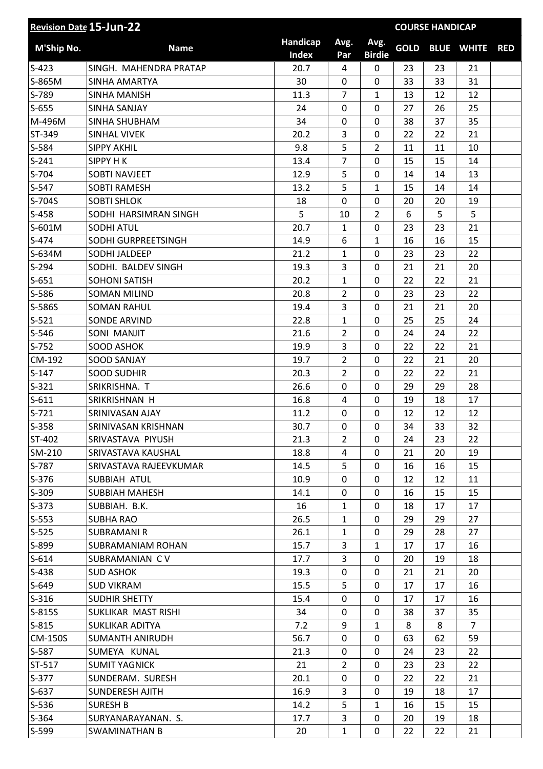| Revision Date 15-Jun-22 | | | | | COURSE HANDICAP | | | |
|---|---|---|---|---|---|---|---|---|
| M'Ship No. | Name | Handicap Index | Avg. Par | Avg. Birdie | GOLD | BLUE | WHITE | RED |
| S-423 | SINGH. MAHENDRA PRATAP | 20.7 | 4 | 0 | 23 | 23 | 21 | |
| S-865M | SINHA AMARTYA | 30 | 0 | 0 | 33 | 33 | 31 | |
| S-789 | SINHA MANISH | 11.3 | 7 | 1 | 13 | 12 | 12 | |
| S-655 | SINHA SANJAY | 24 | 0 | 0 | 27 | 26 | 25 | |
| M-496M | SINHA SHUBHAM | 34 | 0 | 0 | 38 | 37 | 35 | |
| ST-349 | SINHAL VIVEK | 20.2 | 3 | 0 | 22 | 22 | 21 | |
| S-584 | SIPPY AKHIL | 9.8 | 5 | 2 | 11 | 11 | 10 | |
| S-241 | SIPPY H K | 13.4 | 7 | 0 | 15 | 15 | 14 | |
| S-704 | SOBTI NAVJEET | 12.9 | 5 | 0 | 14 | 14 | 13 | |
| S-547 | SOBTI RAMESH | 13.2 | 5 | 1 | 15 | 14 | 14 | |
| S-704S | SOBTI SHLOK | 18 | 0 | 0 | 20 | 20 | 19 | |
| S-458 | SODHI HARSIMRAN SINGH | 5 | 10 | 2 | 6 | 5 | 5 | |
| S-601M | SODHI ATUL | 20.7 | 1 | 0 | 23 | 23 | 21 | |
| S-474 | SODHI GURPREETSINGH | 14.9 | 6 | 1 | 16 | 16 | 15 | |
| S-634M | SODHI JALDEEP | 21.2 | 1 | 0 | 23 | 23 | 22 | |
| S-294 | SODHI. BALDEV SINGH | 19.3 | 3 | 0 | 21 | 21 | 20 | |
| S-651 | SOHONI SATISH | 20.2 | 1 | 0 | 22 | 22 | 21 | |
| S-586 | SOMAN MILIND | 20.8 | 2 | 0 | 23 | 23 | 22 | |
| S-586S | SOMAN RAHUL | 19.4 | 3 | 0 | 21 | 21 | 20 | |
| S-521 | SONDE ARVIND | 22.8 | 1 | 0 | 25 | 25 | 24 | |
| S-546 | SONI MANJIT | 21.6 | 2 | 0 | 24 | 24 | 22 | |
| S-752 | SOOD ASHOK | 19.9 | 3 | 0 | 22 | 22 | 21 | |
| CM-192 | SOOD SANJAY | 19.7 | 2 | 0 | 22 | 21 | 20 | |
| S-147 | SOOD SUDHIR | 20.3 | 2 | 0 | 22 | 22 | 21 | |
| S-321 | SRIKRISHNA. T | 26.6 | 0 | 0 | 29 | 29 | 28 | |
| S-611 | SRIKRISHNAN H | 16.8 | 4 | 0 | 19 | 18 | 17 | |
| S-721 | SRINIVASAN AJAY | 11.2 | 0 | 0 | 12 | 12 | 12 | |
| S-358 | SRINIVASAN KRISHNAN | 30.7 | 0 | 0 | 34 | 33 | 32 | |
| ST-402 | SRIVASTAVA PIYUSH | 21.3 | 2 | 0 | 24 | 23 | 22 | |
| SM-210 | SRIVASTAVA KAUSHAL | 18.8 | 4 | 0 | 21 | 20 | 19 | |
| S-787 | SRIVASTAVA RAJEEVKUMAR | 14.5 | 5 | 0 | 16 | 16 | 15 | |
| S-376 | SUBBIAH ATUL | 10.9 | 0 | 0 | 12 | 12 | 11 | |
| S-309 | SUBBIAH MAHESH | 14.1 | 0 | 0 | 16 | 15 | 15 | |
| S-373 | SUBBIAH. B.K. | 16 | 1 | 0 | 18 | 17 | 17 | |
| S-553 | SUBHA RAO | 26.5 | 1 | 0 | 29 | 29 | 27 | |
| S-525 | SUBRAMANI R | 26.1 | 1 | 0 | 29 | 28 | 27 | |
| S-899 | SUBRAMANIAM ROHAN | 15.7 | 3 | 1 | 17 | 17 | 16 | |
| S-614 | SUBRAMANIAN C V | 17.7 | 3 | 0 | 20 | 19 | 18 | |
| S-438 | SUD ASHOK | 19.3 | 0 | 0 | 21 | 21 | 20 | |
| S-649 | SUD VIKRAM | 15.5 | 5 | 0 | 17 | 17 | 16 | |
| S-316 | SUDHIR SHETTY | 15.4 | 0 | 0 | 17 | 17 | 16 | |
| S-815S | SUKLIKAR MAST RISHI | 34 | 0 | 0 | 38 | 37 | 35 | |
| S-815 | SUKLIKAR ADITYA | 7.2 | 9 | 1 | 8 | 8 | 7 | |
| CM-150S | SUMANTH ANIRUDH | 56.7 | 0 | 0 | 63 | 62 | 59 | |
| S-587 | SUMEYA KUNAL | 21.3 | 0 | 0 | 24 | 23 | 22 | |
| ST-517 | SUMIT YAGNICK | 21 | 2 | 0 | 23 | 23 | 22 | |
| S-377 | SUNDERAM. SURESH | 20.1 | 0 | 0 | 22 | 22 | 21 | |
| S-637 | SUNDERESH AJITH | 16.9 | 3 | 0 | 19 | 18 | 17 | |
| S-536 | SURESH B | 14.2 | 5 | 1 | 16 | 15 | 15 | |
| S-364 | SURYANARAYANAN. S. | 17.7 | 3 | 0 | 20 | 19 | 18 | |
| S-599 | SWAMINATHAN B | 20 | 1 | 0 | 22 | 22 | 21 | |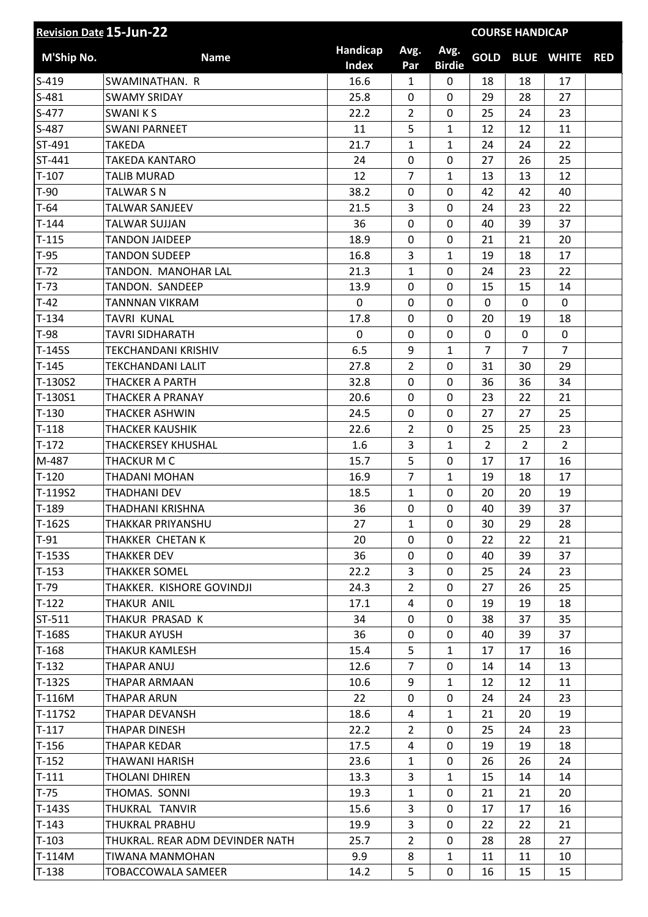| Revision Date 15-Jun-22 | | | | | COURSE HANDICAP | | | |
|---|---|---|---|---|---|---|---|---|
| M'Ship No. | Name | Handicap Index | Avg. Par | Avg. Birdie | GOLD | BLUE | WHITE | RED |
| S-419 | SWAMINATHAN. R | 16.6 | 1 | 0 | 18 | 18 | 17 | |
| S-481 | SWAMY SRIDAY | 25.8 | 0 | 0 | 29 | 28 | 27 | |
| S-477 | SWANI K S | 22.2 | 2 | 0 | 25 | 24 | 23 | |
| S-487 | SWANI PARNEET | 11 | 5 | 1 | 12 | 12 | 11 | |
| ST-491 | TAKEDA | 21.7 | 1 | 1 | 24 | 24 | 22 | |
| ST-441 | TAKEDA KANTARO | 24 | 0 | 0 | 27 | 26 | 25 | |
| T-107 | TALIB MURAD | 12 | 7 | 1 | 13 | 13 | 12 | |
| T-90 | TALWAR S N | 38.2 | 0 | 0 | 42 | 42 | 40 | |
| T-64 | TALWAR SANJEEV | 21.5 | 3 | 0 | 24 | 23 | 22 | |
| T-144 | TALWAR SUJJAN | 36 | 0 | 0 | 40 | 39 | 37 | |
| T-115 | TANDON JAIDEEP | 18.9 | 0 | 0 | 21 | 21 | 20 | |
| T-95 | TANDON SUDEEP | 16.8 | 3 | 1 | 19 | 18 | 17 | |
| T-72 | TANDON. MANOHAR LAL | 21.3 | 1 | 0 | 24 | 23 | 22 | |
| T-73 | TANDON. SANDEEP | 13.9 | 0 | 0 | 15 | 15 | 14 | |
| T-42 | TANNNAN VIKRAM | 0 | 0 | 0 | 0 | 0 | 0 | |
| T-134 | TAVRI KUNAL | 17.8 | 0 | 0 | 20 | 19 | 18 | |
| T-98 | TAVRI SIDHARATH | 0 | 0 | 0 | 0 | 0 | 0 | |
| T-145S | TEKCHANDANI KRISHIV | 6.5 | 9 | 1 | 7 | 7 | 7 | |
| T-145 | TEKCHANDANI LALIT | 27.8 | 2 | 0 | 31 | 30 | 29 | |
| T-130S2 | THACKER A PARTH | 32.8 | 0 | 0 | 36 | 36 | 34 | |
| T-130S1 | THACKER A PRANAY | 20.6 | 0 | 0 | 23 | 22 | 21 | |
| T-130 | THACKER ASHWIN | 24.5 | 0 | 0 | 27 | 27 | 25 | |
| T-118 | THACKER KAUSHIK | 22.6 | 2 | 0 | 25 | 25 | 23 | |
| T-172 | THACKERSEY KHUSHAL | 1.6 | 3 | 1 | 2 | 2 | 2 | |
| M-487 | THACKUR M C | 15.7 | 5 | 0 | 17 | 17 | 16 | |
| T-120 | THADANI MOHAN | 16.9 | 7 | 1 | 19 | 18 | 17 | |
| T-119S2 | THADHANI DEV | 18.5 | 1 | 0 | 20 | 20 | 19 | |
| T-189 | THADHANI KRISHNA | 36 | 0 | 0 | 40 | 39 | 37 | |
| T-162S | THAKKAR PRIYANSHU | 27 | 1 | 0 | 30 | 29 | 28 | |
| T-91 | THAKKER CHETAN K | 20 | 0 | 0 | 22 | 22 | 21 | |
| T-153S | THAKKER DEV | 36 | 0 | 0 | 40 | 39 | 37 | |
| T-153 | THAKKER SOMEL | 22.2 | 3 | 0 | 25 | 24 | 23 | |
| T-79 | THAKKER. KISHORE GOVINDJI | 24.3 | 2 | 0 | 27 | 26 | 25 | |
| T-122 | THAKUR ANIL | 17.1 | 4 | 0 | 19 | 19 | 18 | |
| ST-511 | THAKUR PRASAD K | 34 | 0 | 0 | 38 | 37 | 35 | |
| T-168S | THAKUR AYUSH | 36 | 0 | 0 | 40 | 39 | 37 | |
| T-168 | THAKUR KAMLESH | 15.4 | 5 | 1 | 17 | 17 | 16 | |
| T-132 | THAPAR ANUJ | 12.6 | 7 | 0 | 14 | 14 | 13 | |
| T-132S | THAPAR ARMAAN | 10.6 | 9 | 1 | 12 | 12 | 11 | |
| T-116M | THAPAR ARUN | 22 | 0 | 0 | 24 | 24 | 23 | |
| T-117S2 | THAPAR DEVANSH | 18.6 | 4 | 1 | 21 | 20 | 19 | |
| T-117 | THAPAR DINESH | 22.2 | 2 | 0 | 25 | 24 | 23 | |
| T-156 | THAPAR KEDAR | 17.5 | 4 | 0 | 19 | 19 | 18 | |
| T-152 | THAWANI HARISH | 23.6 | 1 | 0 | 26 | 26 | 24 | |
| T-111 | THOLANI DHIREN | 13.3 | 3 | 1 | 15 | 14 | 14 | |
| T-75 | THOMAS. SONNI | 19.3 | 1 | 0 | 21 | 21 | 20 | |
| T-143S | THUKRAL TANVIR | 15.6 | 3 | 0 | 17 | 17 | 16 | |
| T-143 | THUKRAL PRABHU | 19.9 | 3 | 0 | 22 | 22 | 21 | |
| T-103 | THUKRAL. REAR ADM DEVINDER NATH | 25.7 | 2 | 0 | 28 | 28 | 27 | |
| T-114M | TIWANA MANMOHAN | 9.9 | 8 | 1 | 11 | 11 | 10 | |
| T-138 | TOBACCOWALA SAMEER | 14.2 | 5 | 0 | 16 | 15 | 15 | |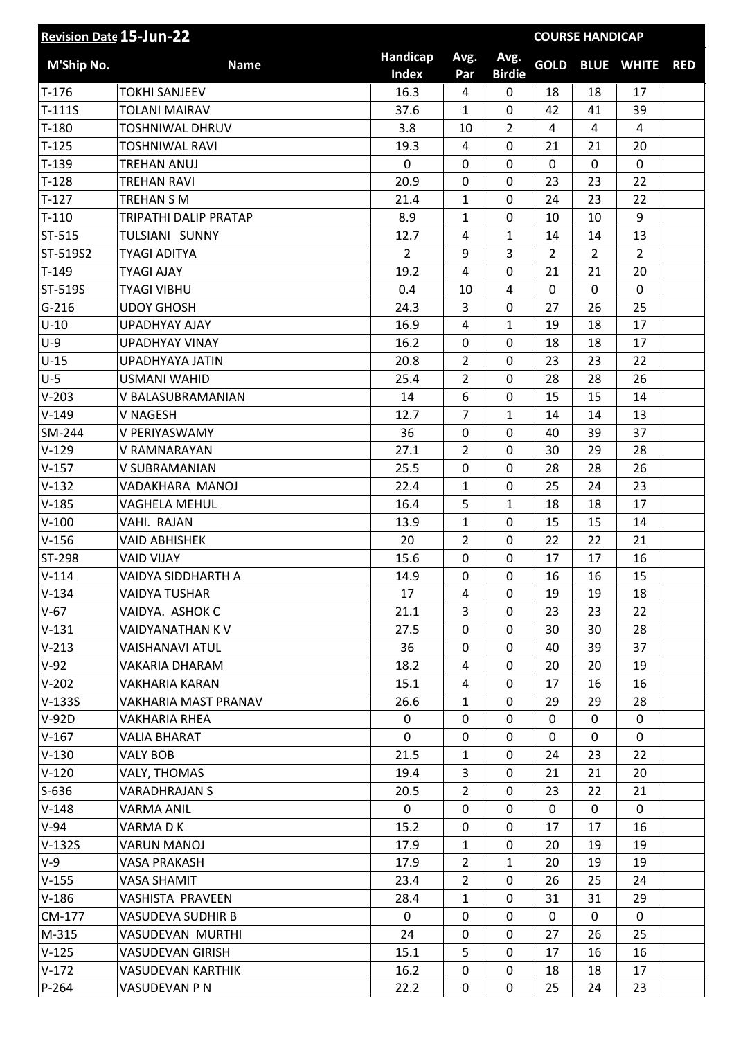| Revision Date 15-Jun-22 | | | | | COURSE HANDICAP | | | |
|---|---|---|---|---|---|---|---|---|
| M'Ship No. | Name | Handicap Index | Avg. Par | Avg. Birdie | GOLD | BLUE | WHITE | RED |
| T-176 | TOKHI SANJEEV | 16.3 | 4 | 0 | 18 | 18 | 17 | |
| T-111S | TOLANI MAIRAV | 37.6 | 1 | 0 | 42 | 41 | 39 | |
| T-180 | TOSHNIWAL DHRUV | 3.8 | 10 | 2 | 4 | 4 | 4 | |
| T-125 | TOSHNIWAL RAVI | 19.3 | 4 | 0 | 21 | 21 | 20 | |
| T-139 | TREHAN ANUJ | 0 | 0 | 0 | 0 | 0 | 0 | |
| T-128 | TREHAN RAVI | 20.9 | 0 | 0 | 23 | 23 | 22 | |
| T-127 | TREHAN S M | 21.4 | 1 | 0 | 24 | 23 | 22 | |
| T-110 | TRIPATHI DALIP PRATAP | 8.9 | 1 | 0 | 10 | 10 | 9 | |
| ST-515 | TULSIANI SUNNY | 12.7 | 4 | 1 | 14 | 14 | 13 | |
| ST-519S2 | TYAGI ADITYA | 2 | 9 | 3 | 2 | 2 | 2 | |
| T-149 | TYAGI AJAY | 19.2 | 4 | 0 | 21 | 21 | 20 | |
| ST-519S | TYAGI VIBHU | 0.4 | 10 | 4 | 0 | 0 | 0 | |
| G-216 | UDOY GHOSH | 24.3 | 3 | 0 | 27 | 26 | 25 | |
| U-10 | UPADHYAY AJAY | 16.9 | 4 | 1 | 19 | 18 | 17 | |
| U-9 | UPADHYAY VINAY | 16.2 | 0 | 0 | 18 | 18 | 17 | |
| U-15 | UPADHYAYA JATIN | 20.8 | 2 | 0 | 23 | 23 | 22 | |
| U-5 | USMANI WAHID | 25.4 | 2 | 0 | 28 | 28 | 26 | |
| V-203 | V BALASUBRAMANIAN | 14 | 6 | 0 | 15 | 15 | 14 | |
| V-149 | V NAGESH | 12.7 | 7 | 1 | 14 | 14 | 13 | |
| SM-244 | V PERIYASWAMY | 36 | 0 | 0 | 40 | 39 | 37 | |
| V-129 | V RAMNARAYAN | 27.1 | 2 | 0 | 30 | 29 | 28 | |
| V-157 | V SUBRAMANIAN | 25.5 | 0 | 0 | 28 | 28 | 26 | |
| V-132 | VADAKHARA MANOJ | 22.4 | 1 | 0 | 25 | 24 | 23 | |
| V-185 | VAGHELA MEHUL | 16.4 | 5 | 1 | 18 | 18 | 17 | |
| V-100 | VAHI. RAJAN | 13.9 | 1 | 0 | 15 | 15 | 14 | |
| V-156 | VAID ABHISHEK | 20 | 2 | 0 | 22 | 22 | 21 | |
| ST-298 | VAID VIJAY | 15.6 | 0 | 0 | 17 | 17 | 16 | |
| V-114 | VAIDYA SIDDHARTH A | 14.9 | 0 | 0 | 16 | 16 | 15 | |
| V-134 | VAIDYA TUSHAR | 17 | 4 | 0 | 19 | 19 | 18 | |
| V-67 | VAIDYA. ASHOK C | 21.1 | 3 | 0 | 23 | 23 | 22 | |
| V-131 | VAIDYANATHAN K V | 27.5 | 0 | 0 | 30 | 30 | 28 | |
| V-213 | VAISHANAVI ATUL | 36 | 0 | 0 | 40 | 39 | 37 | |
| V-92 | VAKARIA DHARAM | 18.2 | 4 | 0 | 20 | 20 | 19 | |
| V-202 | VAKHARIA KARAN | 15.1 | 4 | 0 | 17 | 16 | 16 | |
| V-133S | VAKHARIA MAST PRANAV | 26.6 | 1 | 0 | 29 | 29 | 28 | |
| V-92D | VAKHARIA RHEA | 0 | 0 | 0 | 0 | 0 | 0 | |
| V-167 | VALIA BHARAT | 0 | 0 | 0 | 0 | 0 | 0 | |
| V-130 | VALY BOB | 21.5 | 1 | 0 | 24 | 23 | 22 | |
| V-120 | VALY, THOMAS | 19.4 | 3 | 0 | 21 | 21 | 20 | |
| S-636 | VARADHRAJAN S | 20.5 | 2 | 0 | 23 | 22 | 21 | |
| V-148 | VARMA ANIL | 0 | 0 | 0 | 0 | 0 | 0 | |
| V-94 | VARMA D K | 15.2 | 0 | 0 | 17 | 17 | 16 | |
| V-132S | VARUN MANOJ | 17.9 | 1 | 0 | 20 | 19 | 19 | |
| V-9 | VASA PRAKASH | 17.9 | 2 | 1 | 20 | 19 | 19 | |
| V-155 | VASA SHAMIT | 23.4 | 2 | 0 | 26 | 25 | 24 | |
| V-186 | VASHISTA PRAVEEN | 28.4 | 1 | 0 | 31 | 31 | 29 | |
| CM-177 | VASUDEVA SUDHIR B | 0 | 0 | 0 | 0 | 0 | 0 | |
| M-315 | VASUDEVAN MURTHI | 24 | 0 | 0 | 27 | 26 | 25 | |
| V-125 | VASUDEVAN GIRISH | 15.1 | 5 | 0 | 17 | 16 | 16 | |
| V-172 | VASUDEVAN KARTHIK | 16.2 | 0 | 0 | 18 | 18 | 17 | |
| P-264 | VASUDEVAN P N | 22.2 | 0 | 0 | 25 | 24 | 23 | |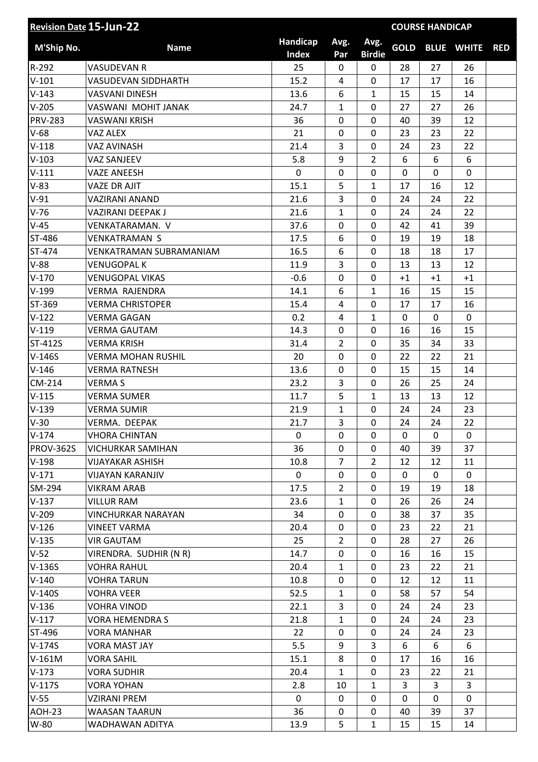| Revision Date 15-Jun-22 | | | | | COURSE HANDICAP | | | |
|---|---|---|---|---|---|---|---|---|
| M'Ship No. | Name | Handicap Index | Avg. Par | Avg. Birdie | GOLD | BLUE | WHITE | RED |
| R-292 | VASUDEVAN R | 25 | 0 | 0 | 28 | 27 | 26 | |
| V-101 | VASUDEVAN SIDDHARTH | 15.2 | 4 | 0 | 17 | 17 | 16 | |
| V-143 | VASVANI DINESH | 13.6 | 6 | 1 | 15 | 15 | 14 | |
| V-205 | VASWANI MOHIT JANAK | 24.7 | 1 | 0 | 27 | 27 | 26 | |
| PRV-283 | VASWANI KRISH | 36 | 0 | 0 | 40 | 39 | 12 | |
| V-68 | VAZ ALEX | 21 | 0 | 0 | 23 | 23 | 22 | |
| V-118 | VAZ AVINASH | 21.4 | 3 | 0 | 24 | 23 | 22 | |
| V-103 | VAZ SANJEEV | 5.8 | 9 | 2 | 6 | 6 | 6 | |
| V-111 | VAZE ANEESH | 0 | 0 | 0 | 0 | 0 | 0 | |
| V-83 | VAZE DR AJIT | 15.1 | 5 | 1 | 17 | 16 | 12 | |
| V-91 | VAZIRANI ANAND | 21.6 | 3 | 0 | 24 | 24 | 22 | |
| V-76 | VAZIRANI DEEPAK J | 21.6 | 1 | 0 | 24 | 24 | 22 | |
| V-45 | VENKATARAMAN. V | 37.6 | 0 | 0 | 42 | 41 | 39 | |
| ST-486 | VENKATRAMAN S | 17.5 | 6 | 0 | 19 | 19 | 18 | |
| ST-474 | VENKATRAMAN SUBRAMANIAM | 16.5 | 6 | 0 | 18 | 18 | 17 | |
| V-88 | VENUGOPAL K | 11.9 | 3 | 0 | 13 | 13 | 12 | |
| V-170 | VENUGOPAL VIKAS | -0.6 | 0 | 0 | +1 | +1 | +1 | |
| V-199 | VERMA RAJENDRA | 14.1 | 6 | 1 | 16 | 15 | 15 | |
| ST-369 | VERMA CHRISTOPER | 15.4 | 4 | 0 | 17 | 17 | 16 | |
| V-122 | VERMA GAGAN | 0.2 | 4 | 1 | 0 | 0 | 0 | |
| V-119 | VERMA GAUTAM | 14.3 | 0 | 0 | 16 | 16 | 15 | |
| ST-412S | VERMA KRISH | 31.4 | 2 | 0 | 35 | 34 | 33 | |
| V-146S | VERMA MOHAN RUSHIL | 20 | 0 | 0 | 22 | 22 | 21 | |
| V-146 | VERMA RATNESH | 13.6 | 0 | 0 | 15 | 15 | 14 | |
| CM-214 | VERMA S | 23.2 | 3 | 0 | 26 | 25 | 24 | |
| V-115 | VERMA SUMER | 11.7 | 5 | 1 | 13 | 13 | 12 | |
| V-139 | VERMA SUMIR | 21.9 | 1 | 0 | 24 | 24 | 23 | |
| V-30 | VERMA. DEEPAK | 21.7 | 3 | 0 | 24 | 24 | 22 | |
| V-174 | VHORA CHINTAN | 0 | 0 | 0 | 0 | 0 | 0 | |
| PROV-362S | VICHURKAR SAMIHAN | 36 | 0 | 0 | 40 | 39 | 37 | |
| V-198 | VIJAYAKAR ASHISH | 10.8 | 7 | 2 | 12 | 12 | 11 | |
| V-171 | VIJAYAN KARANJIV | 0 | 0 | 0 | 0 | 0 | 0 | |
| SM-294 | VIKRAM ARAB | 17.5 | 2 | 0 | 19 | 19 | 18 | |
| V-137 | VILLUR RAM | 23.6 | 1 | 0 | 26 | 26 | 24 | |
| V-209 | VINCHURKAR NARAYAN | 34 | 0 | 0 | 38 | 37 | 35 | |
| V-126 | VINEET VARMA | 20.4 | 0 | 0 | 23 | 22 | 21 | |
| V-135 | VIR GAUTAM | 25 | 2 | 0 | 28 | 27 | 26 | |
| V-52 | VIRENDRA. SUDHIR (N R) | 14.7 | 0 | 0 | 16 | 16 | 15 | |
| V-136S | VOHRA RAHUL | 20.4 | 1 | 0 | 23 | 22 | 21 | |
| V-140 | VOHRA TARUN | 10.8 | 0 | 0 | 12 | 12 | 11 | |
| V-140S | VOHRA VEER | 52.5 | 1 | 0 | 58 | 57 | 54 | |
| V-136 | VOHRA VINOD | 22.1 | 3 | 0 | 24 | 24 | 23 | |
| V-117 | VORA HEMENDRA S | 21.8 | 1 | 0 | 24 | 24 | 23 | |
| ST-496 | VORA MANHAR | 22 | 0 | 0 | 24 | 24 | 23 | |
| V-174S | VORA MAST JAY | 5.5 | 9 | 3 | 6 | 6 | 6 | |
| V-161M | VORA SAHIL | 15.1 | 8 | 0 | 17 | 16 | 16 | |
| V-173 | VORA SUDHIR | 20.4 | 1 | 0 | 23 | 22 | 21 | |
| V-117S | VORA YOHAN | 2.8 | 10 | 1 | 3 | 3 | 3 | |
| V-55 | VZIRANI PREM | 0 | 0 | 0 | 0 | 0 | 0 | |
| AOH-23 | WAASAN TAARUN | 36 | 0 | 0 | 40 | 39 | 37 | |
| W-80 | WADHAWAN ADITYA | 13.9 | 5 | 1 | 15 | 15 | 14 | |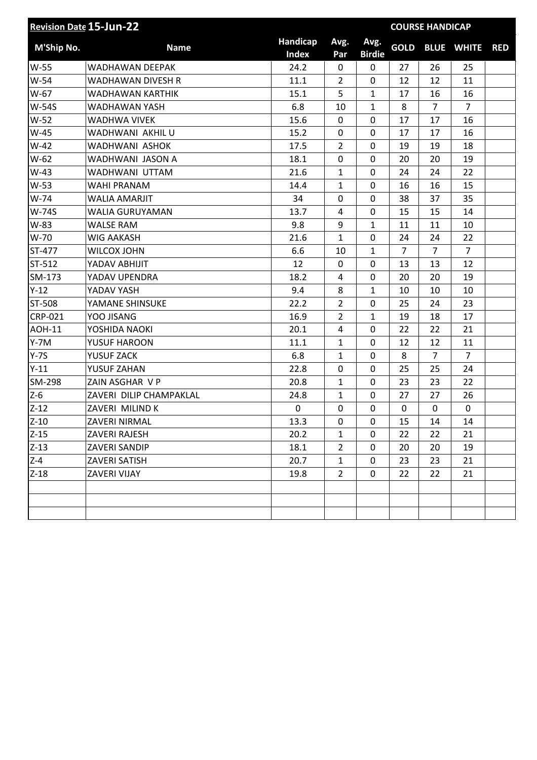| Revision Date 15-Jun-22 | | | | | COURSE HANDICAP | | | |
|---|---|---|---|---|---|---|---|---|
| M'Ship No. | Name | Handicap Index | Avg. Par | Avg. Birdie | GOLD | BLUE | WHITE | RED |
| W-55 | WADHAWAN DEEPAK | 24.2 | 0 | 0 | 27 | 26 | 25 | |
| W-54 | WADHAWAN DIVESH R | 11.1 | 2 | 0 | 12 | 12 | 11 | |
| W-67 | WADHAWAN KARTHIK | 15.1 | 5 | 1 | 17 | 16 | 16 | |
| W-54S | WADHAWAN YASH | 6.8 | 10 | 1 | 8 | 7 | 7 | |
| W-52 | WADHWA VIVEK | 15.6 | 0 | 0 | 17 | 17 | 16 | |
| W-45 | WADHWANI AKHIL U | 15.2 | 0 | 0 | 17 | 17 | 16 | |
| W-42 | WADHWANI ASHOK | 17.5 | 2 | 0 | 19 | 19 | 18 | |
| W-62 | WADHWANI JASON A | 18.1 | 0 | 0 | 20 | 20 | 19 | |
| W-43 | WADHWANI UTTAM | 21.6 | 1 | 0 | 24 | 24 | 22 | |
| W-53 | WAHI PRANAM | 14.4 | 1 | 0 | 16 | 16 | 15 | |
| W-74 | WALIA AMARJIT | 34 | 0 | 0 | 38 | 37 | 35 | |
| W-74S | WALIA GURUYAMAN | 13.7 | 4 | 0 | 15 | 15 | 14 | |
| W-83 | WALSE RAM | 9.8 | 9 | 1 | 11 | 11 | 10 | |
| W-70 | WIG AAKASH | 21.6 | 1 | 0 | 24 | 24 | 22 | |
| ST-477 | WILCOX JOHN | 6.6 | 10 | 1 | 7 | 7 | 7 | |
| ST-512 | YADAV ABHIJIT | 12 | 0 | 0 | 13 | 13 | 12 | |
| SM-173 | YADAV UPENDRA | 18.2 | 4 | 0 | 20 | 20 | 19 | |
| Y-12 | YADAV YASH | 9.4 | 8 | 1 | 10 | 10 | 10 | |
| ST-508 | YAMANE SHINSUKE | 22.2 | 2 | 0 | 25 | 24 | 23 | |
| CRP-021 | YOO JISANG | 16.9 | 2 | 1 | 19 | 18 | 17 | |
| AOH-11 | YOSHIDA NAOKI | 20.1 | 4 | 0 | 22 | 22 | 21 | |
| Y-7M | YUSUF HAROON | 11.1 | 1 | 0 | 12 | 12 | 11 | |
| Y-7S | YUSUF ZACK | 6.8 | 1 | 0 | 8 | 7 | 7 | |
| Y-11 | YUSUF ZAHAN | 22.8 | 0 | 0 | 25 | 25 | 24 | |
| SM-298 | ZAIN ASGHAR V P | 20.8 | 1 | 0 | 23 | 23 | 22 | |
| Z-6 | ZAVERI DILIP CHAMPAKLAL | 24.8 | 1 | 0 | 27 | 27 | 26 | |
| Z-12 | ZAVERI MILIND K | 0 | 0 | 0 | 0 | 0 | 0 | |
| Z-10 | ZAVERI NIRMAL | 13.3 | 0 | 0 | 15 | 14 | 14 | |
| Z-15 | ZAVERI RAJESH | 20.2 | 1 | 0 | 22 | 22 | 21 | |
| Z-13 | ZAVERI SANDIP | 18.1 | 2 | 0 | 20 | 20 | 19 | |
| Z-4 | ZAVERI SATISH | 20.7 | 1 | 0 | 23 | 23 | 21 | |
| Z-18 | ZAVERI VIJAY | 19.8 | 2 | 0 | 22 | 22 | 21 | |
| | | | | | | | | |
| | | | | | | | | |
| | | | | | | | | |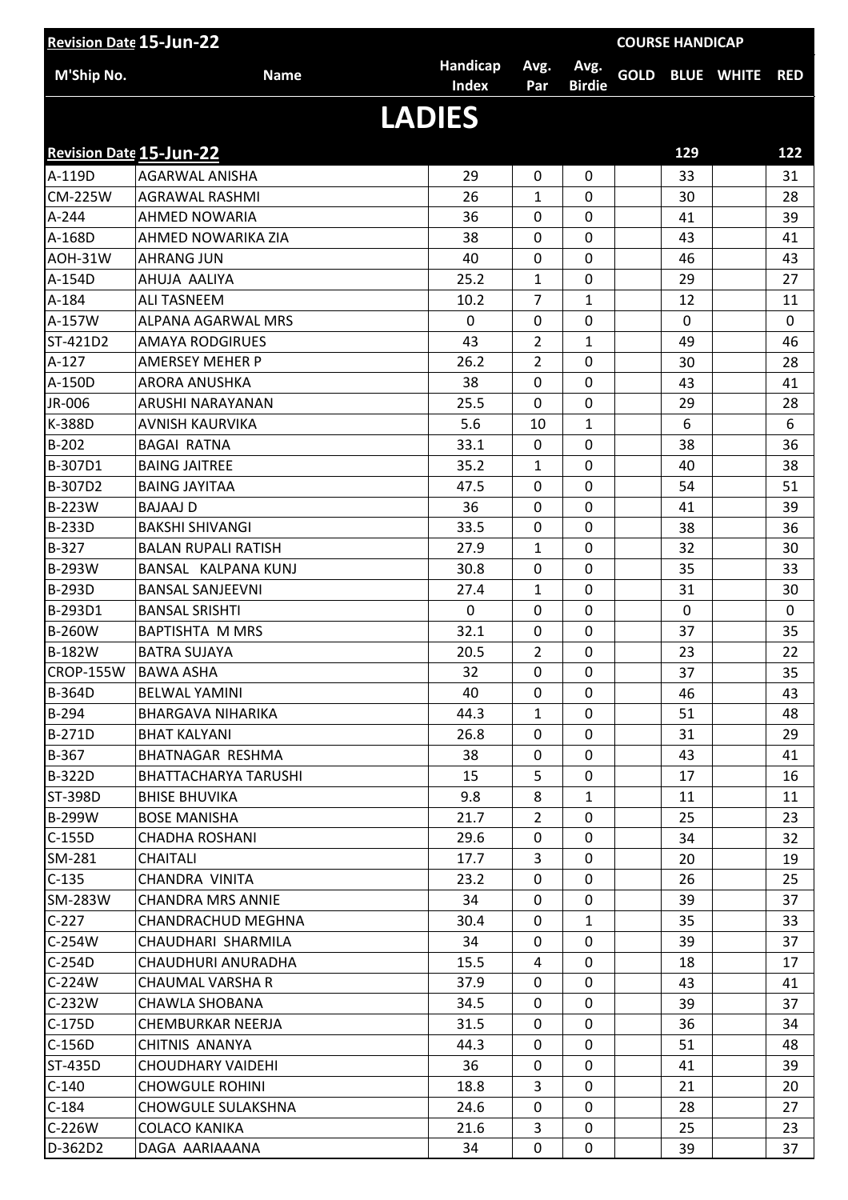| Revision Date 15-Jun-22 | | | | | COURSE HANDICAP | | | |
|---|---|---|---|---|---|---|---|---|
| M'Ship No. | Name | Handicap Index | Avg. Par | Avg. Birdie | GOLD | BLUE | WHITE | RED |

# LADIES

| Revision Date 15-Jun-22 | | | | | | 129 | | 122 |
|---|---|---|---|---|---|---|---|---|
| A-119D | AGARWAL ANISHA | 29 | 0 | 0 | | 33 | | 31 |
| CM-225W | AGRAWAL RASHMI | 26 | 1 | 0 | | 30 | | 28 |
| A-244 | AHMED NOWARIA | 36 | 0 | 0 | | 41 | | 39 |
| A-168D | AHMED NOWARIKA ZIA | 38 | 0 | 0 | | 43 | | 41 |
| AOH-31W | AHRANG JUN | 40 | 0 | 0 | | 46 | | 43 |
| A-154D | AHUJA AALIYA | 25.2 | 1 | 0 | | 29 | | 27 |
| A-184 | ALI TASNEEM | 10.2 | 7 | 1 | | 12 | | 11 |
| A-157W | ALPANA AGARWAL MRS | 0 | 0 | 0 | | 0 | | 0 |
| ST-421D2 | AMAYA RODGIRUES | 43 | 2 | 1 | | 49 | | 46 |
| A-127 | AMERSEY MEHER P | 26.2 | 2 | 0 | | 30 | | 28 |
| A-150D | ARORA ANUSHKA | 38 | 0 | 0 | | 43 | | 41 |
| JR-006 | ARUSHI NARAYANAN | 25.5 | 0 | 0 | | 29 | | 28 |
| K-388D | AVNISH KAURVIKA | 5.6 | 10 | 1 | | 6 | | 6 |
| B-202 | BAGAI RATNA | 33.1 | 0 | 0 | | 38 | | 36 |
| B-307D1 | BAING JAITREE | 35.2 | 1 | 0 | | 40 | | 38 |
| B-307D2 | BAING JAYITAA | 47.5 | 0 | 0 | | 54 | | 51 |
| B-223W | BAJAAJ D | 36 | 0 | 0 | | 41 | | 39 |
| B-233D | BAKSHI SHIVANGI | 33.5 | 0 | 0 | | 38 | | 36 |
| B-327 | BALAN RUPALI RATISH | 27.9 | 1 | 0 | | 32 | | 30 |
| B-293W | BANSAL KALPANA KUNJ | 30.8 | 0 | 0 | | 35 | | 33 |
| B-293D | BANSAL SANJEEVNI | 27.4 | 1 | 0 | | 31 | | 30 |
| B-293D1 | BANSAL SRISHTI | 0 | 0 | 0 | | 0 | | 0 |
| B-260W | BAPTISHTA M MRS | 32.1 | 0 | 0 | | 37 | | 35 |
| B-182W | BATRA SUJAYA | 20.5 | 2 | 0 | | 23 | | 22 |
| CROP-155W | BAWA ASHA | 32 | 0 | 0 | | 37 | | 35 |
| B-364D | BELWAL YAMINI | 40 | 0 | 0 | | 46 | | 43 |
| B-294 | BHARGAVA NIHARIKA | 44.3 | 1 | 0 | | 51 | | 48 |
| B-271D | BHAT KALYANI | 26.8 | 0 | 0 | | 31 | | 29 |
| B-367 | BHATNAGAR RESHMA | 38 | 0 | 0 | | 43 | | 41 |
| B-322D | BHATTACHARYA TARUSHI | 15 | 5 | 0 | | 17 | | 16 |
| ST-398D | BHISE BHUVIKA | 9.8 | 8 | 1 | | 11 | | 11 |
| B-299W | BOSE MANISHA | 21.7 | 2 | 0 | | 25 | | 23 |
| C-155D | CHADHA ROSHANI | 29.6 | 0 | 0 | | 34 | | 32 |
| SM-281 | CHAITALI | 17.7 | 3 | 0 | | 20 | | 19 |
| C-135 | CHANDRA VINITA | 23.2 | 0 | 0 | | 26 | | 25 |
| SM-283W | CHANDRA MRS ANNIE | 34 | 0 | 0 | | 39 | | 37 |
| C-227 | CHANDRACHUD MEGHNA | 30.4 | 0 | 1 | | 35 | | 33 |
| C-254W | CHAUDHARI SHARMILA | 34 | 0 | 0 | | 39 | | 37 |
| C-254D | CHAUDHURI ANURADHA | 15.5 | 4 | 0 | | 18 | | 17 |
| C-224W | CHAUMAL VARSHA R | 37.9 | 0 | 0 | | 43 | | 41 |
| C-232W | CHAWLA SHOBANA | 34.5 | 0 | 0 | | 39 | | 37 |
| C-175D | CHEMBURKAR NEERJA | 31.5 | 0 | 0 | | 36 | | 34 |
| C-156D | CHITNIS ANANYA | 44.3 | 0 | 0 | | 51 | | 48 |
| ST-435D | CHOUDHARY VAIDEHI | 36 | 0 | 0 | | 41 | | 39 |
| C-140 | CHOWGULE ROHINI | 18.8 | 3 | 0 | | 21 | | 20 |
| C-184 | CHOWGULE SULAKSHNA | 24.6 | 0 | 0 | | 28 | | 27 |
| C-226W | COLACO KANIKA | 21.6 | 3 | 0 | | 25 | | 23 |
| D-362D2 | DAGA AARIAAANA | 34 | 0 | 0 | | 39 | | 37 |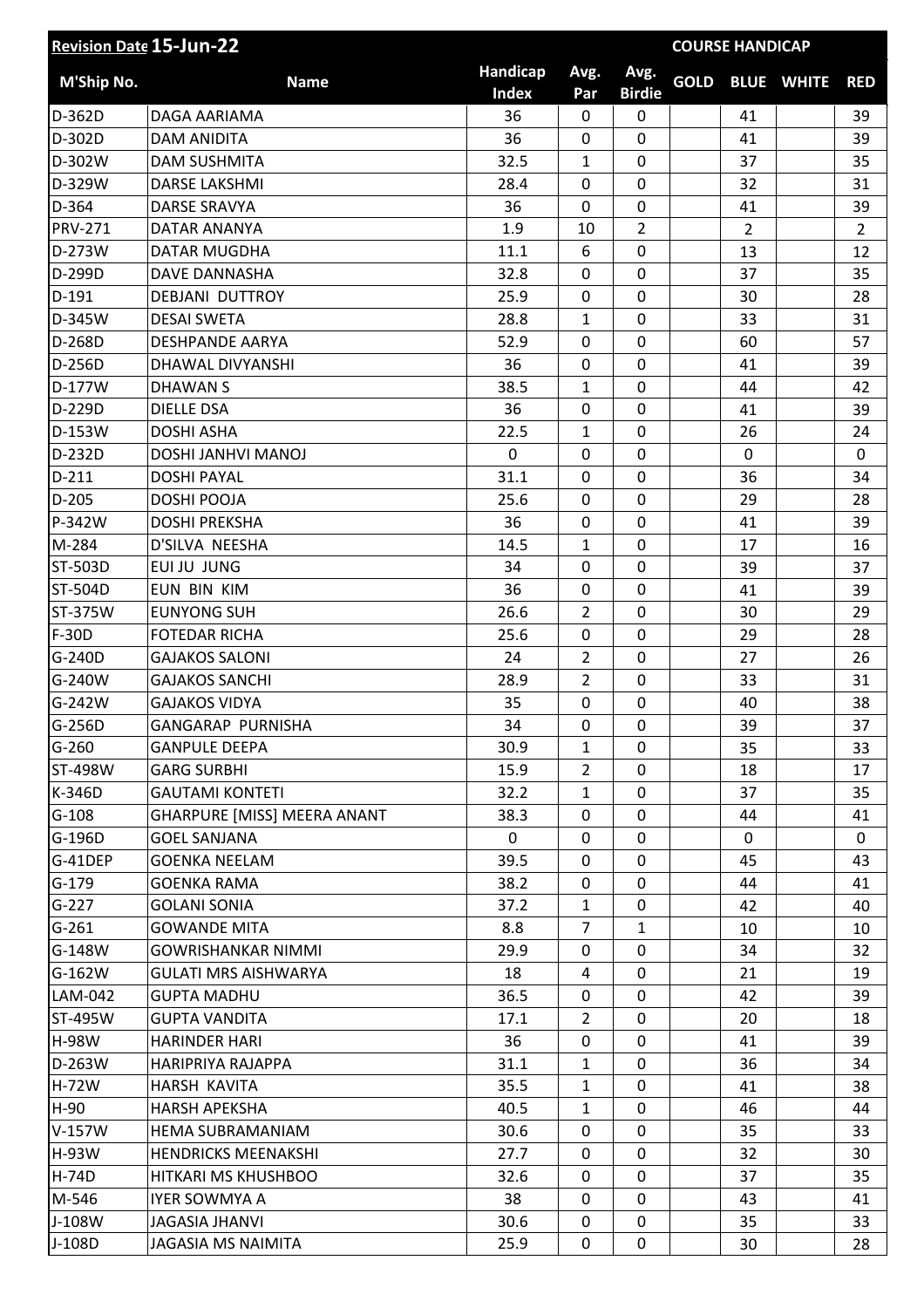| Revision Date 15-Jun-22 | | | | | COURSE HANDICAP | | | |
|---|---|---|---|---|---|---|---|---|
| M'Ship No. | Name | Handicap Index | Avg. Par | Avg. Birdie | GOLD | BLUE | WHITE | RED |
| D-362D | DAGA AARIAMA | 36 | 0 | 0 | | 41 | | 39 |
| D-302D | DAM ANIDITA | 36 | 0 | 0 | | 41 | | 39 |
| D-302W | DAM SUSHMITA | 32.5 | 1 | 0 | | 37 | | 35 |
| D-329W | DARSE LAKSHMI | 28.4 | 0 | 0 | | 32 | | 31 |
| D-364 | DARSE SRAVYA | 36 | 0 | 0 | | 41 | | 39 |
| PRV-271 | DATAR ANANYA | 1.9 | 10 | 2 | | 2 | | 2 |
| D-273W | DATAR MUGDHA | 11.1 | 6 | 0 | | 13 | | 12 |
| D-299D | DAVE DANNASHA | 32.8 | 0 | 0 | | 37 | | 35 |
| D-191 | DEBJANI DUTTROY | 25.9 | 0 | 0 | | 30 | | 28 |
| D-345W | DESAI SWETA | 28.8 | 1 | 0 | | 33 | | 31 |
| D-268D | DESHPANDE AARYA | 52.9 | 0 | 0 | | 60 | | 57 |
| D-256D | DHAWAL DIVYANSHI | 36 | 0 | 0 | | 41 | | 39 |
| D-177W | DHAWAN S | 38.5 | 1 | 0 | | 44 | | 42 |
| D-229D | DIELLE DSA | 36 | 0 | 0 | | 41 | | 39 |
| D-153W | DOSHI ASHA | 22.5 | 1 | 0 | | 26 | | 24 |
| D-232D | DOSHI JANHVI MANOJ | 0 | 0 | 0 | | 0 | | 0 |
| D-211 | DOSHI PAYAL | 31.1 | 0 | 0 | | 36 | | 34 |
| D-205 | DOSHI POOJA | 25.6 | 0 | 0 | | 29 | | 28 |
| P-342W | DOSHI PREKSHA | 36 | 0 | 0 | | 41 | | 39 |
| M-284 | D'SILVA NEESHA | 14.5 | 1 | 0 | | 17 | | 16 |
| ST-503D | EUI JU JUNG | 34 | 0 | 0 | | 39 | | 37 |
| ST-504D | EUN BIN KIM | 36 | 0 | 0 | | 41 | | 39 |
| ST-375W | EUNYONG SUH | 26.6 | 2 | 0 | | 30 | | 29 |
| F-30D | FOTEDAR RICHA | 25.6 | 0 | 0 | | 29 | | 28 |
| G-240D | GAJAKOS SALONI | 24 | 2 | 0 | | 27 | | 26 |
| G-240W | GAJAKOS SANCHI | 28.9 | 2 | 0 | | 33 | | 31 |
| G-242W | GAJAKOS VIDYA | 35 | 0 | 0 | | 40 | | 38 |
| G-256D | GANGARAP PURNISHA | 34 | 0 | 0 | | 39 | | 37 |
| G-260 | GANPULE DEEPA | 30.9 | 1 | 0 | | 35 | | 33 |
| ST-498W | GARG SURBHI | 15.9 | 2 | 0 | | 18 | | 17 |
| K-346D | GAUTAMI KONTETI | 32.2 | 1 | 0 | | 37 | | 35 |
| G-108 | GHARPURE [MISS] MEERA ANANT | 38.3 | 0 | 0 | | 44 | | 41 |
| G-196D | GOEL SANJANA | 0 | 0 | 0 | | 0 | | 0 |
| G-41DEP | GOENKA NEELAM | 39.5 | 0 | 0 | | 45 | | 43 |
| G-179 | GOENKA RAMA | 38.2 | 0 | 0 | | 44 | | 41 |
| G-227 | GOLANI SONIA | 37.2 | 1 | 0 | | 42 | | 40 |
| G-261 | GOWANDE MITA | 8.8 | 7 | 1 | | 10 | | 10 |
| G-148W | GOWRISHANKAR NIMMI | 29.9 | 0 | 0 | | 34 | | 32 |
| G-162W | GULATI MRS AISHWARYA | 18 | 4 | 0 | | 21 | | 19 |
| LAM-042 | GUPTA MADHU | 36.5 | 0 | 0 | | 42 | | 39 |
| ST-495W | GUPTA VANDITA | 17.1 | 2 | 0 | | 20 | | 18 |
| H-98W | HARINDER HARI | 36 | 0 | 0 | | 41 | | 39 |
| D-263W | HARIPRIYA RAJAPPA | 31.1 | 1 | 0 | | 36 | | 34 |
| H-72W | HARSH KAVITA | 35.5 | 1 | 0 | | 41 | | 38 |
| H-90 | HARSH APEKSHA | 40.5 | 1 | 0 | | 46 | | 44 |
| V-157W | HEMA SUBRAMANIAM | 30.6 | 0 | 0 | | 35 | | 33 |
| H-93W | HENDRICKS MEENAKSHI | 27.7 | 0 | 0 | | 32 | | 30 |
| H-74D | HITKARI MS KHUSHBOO | 32.6 | 0 | 0 | | 37 | | 35 |
| M-546 | IYER SOWMYA A | 38 | 0 | 0 | | 43 | | 41 |
| J-108W | JAGASIA JHANVI | 30.6 | 0 | 0 | | 35 | | 33 |
| J-108D | JAGASIA MS NAIMITA | 25.9 | 0 | 0 | | 30 | | 28 |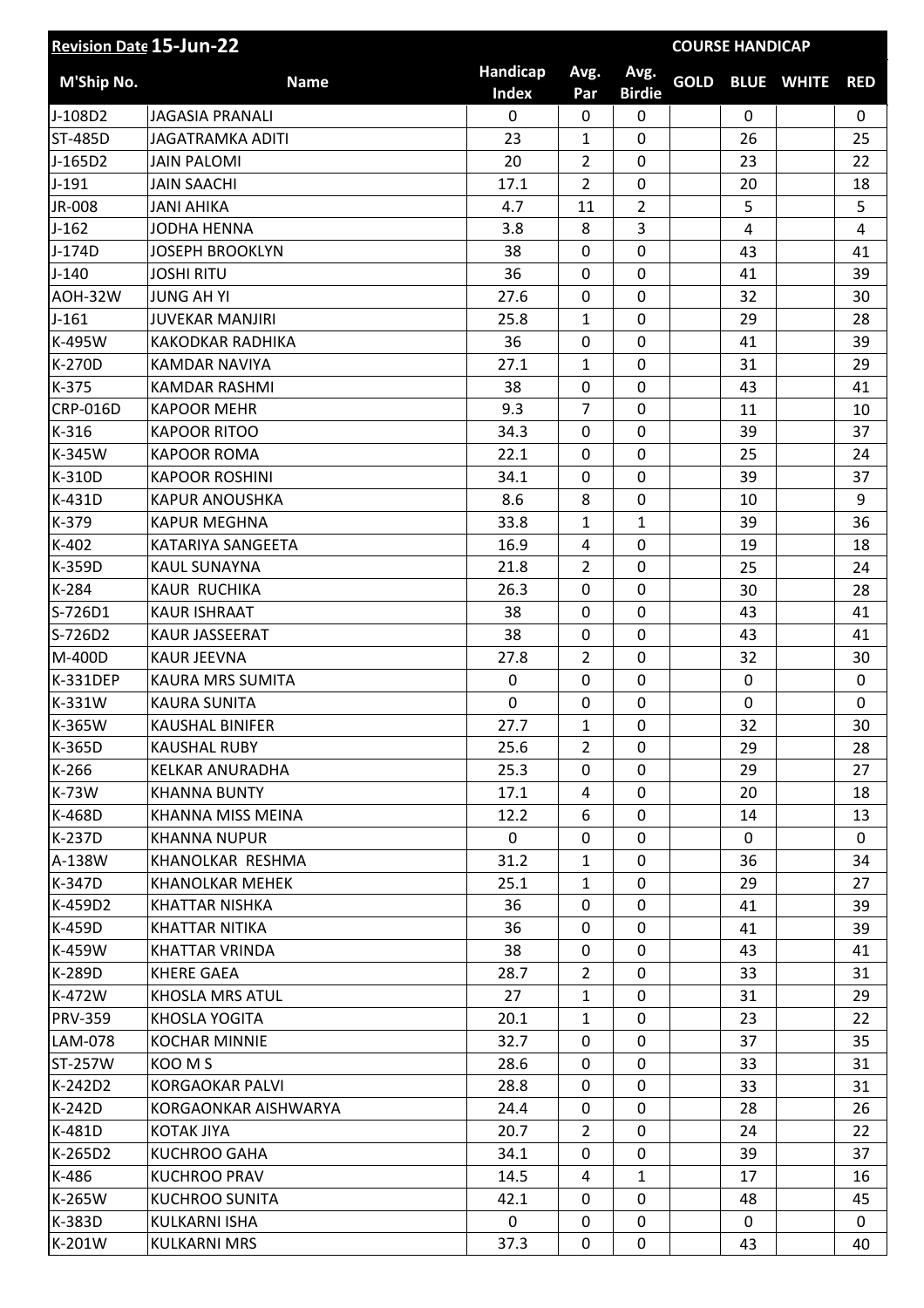| Revision Date 15-Jun-22 | | | | | COURSE HANDICAP | | | |
|---|---|---|---|---|---|---|---|---|
| M'Ship No. | Name | Handicap Index | Avg. Par | Avg. Birdie | GOLD | BLUE | WHITE | RED |
| J-108D2 | JAGASIA PRANALI | 0 | 0 | 0 | | 0 | | 0 |
| ST-485D | JAGATRAMKA ADITI | 23 | 1 | 0 | | 26 | | 25 |
| J-165D2 | JAIN PALOMI | 20 | 2 | 0 | | 23 | | 22 |
| J-191 | JAIN SAACHI | 17.1 | 2 | 0 | | 20 | | 18 |
| JR-008 | JANI AHIKA | 4.7 | 11 | 2 | | 5 | | 5 |
| J-162 | JODHA HENNA | 3.8 | 8 | 3 | | 4 | | 4 |
| J-174D | JOSEPH BROOKLYN | 38 | 0 | 0 | | 43 | | 41 |
| J-140 | JOSHI RITU | 36 | 0 | 0 | | 41 | | 39 |
| AOH-32W | JUNG AH YI | 27.6 | 0 | 0 | | 32 | | 30 |
| J-161 | JUVEKAR MANJIRI | 25.8 | 1 | 0 | | 29 | | 28 |
| K-495W | KAKODKAR RADHIKA | 36 | 0 | 0 | | 41 | | 39 |
| K-270D | KAMDAR NAVIYA | 27.1 | 1 | 0 | | 31 | | 29 |
| K-375 | KAMDAR RASHMI | 38 | 0 | 0 | | 43 | | 41 |
| CRP-016D | KAPOOR MEHR | 9.3 | 7 | 0 | | 11 | | 10 |
| K-316 | KAPOOR RITOO | 34.3 | 0 | 0 | | 39 | | 37 |
| K-345W | KAPOOR ROMA | 22.1 | 0 | 0 | | 25 | | 24 |
| K-310D | KAPOOR ROSHINI | 34.1 | 0 | 0 | | 39 | | 37 |
| K-431D | KAPUR ANOUSHKA | 8.6 | 8 | 0 | | 10 | | 9 |
| K-379 | KAPUR MEGHNA | 33.8 | 1 | 1 | | 39 | | 36 |
| K-402 | KATARIYA SANGEETA | 16.9 | 4 | 0 | | 19 | | 18 |
| K-359D | KAUL SUNAYNA | 21.8 | 2 | 0 | | 25 | | 24 |
| K-284 | KAUR RUCHIKA | 26.3 | 0 | 0 | | 30 | | 28 |
| S-726D1 | KAUR ISHRAAT | 38 | 0 | 0 | | 43 | | 41 |
| S-726D2 | KAUR JASSEERAT | 38 | 0 | 0 | | 43 | | 41 |
| M-400D | KAUR JEEVNA | 27.8 | 2 | 0 | | 32 | | 30 |
| K-331DEP | KAURA MRS SUMITA | 0 | 0 | 0 | | 0 | | 0 |
| K-331W | KAURA SUNITA | 0 | 0 | 0 | | 0 | | 0 |
| K-365W | KAUSHAL BINIFER | 27.7 | 1 | 0 | | 32 | | 30 |
| K-365D | KAUSHAL RUBY | 25.6 | 2 | 0 | | 29 | | 28 |
| K-266 | KELKAR ANURADHA | 25.3 | 0 | 0 | | 29 | | 27 |
| K-73W | KHANNA BUNTY | 17.1 | 4 | 0 | | 20 | | 18 |
| K-468D | KHANNA MISS MEINA | 12.2 | 6 | 0 | | 14 | | 13 |
| K-237D | KHANNA NUPUR | 0 | 0 | 0 | | 0 | | 0 |
| A-138W | KHANOLKAR RESHMA | 31.2 | 1 | 0 | | 36 | | 34 |
| K-347D | KHANOLKAR MEHEK | 25.1 | 1 | 0 | | 29 | | 27 |
| K-459D2 | KHATTAR NISHKA | 36 | 0 | 0 | | 41 | | 39 |
| K-459D | KHATTAR NITIKA | 36 | 0 | 0 | | 41 | | 39 |
| K-459W | KHATTAR VRINDA | 38 | 0 | 0 | | 43 | | 41 |
| K-289D | KHERE GAEA | 28.7 | 2 | 0 | | 33 | | 31 |
| K-472W | KHOSLA MRS ATUL | 27 | 1 | 0 | | 31 | | 29 |
| PRV-359 | KHOSLA YOGITA | 20.1 | 1 | 0 | | 23 | | 22 |
| LAM-078 | KOCHAR MINNIE | 32.7 | 0 | 0 | | 37 | | 35 |
| ST-257W | KOO M S | 28.6 | 0 | 0 | | 33 | | 31 |
| K-242D2 | KORGAOKAR PALVI | 28.8 | 0 | 0 | | 33 | | 31 |
| K-242D | KORGAONKAR AISHWARYA | 24.4 | 0 | 0 | | 28 | | 26 |
| K-481D | KOTAK JIYA | 20.7 | 2 | 0 | | 24 | | 22 |
| K-265D2 | KUCHROO GAHA | 34.1 | 0 | 0 | | 39 | | 37 |
| K-486 | KUCHROO PRAV | 14.5 | 4 | 1 | | 17 | | 16 |
| K-265W | KUCHROO SUNITA | 42.1 | 0 | 0 | | 48 | | 45 |
| K-383D | KULKARNI ISHA | 0 | 0 | 0 | | 0 | | 0 |
| K-201W | KULKARNI MRS | 37.3 | 0 | 0 | | 43 | | 40 |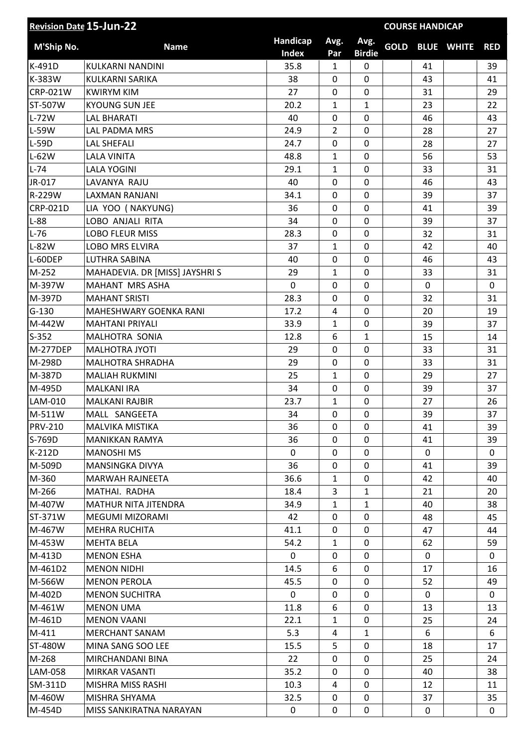| Revision Date 15-Jun-22 | | | | | COURSE HANDICAP | | | |
|---|---|---|---|---|---|---|---|---|
| M'Ship No. | Name | Handicap Index | Avg. Par | Avg. Birdie | GOLD | BLUE | WHITE | RED |
| K-491D | KULKARNI NANDINI | 35.8 | 1 | 0 | | 41 | | 39 |
| K-383W | KULKARNI SARIKA | 38 | 0 | 0 | | 43 | | 41 |
| CRP-021W | KWIRYM KIM | 27 | 0 | 0 | | 31 | | 29 |
| ST-507W | KYOUNG SUN JEE | 20.2 | 1 | 1 | | 23 | | 22 |
| L-72W | LAL BHARATI | 40 | 0 | 0 | | 46 | | 43 |
| L-59W | LAL PADMA MRS | 24.9 | 2 | 0 | | 28 | | 27 |
| L-59D | LAL SHEFALI | 24.7 | 0 | 0 | | 28 | | 27 |
| L-62W | LALA VINITA | 48.8 | 1 | 0 | | 56 | | 53 |
| L-74 | LALA YOGINI | 29.1 | 1 | 0 | | 33 | | 31 |
| JR-017 | LAVANYA RAJU | 40 | 0 | 0 | | 46 | | 43 |
| R-229W | LAXMAN RANJANI | 34.1 | 0 | 0 | | 39 | | 37 |
| CRP-021D | LIA YOO ( NAKYUNG) | 36 | 0 | 0 | | 41 | | 39 |
| L-88 | LOBO ANJALI RITA | 34 | 0 | 0 | | 39 | | 37 |
| L-76 | LOBO FLEUR MISS | 28.3 | 0 | 0 | | 32 | | 31 |
| L-82W | LOBO MRS ELVIRA | 37 | 1 | 0 | | 42 | | 40 |
| L-60DEP | LUTHRA SABINA | 40 | 0 | 0 | | 46 | | 43 |
| M-252 | MAHADEVIA. DR [MISS] JAYSHRI S | 29 | 1 | 0 | | 33 | | 31 |
| M-397W | MAHANT MRS ASHA | 0 | 0 | 0 | | 0 | | 0 |
| M-397D | MAHANT SRISTI | 28.3 | 0 | 0 | | 32 | | 31 |
| G-130 | MAHESHWARY GOENKA RANI | 17.2 | 4 | 0 | | 20 | | 19 |
| M-442W | MAHTANI PRIYALI | 33.9 | 1 | 0 | | 39 | | 37 |
| S-352 | MALHOTRA SONIA | 12.8 | 6 | 1 | | 15 | | 14 |
| M-277DEP | MALHOTRA JYOTI | 29 | 0 | 0 | | 33 | | 31 |
| M-298D | MALHOTRA SHRADHA | 29 | 0 | 0 | | 33 | | 31 |
| M-387D | MALIAH RUKMINI | 25 | 1 | 0 | | 29 | | 27 |
| M-495D | MALKANI IRA | 34 | 0 | 0 | | 39 | | 37 |
| LAM-010 | MALKANI RAJBIR | 23.7 | 1 | 0 | | 27 | | 26 |
| M-511W | MALL SANGEETA | 34 | 0 | 0 | | 39 | | 37 |
| PRV-210 | MALVIKA MISTIKA | 36 | 0 | 0 | | 41 | | 39 |
| S-769D | MANIKKAN RAMYA | 36 | 0 | 0 | | 41 | | 39 |
| K-212D | MANOSHI MS | 0 | 0 | 0 | | 0 | | 0 |
| M-509D | MANSINGKA DIVYA | 36 | 0 | 0 | | 41 | | 39 |
| M-360 | MARWAH RAJNEETA | 36.6 | 1 | 0 | | 42 | | 40 |
| M-266 | MATHAI. RADHA | 18.4 | 3 | 1 | | 21 | | 20 |
| M-407W | MATHUR NITA JITENDRA | 34.9 | 1 | 1 | | 40 | | 38 |
| ST-371W | MEGUMI MIZORAMI | 42 | 0 | 0 | | 48 | | 45 |
| M-467W | MEHRA RUCHITA | 41.1 | 0 | 0 | | 47 | | 44 |
| M-453W | MEHTA BELA | 54.2 | 1 | 0 | | 62 | | 59 |
| M-413D | MENON ESHA | 0 | 0 | 0 | | 0 | | 0 |
| M-461D2 | MENON NIDHI | 14.5 | 6 | 0 | | 17 | | 16 |
| M-566W | MENON PEROLA | 45.5 | 0 | 0 | | 52 | | 49 |
| M-402D | MENON SUCHITRA | 0 | 0 | 0 | | 0 | | 0 |
| M-461W | MENON UMA | 11.8 | 6 | 0 | | 13 | | 13 |
| M-461D | MENON VAANI | 22.1 | 1 | 0 | | 25 | | 24 |
| M-411 | MERCHANT SANAM | 5.3 | 4 | 1 | | 6 | | 6 |
| ST-480W | MINA SANG SOO LEE | 15.5 | 5 | 0 | | 18 | | 17 |
| M-268 | MIRCHANDANI BINA | 22 | 0 | 0 | | 25 | | 24 |
| LAM-058 | MIRKAR VASANTI | 35.2 | 0 | 0 | | 40 | | 38 |
| SM-311D | MISHRA MISS RASHI | 10.3 | 4 | 0 | | 12 | | 11 |
| M-460W | MISHRA SHYAMA | 32.5 | 0 | 0 | | 37 | | 35 |
| M-454D | MISS SANKIRATNA NARAYAN | 0 | 0 | 0 | | 0 | | 0 |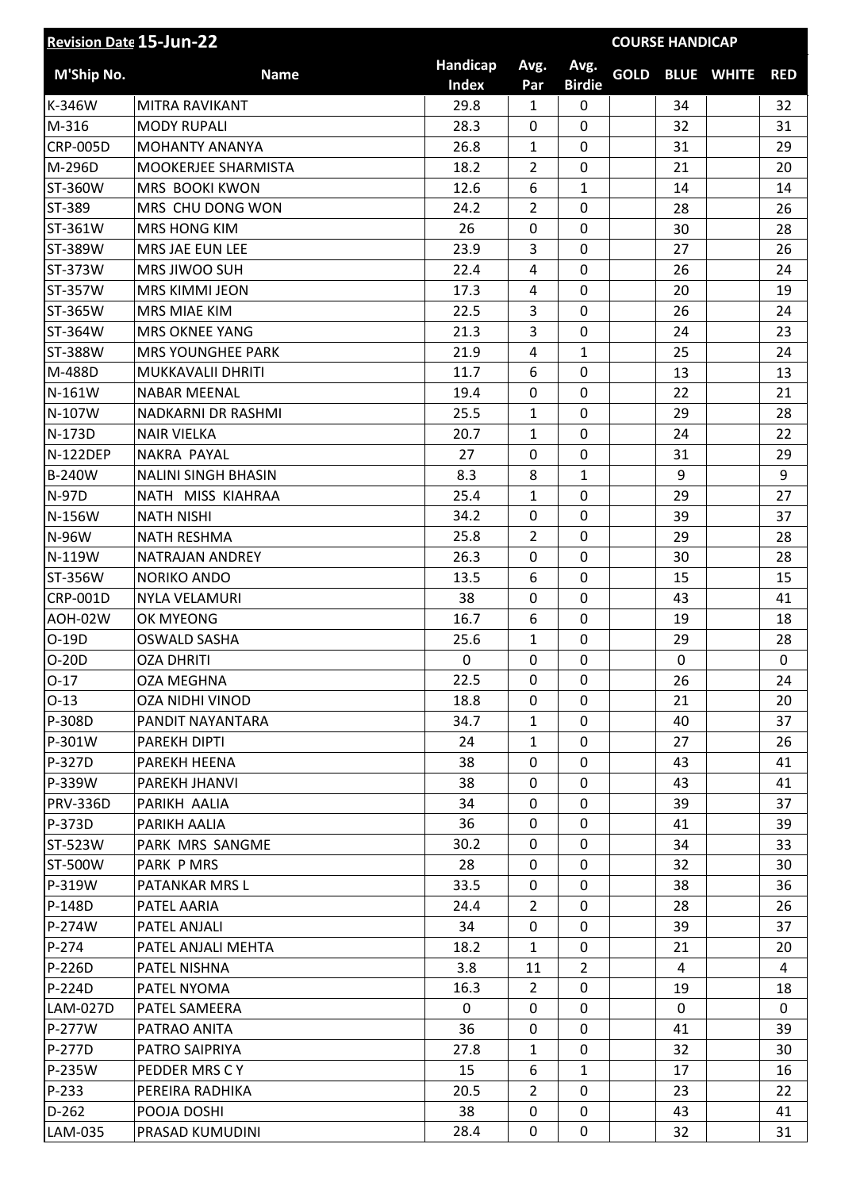| Revision Date 15-Jun-22 | | | | | COURSE HANDICAP | | | |
|---|---|---|---|---|---|---|---|---|
| M'Ship No. | Name | Handicap Index | Avg. Par | Avg. Birdie | GOLD | BLUE | WHITE | RED |
| K-346W | MITRA RAVIKANT | 29.8 | 1 | 0 | | 34 | | 32 |
| M-316 | MODY RUPALI | 28.3 | 0 | 0 | | 32 | | 31 |
| CRP-005D | MOHANTY ANANYA | 26.8 | 1 | 0 | | 31 | | 29 |
| M-296D | MOOKERJEE SHARMISTA | 18.2 | 2 | 0 | | 21 | | 20 |
| ST-360W | MRS BOOKI KWON | 12.6 | 6 | 1 | | 14 | | 14 |
| ST-389 | MRS CHU DONG WON | 24.2 | 2 | 0 | | 28 | | 26 |
| ST-361W | MRS HONG KIM | 26 | 0 | 0 | | 30 | | 28 |
| ST-389W | MRS JAE EUN LEE | 23.9 | 3 | 0 | | 27 | | 26 |
| ST-373W | MRS JIWOO SUH | 22.4 | 4 | 0 | | 26 | | 24 |
| ST-357W | MRS KIMMI JEON | 17.3 | 4 | 0 | | 20 | | 19 |
| ST-365W | MRS MIAE KIM | 22.5 | 3 | 0 | | 26 | | 24 |
| ST-364W | MRS OKNEE YANG | 21.3 | 3 | 0 | | 24 | | 23 |
| ST-388W | MRS YOUNGHEE PARK | 21.9 | 4 | 1 | | 25 | | 24 |
| M-488D | MUKKAVALII DHRITI | 11.7 | 6 | 0 | | 13 | | 13 |
| N-161W | NABAR MEENAL | 19.4 | 0 | 0 | | 22 | | 21 |
| N-107W | NADKARNI DR RASHMI | 25.5 | 1 | 0 | | 29 | | 28 |
| N-173D | NAIR VIELKA | 20.7 | 1 | 0 | | 24 | | 22 |
| N-122DEP | NAKRA PAYAL | 27 | 0 | 0 | | 31 | | 29 |
| B-240W | NALINI SINGH BHASIN | 8.3 | 8 | 1 | | 9 | | 9 |
| N-97D | NATH MISS KIAHRAA | 25.4 | 1 | 0 | | 29 | | 27 |
| N-156W | NATH NISHI | 34.2 | 0 | 0 | | 39 | | 37 |
| N-96W | NATH RESHMA | 25.8 | 2 | 0 | | 29 | | 28 |
| N-119W | NATRAJAN ANDREY | 26.3 | 0 | 0 | | 30 | | 28 |
| ST-356W | NORIKO ANDO | 13.5 | 6 | 0 | | 15 | | 15 |
| CRP-001D | NYLA VELAMURI | 38 | 0 | 0 | | 43 | | 41 |
| AOH-02W | OK MYEONG | 16.7 | 6 | 0 | | 19 | | 18 |
| O-19D | OSWALD SASHA | 25.6 | 1 | 0 | | 29 | | 28 |
| O-20D | OZA DHRITI | 0 | 0 | 0 | | 0 | | 0 |
| O-17 | OZA MEGHNA | 22.5 | 0 | 0 | | 26 | | 24 |
| O-13 | OZA NIDHI VINOD | 18.8 | 0 | 0 | | 21 | | 20 |
| P-308D | PANDIT NAYANTARA | 34.7 | 1 | 0 | | 40 | | 37 |
| P-301W | PAREKH DIPTI | 24 | 1 | 0 | | 27 | | 26 |
| P-327D | PAREKH HEENA | 38 | 0 | 0 | | 43 | | 41 |
| P-339W | PAREKH JHANVI | 38 | 0 | 0 | | 43 | | 41 |
| PRV-336D | PARIKH AALIA | 34 | 0 | 0 | | 39 | | 37 |
| P-373D | PARIKH AALIA | 36 | 0 | 0 | | 41 | | 39 |
| ST-523W | PARK MRS SANGME | 30.2 | 0 | 0 | | 34 | | 33 |
| ST-500W | PARK P MRS | 28 | 0 | 0 | | 32 | | 30 |
| P-319W | PATANKAR MRS L | 33.5 | 0 | 0 | | 38 | | 36 |
| P-148D | PATEL AARIA | 24.4 | 2 | 0 | | 28 | | 26 |
| P-274W | PATEL ANJALI | 34 | 0 | 0 | | 39 | | 37 |
| P-274 | PATEL ANJALI MEHTA | 18.2 | 1 | 0 | | 21 | | 20 |
| P-226D | PATEL NISHNA | 3.8 | 11 | 2 | | 4 | | 4 |
| P-224D | PATEL NYOMA | 16.3 | 2 | 0 | | 19 | | 18 |
| LAM-027D | PATEL SAMEERA | 0 | 0 | 0 | | 0 | | 0 |
| P-277W | PATRAO ANITA | 36 | 0 | 0 | | 41 | | 39 |
| P-277D | PATRO SAIPRIYA | 27.8 | 1 | 0 | | 32 | | 30 |
| P-235W | PEDDER MRS C Y | 15 | 6 | 1 | | 17 | | 16 |
| P-233 | PEREIRA RADHIKA | 20.5 | 2 | 0 | | 23 | | 22 |
| D-262 | POOJA DOSHI | 38 | 0 | 0 | | 43 | | 41 |
| LAM-035 | PRASAD KUMUDINI | 28.4 | 0 | 0 | | 32 | | 31 |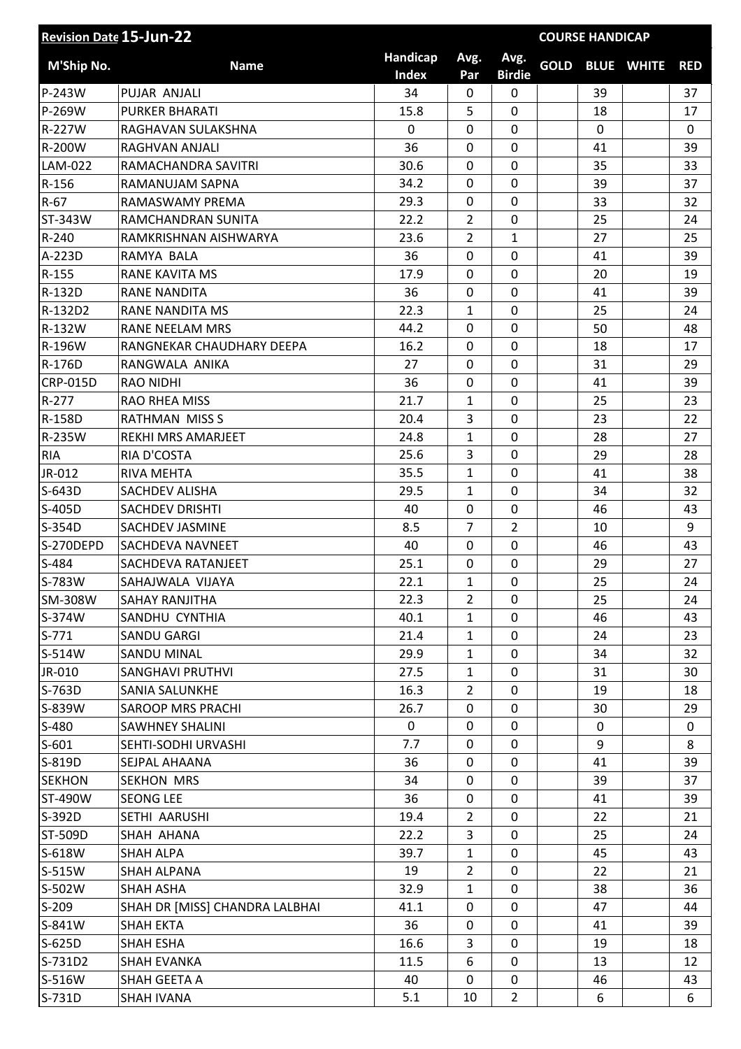| Revision Date 15-Jun-22 | | | | | COURSE HANDICAP | | | |
|---|---|---|---|---|---|---|---|---|
| M'Ship No. | Name | Handicap Index | Avg. Par | Avg. Birdie | GOLD | BLUE | WHITE | RED |
| P-243W | PUJAR ANJALI | 34 | 0 | 0 | | 39 | | 37 |
| P-269W | PURKER BHARATI | 15.8 | 5 | 0 | | 18 | | 17 |
| R-227W | RAGHAVAN SULAKSHNA | 0 | 0 | 0 | | 0 | | 0 |
| R-200W | RAGHVAN ANJALI | 36 | 0 | 0 | | 41 | | 39 |
| LAM-022 | RAMACHANDRA SAVITRI | 30.6 | 0 | 0 | | 35 | | 33 |
| R-156 | RAMANUJAM SAPNA | 34.2 | 0 | 0 | | 39 | | 37 |
| R-67 | RAMASWAMY PREMA | 29.3 | 0 | 0 | | 33 | | 32 |
| ST-343W | RAMCHANDRAN SUNITA | 22.2 | 2 | 0 | | 25 | | 24 |
| R-240 | RAMKRISHNAN AISHWARYA | 23.6 | 2 | 1 | | 27 | | 25 |
| A-223D | RAMYA BALA | 36 | 0 | 0 | | 41 | | 39 |
| R-155 | RANE KAVITA MS | 17.9 | 0 | 0 | | 20 | | 19 |
| R-132D | RANE NANDITA | 36 | 0 | 0 | | 41 | | 39 |
| R-132D2 | RANE NANDITA MS | 22.3 | 1 | 0 | | 25 | | 24 |
| R-132W | RANE NEELAM MRS | 44.2 | 0 | 0 | | 50 | | 48 |
| R-196W | RANGNEKAR CHAUDHARY DEEPA | 16.2 | 0 | 0 | | 18 | | 17 |
| R-176D | RANGWALA ANIKA | 27 | 0 | 0 | | 31 | | 29 |
| CRP-015D | RAO NIDHI | 36 | 0 | 0 | | 41 | | 39 |
| R-277 | RAO RHEA MISS | 21.7 | 1 | 0 | | 25 | | 23 |
| R-158D | RATHMAN MISS S | 20.4 | 3 | 0 | | 23 | | 22 |
| R-235W | REKHI MRS AMARJEET | 24.8 | 1 | 0 | | 28 | | 27 |
| RIA | RIA D'COSTA | 25.6 | 3 | 0 | | 29 | | 28 |
| JR-012 | RIVA MEHTA | 35.5 | 1 | 0 | | 41 | | 38 |
| S-643D | SACHDEV ALISHA | 29.5 | 1 | 0 | | 34 | | 32 |
| S-405D | SACHDEV DRISHTI | 40 | 0 | 0 | | 46 | | 43 |
| S-354D | SACHDEV JASMINE | 8.5 | 7 | 2 | | 10 | | 9 |
| S-270DEPD | SACHDEVA NAVNEET | 40 | 0 | 0 | | 46 | | 43 |
| S-484 | SACHDEVA RATANJEET | 25.1 | 0 | 0 | | 29 | | 27 |
| S-783W | SAHAJWALA VIJAYA | 22.1 | 1 | 0 | | 25 | | 24 |
| SM-308W | SAHAY RANJITHA | 22.3 | 2 | 0 | | 25 | | 24 |
| S-374W | SANDHU CYNTHIA | 40.1 | 1 | 0 | | 46 | | 43 |
| S-771 | SANDU GARGI | 21.4 | 1 | 0 | | 24 | | 23 |
| S-514W | SANDU MINAL | 29.9 | 1 | 0 | | 34 | | 32 |
| JR-010 | SANGHAVI PRUTHVI | 27.5 | 1 | 0 | | 31 | | 30 |
| S-763D | SANIA SALUNKHE | 16.3 | 2 | 0 | | 19 | | 18 |
| S-839W | SAROOP MRS PRACHI | 26.7 | 0 | 0 | | 30 | | 29 |
| S-480 | SAWHNEY SHALINI | 0 | 0 | 0 | | 0 | | 0 |
| S-601 | SEHTI-SODHI URVASHI | 7.7 | 0 | 0 | | 9 | | 8 |
| S-819D | SEJPAL AHAANA | 36 | 0 | 0 | | 41 | | 39 |
| SEKHON | SEKHON MRS | 34 | 0 | 0 | | 39 | | 37 |
| ST-490W | SEONG LEE | 36 | 0 | 0 | | 41 | | 39 |
| S-392D | SETHI AARUSHI | 19.4 | 2 | 0 | | 22 | | 21 |
| ST-509D | SHAH AHANA | 22.2 | 3 | 0 | | 25 | | 24 |
| S-618W | SHAH ALPA | 39.7 | 1 | 0 | | 45 | | 43 |
| S-515W | SHAH ALPANA | 19 | 2 | 0 | | 22 | | 21 |
| S-502W | SHAH ASHA | 32.9 | 1 | 0 | | 38 | | 36 |
| S-209 | SHAH DR [MISS] CHANDRA LALBHAI | 41.1 | 0 | 0 | | 47 | | 44 |
| S-841W | SHAH EKTA | 36 | 0 | 0 | | 41 | | 39 |
| S-625D | SHAH ESHA | 16.6 | 3 | 0 | | 19 | | 18 |
| S-731D2 | SHAH EVANKA | 11.5 | 6 | 0 | | 13 | | 12 |
| S-516W | SHAH GEETA A | 40 | 0 | 0 | | 46 | | 43 |
| S-731D | SHAH IVANA | 5.1 | 10 | 2 | | 6 | | 6 |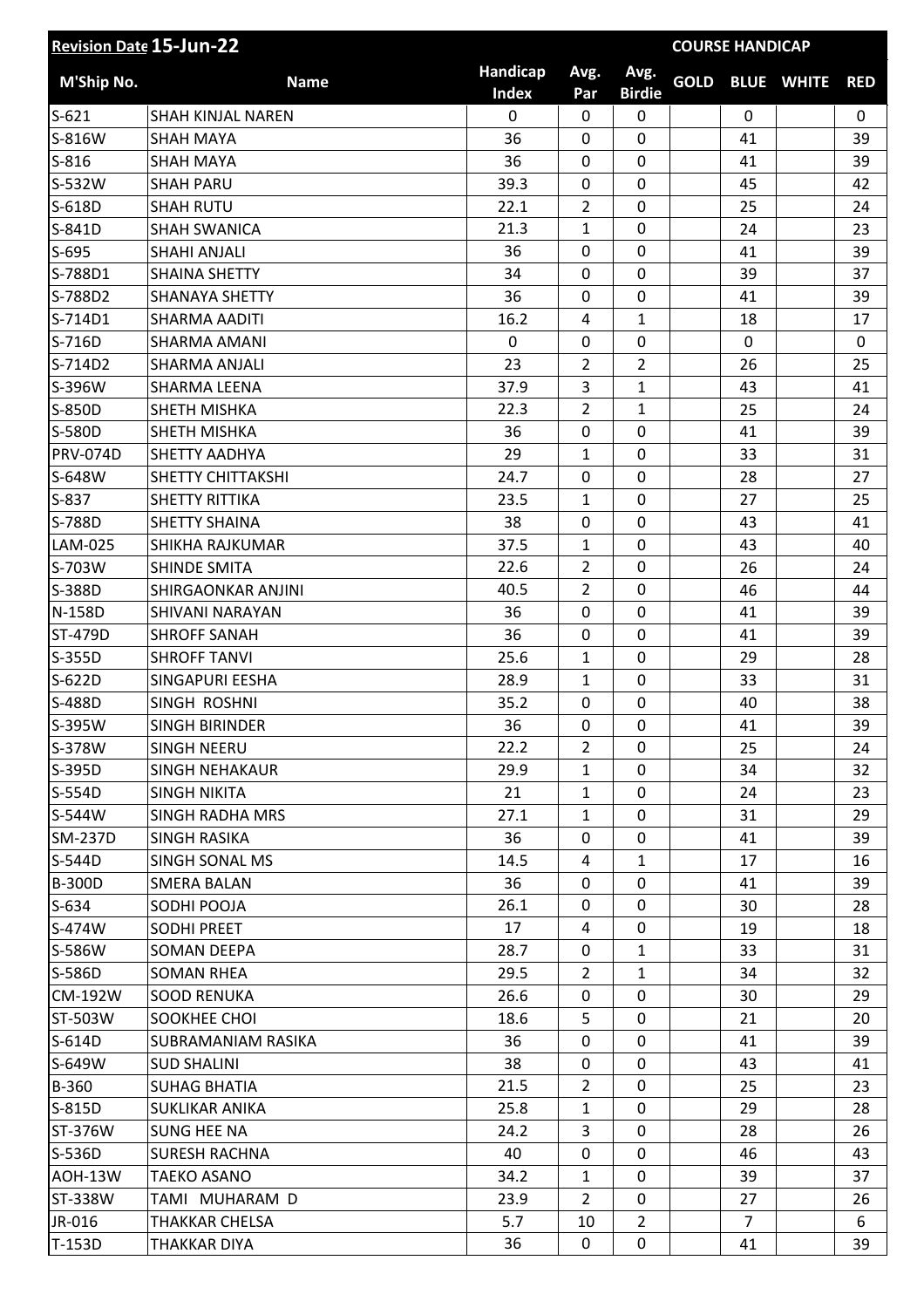| Revision Date 15-Jun-22 | | | | | COURSE HANDICAP | | | |
|---|---|---|---|---|---|---|---|---|
| M'Ship No. | Name | Handicap Index | Avg. Par | Avg. Birdie | GOLD | BLUE | WHITE | RED |
| S-621 | SHAH KINJAL NAREN | 0 | 0 | 0 | | 0 | | 0 |
| S-816W | SHAH MAYA | 36 | 0 | 0 | | 41 | | 39 |
| S-816 | SHAH MAYA | 36 | 0 | 0 | | 41 | | 39 |
| S-532W | SHAH PARU | 39.3 | 0 | 0 | | 45 | | 42 |
| S-618D | SHAH RUTU | 22.1 | 2 | 0 | | 25 | | 24 |
| S-841D | SHAH SWANICA | 21.3 | 1 | 0 | | 24 | | 23 |
| S-695 | SHAHI ANJALI | 36 | 0 | 0 | | 41 | | 39 |
| S-788D1 | SHAINA SHETTY | 34 | 0 | 0 | | 39 | | 37 |
| S-788D2 | SHANAYA SHETTY | 36 | 0 | 0 | | 41 | | 39 |
| S-714D1 | SHARMA AADITI | 16.2 | 4 | 1 | | 18 | | 17 |
| S-716D | SHARMA AMANI | 0 | 0 | 0 | | 0 | | 0 |
| S-714D2 | SHARMA ANJALI | 23 | 2 | 2 | | 26 | | 25 |
| S-396W | SHARMA LEENA | 37.9 | 3 | 1 | | 43 | | 41 |
| S-850D | SHETH MISHKA | 22.3 | 2 | 1 | | 25 | | 24 |
| S-580D | SHETH MISHKA | 36 | 0 | 0 | | 41 | | 39 |
| PRV-074D | SHETTY AADHYA | 29 | 1 | 0 | | 33 | | 31 |
| S-648W | SHETTY CHITTAKSHI | 24.7 | 0 | 0 | | 28 | | 27 |
| S-837 | SHETTY RITTIKA | 23.5 | 1 | 0 | | 27 | | 25 |
| S-788D | SHETTY SHAINA | 38 | 0 | 0 | | 43 | | 41 |
| LAM-025 | SHIKHA RAJKUMAR | 37.5 | 1 | 0 | | 43 | | 40 |
| S-703W | SHINDE SMITA | 22.6 | 2 | 0 | | 26 | | 24 |
| S-388D | SHIRGAONKAR ANJINI | 40.5 | 2 | 0 | | 46 | | 44 |
| N-158D | SHIVANI NARAYAN | 36 | 0 | 0 | | 41 | | 39 |
| ST-479D | SHROFF SANAH | 36 | 0 | 0 | | 41 | | 39 |
| S-355D | SHROFF TANVI | 25.6 | 1 | 0 | | 29 | | 28 |
| S-622D | SINGAPURI EESHA | 28.9 | 1 | 0 | | 33 | | 31 |
| S-488D | SINGH ROSHNI | 35.2 | 0 | 0 | | 40 | | 38 |
| S-395W | SINGH BIRINDER | 36 | 0 | 0 | | 41 | | 39 |
| S-378W | SINGH NEERU | 22.2 | 2 | 0 | | 25 | | 24 |
| S-395D | SINGH NEHAKAUR | 29.9 | 1 | 0 | | 34 | | 32 |
| S-554D | SINGH NIKITA | 21 | 1 | 0 | | 24 | | 23 |
| S-544W | SINGH RADHA MRS | 27.1 | 1 | 0 | | 31 | | 29 |
| SM-237D | SINGH RASIKA | 36 | 0 | 0 | | 41 | | 39 |
| S-544D | SINGH SONAL MS | 14.5 | 4 | 1 | | 17 | | 16 |
| B-300D | SMERA BALAN | 36 | 0 | 0 | | 41 | | 39 |
| S-634 | SODHI POOJA | 26.1 | 0 | 0 | | 30 | | 28 |
| S-474W | SODHI PREET | 17 | 4 | 0 | | 19 | | 18 |
| S-586W | SOMAN DEEPA | 28.7 | 0 | 1 | | 33 | | 31 |
| S-586D | SOMAN RHEA | 29.5 | 2 | 1 | | 34 | | 32 |
| CM-192W | SOOD RENUKA | 26.6 | 0 | 0 | | 30 | | 29 |
| ST-503W | SOOKHEE CHOI | 18.6 | 5 | 0 | | 21 | | 20 |
| S-614D | SUBRAMANIAM RASIKA | 36 | 0 | 0 | | 41 | | 39 |
| S-649W | SUD SHALINI | 38 | 0 | 0 | | 43 | | 41 |
| B-360 | SUHAG BHATIA | 21.5 | 2 | 0 | | 25 | | 23 |
| S-815D | SUKLIKAR ANIKA | 25.8 | 1 | 0 | | 29 | | 28 |
| ST-376W | SUNG HEE NA | 24.2 | 3 | 0 | | 28 | | 26 |
| S-536D | SURESH RACHNA | 40 | 0 | 0 | | 46 | | 43 |
| AOH-13W | TAEKO ASANO | 34.2 | 1 | 0 | | 39 | | 37 |
| ST-338W | TAMI MUHARAM D | 23.9 | 2 | 0 | | 27 | | 26 |
| JR-016 | THAKKAR CHELSA | 5.7 | 10 | 2 | | 7 | | 6 |
| T-153D | THAKKAR DIYA | 36 | 0 | 0 | | 41 | | 39 |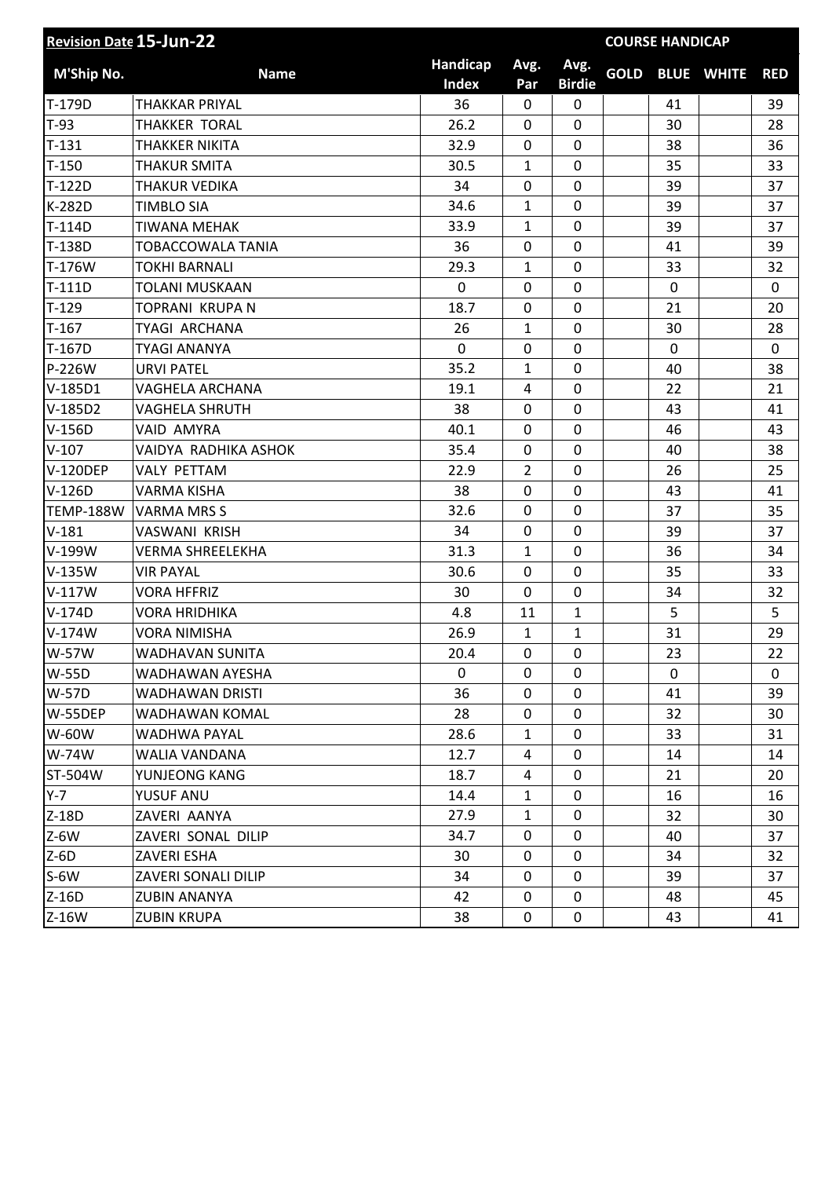| Revision Date 15-Jun-22 | | | | | COURSE HANDICAP | | | |
|---|---|---|---|---|---|---|---|---|
| M'Ship No. | Name | Handicap Index | Avg. Par | Avg. Birdie | GOLD | BLUE | WHITE | RED |
| T-179D | THAKKAR PRIYAL | 36 | 0 | 0 | | 41 | | 39 |
| T-93 | THAKKER TORAL | 26.2 | 0 | 0 | | 30 | | 28 |
| T-131 | THAKKER NIKITA | 32.9 | 0 | 0 | | 38 | | 36 |
| T-150 | THAKUR SMITA | 30.5 | 1 | 0 | | 35 | | 33 |
| T-122D | THAKUR VEDIKA | 34 | 0 | 0 | | 39 | | 37 |
| K-282D | TIMBLO SIA | 34.6 | 1 | 0 | | 39 | | 37 |
| T-114D | TIWANA MEHAK | 33.9 | 1 | 0 | | 39 | | 37 |
| T-138D | TOBACCOWALA TANIA | 36 | 0 | 0 | | 41 | | 39 |
| T-176W | TOKHI BARNALI | 29.3 | 1 | 0 | | 33 | | 32 |
| T-111D | TOLANI MUSKAAN | 0 | 0 | 0 | | 0 | | 0 |
| T-129 | TOPRANI KRUPA N | 18.7 | 0 | 0 | | 21 | | 20 |
| T-167 | TYAGI ARCHANA | 26 | 1 | 0 | | 30 | | 28 |
| T-167D | TYAGI ANANYA | 0 | 0 | 0 | | 0 | | 0 |
| P-226W | URVI PATEL | 35.2 | 1 | 0 | | 40 | | 38 |
| V-185D1 | VAGHELA ARCHANA | 19.1 | 4 | 0 | | 22 | | 21 |
| V-185D2 | VAGHELA SHRUTH | 38 | 0 | 0 | | 43 | | 41 |
| V-156D | VAID AMYRA | 40.1 | 0 | 0 | | 46 | | 43 |
| V-107 | VAIDYA RADHIKA ASHOK | 35.4 | 0 | 0 | | 40 | | 38 |
| V-120DEP | VALY PETTAM | 22.9 | 2 | 0 | | 26 | | 25 |
| V-126D | VARMA KISHA | 38 | 0 | 0 | | 43 | | 41 |
| TEMP-188W | VARMA MRS S | 32.6 | 0 | 0 | | 37 | | 35 |
| V-181 | VASWANI KRISH | 34 | 0 | 0 | | 39 | | 37 |
| V-199W | VERMA SHREELEKHA | 31.3 | 1 | 0 | | 36 | | 34 |
| V-135W | VIR PAYAL | 30.6 | 0 | 0 | | 35 | | 33 |
| V-117W | VORA HFFRIZ | 30 | 0 | 0 | | 34 | | 32 |
| V-174D | VORA HRIDHIKA | 4.8 | 11 | 1 | | 5 | | 5 |
| V-174W | VORA NIMISHA | 26.9 | 1 | 1 | | 31 | | 29 |
| W-57W | WADHAVAN SUNITA | 20.4 | 0 | 0 | | 23 | | 22 |
| W-55D | WADHAWAN AYESHA | 0 | 0 | 0 | | 0 | | 0 |
| W-57D | WADHAWAN DRISTI | 36 | 0 | 0 | | 41 | | 39 |
| W-55DEP | WADHAWAN KOMAL | 28 | 0 | 0 | | 32 | | 30 |
| W-60W | WADHWA PAYAL | 28.6 | 1 | 0 | | 33 | | 31 |
| W-74W | WALIA VANDANA | 12.7 | 4 | 0 | | 14 | | 14 |
| ST-504W | YUNJEONG KANG | 18.7 | 4 | 0 | | 21 | | 20 |
| Y-7 | YUSUF ANU | 14.4 | 1 | 0 | | 16 | | 16 |
| Z-18D | ZAVERI AANYA | 27.9 | 1 | 0 | | 32 | | 30 |
| Z-6W | ZAVERI SONAL DILIP | 34.7 | 0 | 0 | | 40 | | 37 |
| Z-6D | ZAVERI ESHA | 30 | 0 | 0 | | 34 | | 32 |
| S-6W | ZAVERI SONALI DILIP | 34 | 0 | 0 | | 39 | | 37 |
| Z-16D | ZUBIN ANANYA | 42 | 0 | 0 | | 48 | | 45 |
| Z-16W | ZUBIN KRUPA | 38 | 0 | 0 | | 43 | | 41 |